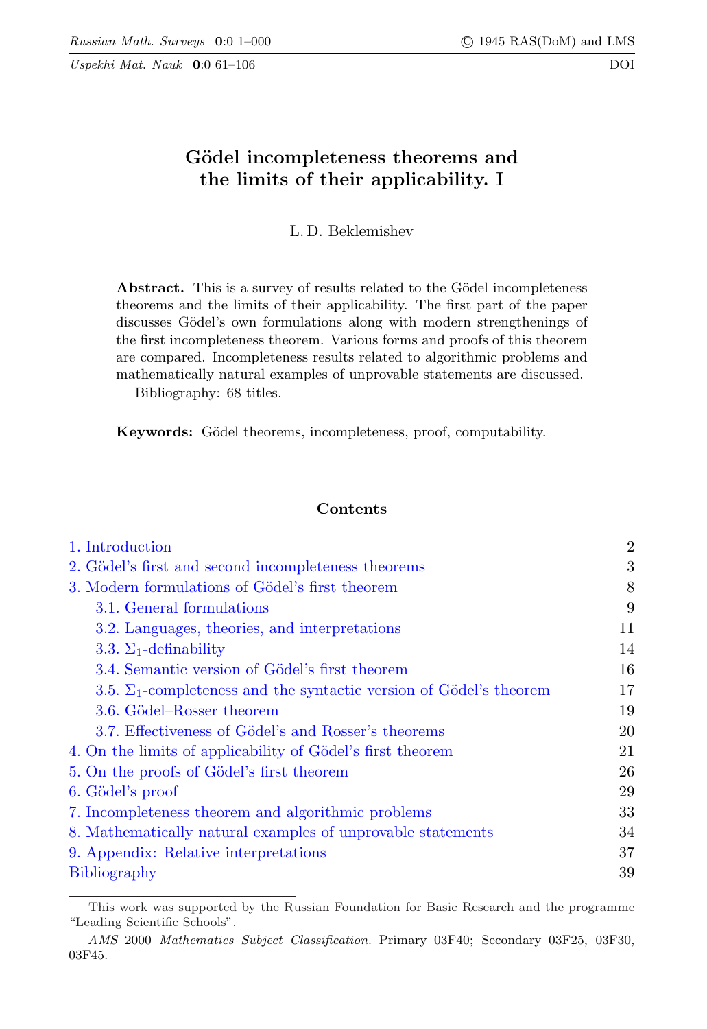# Gödel incompleteness theorems and the limits of their applicability. I

L. D. Beklemishev

**Abstract.** This is a survey of results related to the Gödel incompleteness theorems and the limits of their applicability. The first part of the paper discusses Gödel's own formulations along with modern strengthenings of the first incompleteness theorem. Various forms and proofs of this theorem are compared. Incompleteness results related to algorithmic problems and mathematically natural examples of unprovable statements are discussed.

Bibliography: 68 titles.

**Keywords:** Gödel theorems, incompleteness, proof, computability.

## Contents

| | |
|---|---|
| 1. Introduction | 2 |
| 2. Gödel's first and second incompleteness theorems | 3 |
| 3. Modern formulations of Gödel's first theorem | 8 |
| 3.1. General formulations | 9 |
| 3.2. Languages, theories, and interpretations | 11 |
| 3.3. $\Sigma_1$-definability | 14 |
| 3.4. Semantic version of Gödel's first theorem | 16 |
| 3.5. $\Sigma_1$-completeness and the syntactic version of Gödel's theorem | 17 |
| 3.6. Gödel–Rosser theorem | 19 |
| 3.7. Effectiveness of Gödel's and Rosser's theorems | 20 |
| 4. On the limits of applicability of Gödel's first theorem | 21 |
| 5. On the proofs of Gödel's first theorem | 26 |
| 6. Gödel's proof | 29 |
| 7. Incompleteness theorem and algorithmic problems | 33 |
| 8. Mathematically natural examples of unprovable statements | 34 |
| 9. Appendix: Relative interpretations | 37 |
| Bibliography | 39 |

This work was supported by the Russian Foundation for Basic Research and the programme "Leading Scientific Schools".

*AMS* 2000 *Mathematics Subject Classification.* Primary 03F40; Secondary 03F25, 03F30, 03F45.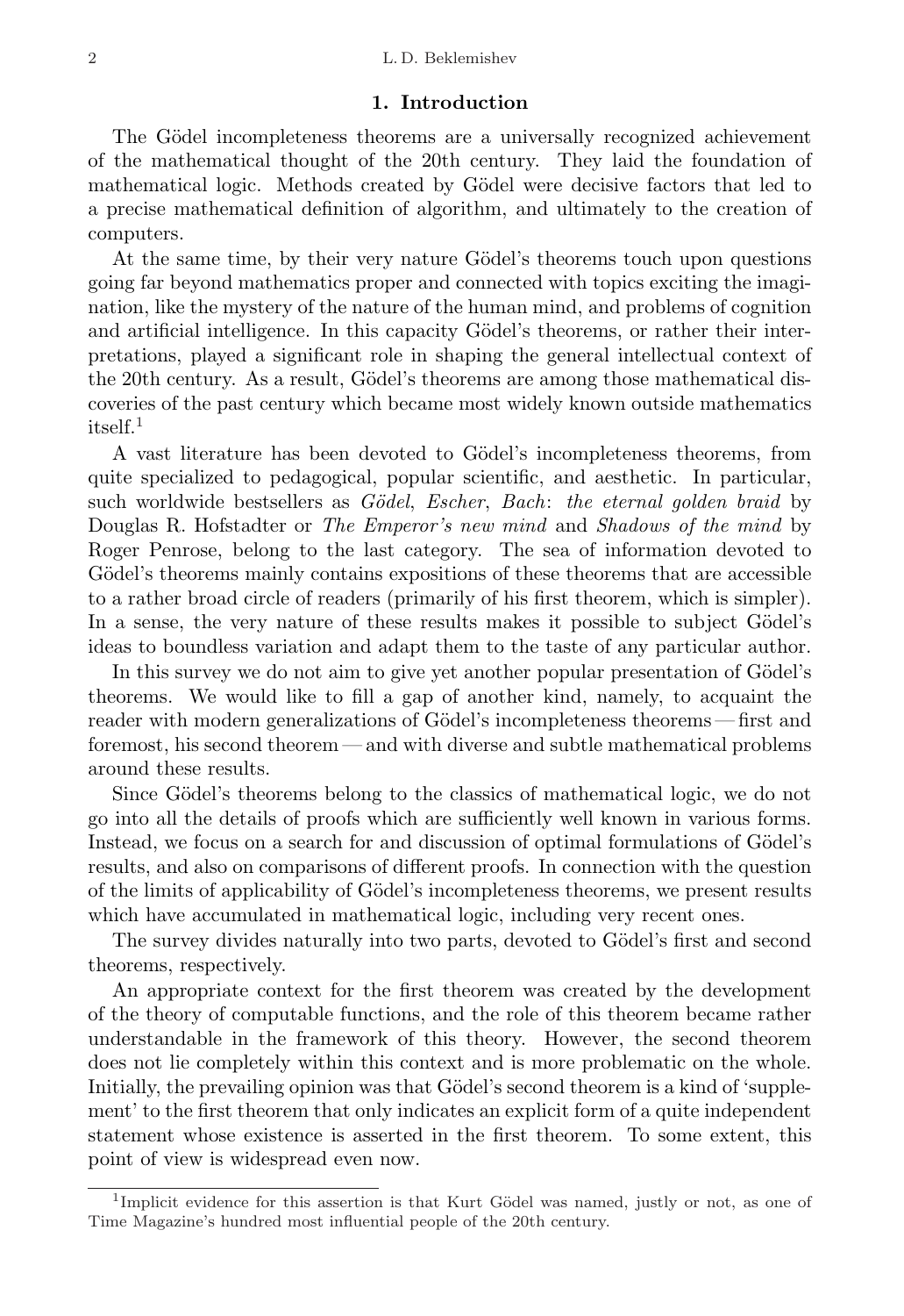## 1. Introduction

The Gödel incompleteness theorems are a universally recognized achievement of the mathematical thought of the 20th century. They laid the foundation of mathematical logic. Methods created by Gödel were decisive factors that led to a precise mathematical definition of algorithm, and ultimately to the creation of computers.

At the same time, by their very nature Gödel's theorems touch upon questions going far beyond mathematics proper and connected with topics exciting the imagination, like the mystery of the nature of the human mind, and problems of cognition and artificial intelligence. In this capacity Gödel's theorems, or rather their interpretations, played a significant role in shaping the general intellectual context of the 20th century. As a result, Gödel's theorems are among those mathematical discoveries of the past century which became most widely known outside mathematics itself.[1]

A vast literature has been devoted to Gödel's incompleteness theorems, from quite specialized to pedagogical, popular scientific, and aesthetic. In particular, such worldwide bestsellers as *Gödel, Escher, Bach: the eternal golden braid* by Douglas R. Hofstadter or *The Emperor's new mind* and *Shadows of the mind* by Roger Penrose, belong to the last category. The sea of information devoted to Gödel's theorems mainly contains expositions of these theorems that are accessible to a rather broad circle of readers (primarily of his first theorem, which is simpler). In a sense, the very nature of these results makes it possible to subject Gödel's ideas to boundless variation and adapt them to the taste of any particular author.

In this survey we do not aim to give yet another popular presentation of Gödel's theorems. We would like to fill a gap of another kind, namely, to acquaint the reader with modern generalizations of Gödel's incompleteness theorems — first and foremost, his second theorem — and with diverse and subtle mathematical problems around these results.

Since Gödel's theorems belong to the classics of mathematical logic, we do not go into all the details of proofs which are sufficiently well known in various forms. Instead, we focus on a search for and discussion of optimal formulations of Gödel's results, and also on comparisons of different proofs. In connection with the question of the limits of applicability of Gödel's incompleteness theorems, we present results which have accumulated in mathematical logic, including very recent ones.

The survey divides naturally into two parts, devoted to Gödel's first and second theorems, respectively.

An appropriate context for the first theorem was created by the development of the theory of computable functions, and the role of this theorem became rather understandable in the framework of this theory. However, the second theorem does not lie completely within this context and is more problematic on the whole. Initially, the prevailing opinion was that Gödel's second theorem is a kind of 'supplement' to the first theorem that only indicates an explicit form of a quite independent statement whose existence is asserted in the first theorem. To some extent, this point of view is widespread even now.

---

[1] Implicit evidence for this assertion is that Kurt Gödel was named, justly or not, as one of Time Magazine's hundred most influential people of the 20th century.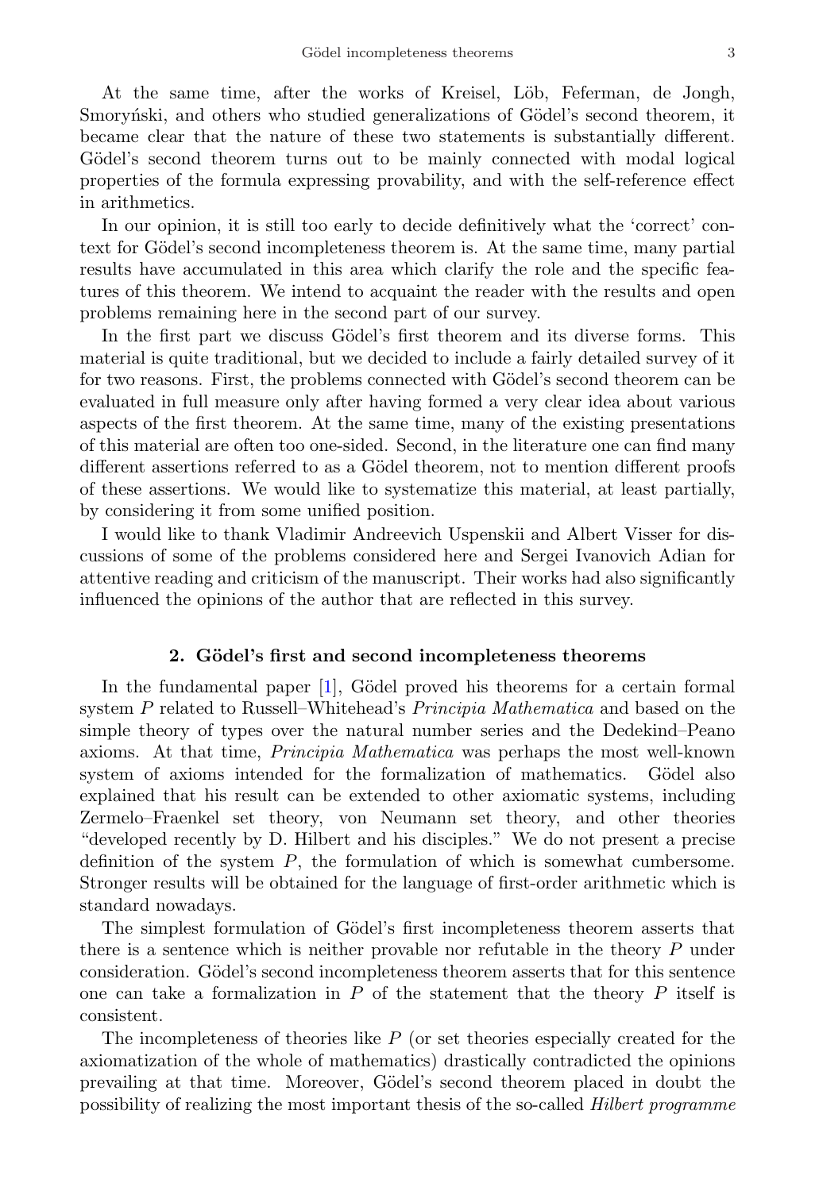At the same time, after the works of Kreisel, Löb, Feferman, de Jongh, Smoryński, and others who studied generalizations of Gödel's second theorem, it became clear that the nature of these two statements is substantially different. Gödel's second theorem turns out to be mainly connected with modal logical properties of the formula expressing provability, and with the self-reference effect in arithmetics.

In our opinion, it is still too early to decide definitively what the 'correct' context for Gödel's second incompleteness theorem is. At the same time, many partial results have accumulated in this area which clarify the role and the specific features of this theorem. We intend to acquaint the reader with the results and open problems remaining here in the second part of our survey.

In the first part we discuss Gödel's first theorem and its diverse forms. This material is quite traditional, but we decided to include a fairly detailed survey of it for two reasons. First, the problems connected with Gödel's second theorem can be evaluated in full measure only after having formed a very clear idea about various aspects of the first theorem. At the same time, many of the existing presentations of this material are often too one-sided. Second, in the literature one can find many different assertions referred to as a Gödel theorem, not to mention different proofs of these assertions. We would like to systematize this material, at least partially, by considering it from some unified position.

I would like to thank Vladimir Andreevich Uspenskii and Albert Visser for discussions of some of the problems considered here and Sergei Ivanovich Adian for attentive reading and criticism of the manuscript. Their works had also significantly influenced the opinions of the author that are reflected in this survey.

## 2. Gödel's first and second incompleteness theorems

In the fundamental paper [1], Gödel proved his theorems for a certain formal system $P$ related to Russell–Whitehead's *Principia Mathematica* and based on the simple theory of types over the natural number series and the Dedekind–Peano axioms. At that time, *Principia Mathematica* was perhaps the most well-known system of axioms intended for the formalization of mathematics. Gödel also explained that his result can be extended to other axiomatic systems, including Zermelo–Fraenkel set theory, von Neumann set theory, and other theories "developed recently by D. Hilbert and his disciples." We do not present a precise definition of the system $P$, the formulation of which is somewhat cumbersome. Stronger results will be obtained for the language of first-order arithmetic which is standard nowadays.

The simplest formulation of Gödel's first incompleteness theorem asserts that there is a sentence which is neither provable nor refutable in the theory $P$ under consideration. Gödel's second incompleteness theorem asserts that for this sentence one can take a formalization in $P$ of the statement that the theory $P$ itself is consistent.

The incompleteness of theories like $P$ (or set theories especially created for the axiomatization of the whole of mathematics) drastically contradicted the opinions prevailing at that time. Moreover, Gödel's second theorem placed in doubt the possibility of realizing the most important thesis of the so-called *Hilbert programme*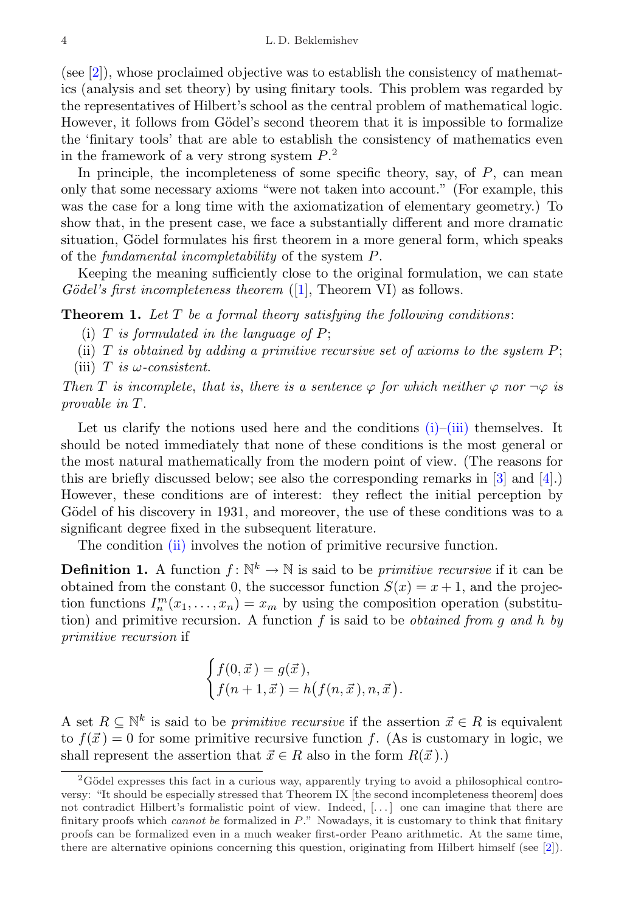(see [2]), whose proclaimed objective was to establish the consistency of mathematics (analysis and set theory) by using finitary tools. This problem was regarded by the representatives of Hilbert's school as the central problem of mathematical logic. However, it follows from Gödel's second theorem that it is impossible to formalize the 'finitary tools' that are able to establish the consistency of mathematics even in the framework of a very strong system $P$.[2]

In principle, the incompleteness of some specific theory, say, of $P$, can mean only that some necessary axioms "were not taken into account." (For example, this was the case for a long time with the axiomatization of elementary geometry.) To show that, in the present case, we face a substantially different and more dramatic situation, Gödel formulates his first theorem in a more general form, which speaks of the *fundamental incompletability* of the system $P$.

Keeping the meaning sufficiently close to the original formulation, we can state *Gödel's first incompleteness theorem* ([1], Theorem VI) as follows.

**Theorem 1.** *Let $T$ be a formal theory satisfying the following conditions*:

(i) *$T$ is formulated in the language of $P$*;

(ii) *$T$ is obtained by adding a primitive recursive set of axioms to the system $P$*;

(iii) *$T$ is $\omega$-consistent.*

*Then $T$ is incomplete*, *that is*, *there is a sentence $\varphi$ for which neither $\varphi$ nor $\neg\varphi$ is provable in $T$.*

Let us clarify the notions used here and the conditions (i)–(iii) themselves. It should be noted immediately that none of these conditions is the most general or the most natural mathematically from the modern point of view. (The reasons for this are briefly discussed below; see also the corresponding remarks in [3] and [4].) However, these conditions are of interest: they reflect the initial perception by Gödel of his discovery in 1931, and moreover, the use of these conditions was to a significant degree fixed in the subsequent literature.

The condition (ii) involves the notion of primitive recursive function.

**Definition 1.** A function $f\colon \mathbb{N}^k \to \mathbb{N}$ is said to be *primitive recursive* if it can be obtained from the constant 0, the successor function $S(x) = x + 1$, and the projection functions $I_n^m(x_1, \ldots, x_n) = x_m$ by using the composition operation (substitution) and primitive recursion. A function $f$ is said to be *obtained from $g$ and $h$ by primitive recursion* if

$$\begin{cases} f(0, \vec{x}\,) = g(\vec{x}\,), \\ f(n+1, \vec{x}\,) = h\big(f(n, \vec{x}\,), n, \vec{x}\,\big). \end{cases}$$

A set $R \subseteq \mathbb{N}^k$ is said to be *primitive recursive* if the assertion $\vec{x} \in R$ is equivalent to $f(\vec{x}\,) = 0$ for some primitive recursive function $f$. (As is customary in logic, we shall represent the assertion that $\vec{x} \in R$ also in the form $R(\vec{x}\,)$.)

---

[2]Gödel expresses this fact in a curious way, apparently trying to avoid a philosophical controversy: "It should be especially stressed that Theorem IX [the second incompleteness theorem] does not contradict Hilbert's formalistic point of view. Indeed, [...] one can imagine that there are finitary proofs which *cannot be* formalized in $P$." Nowadays, it is customary to think that finitary proofs can be formalized even in a much weaker first-order Peano arithmetic. At the same time, there are alternative opinions concerning this question, originating from Hilbert himself (see [2]).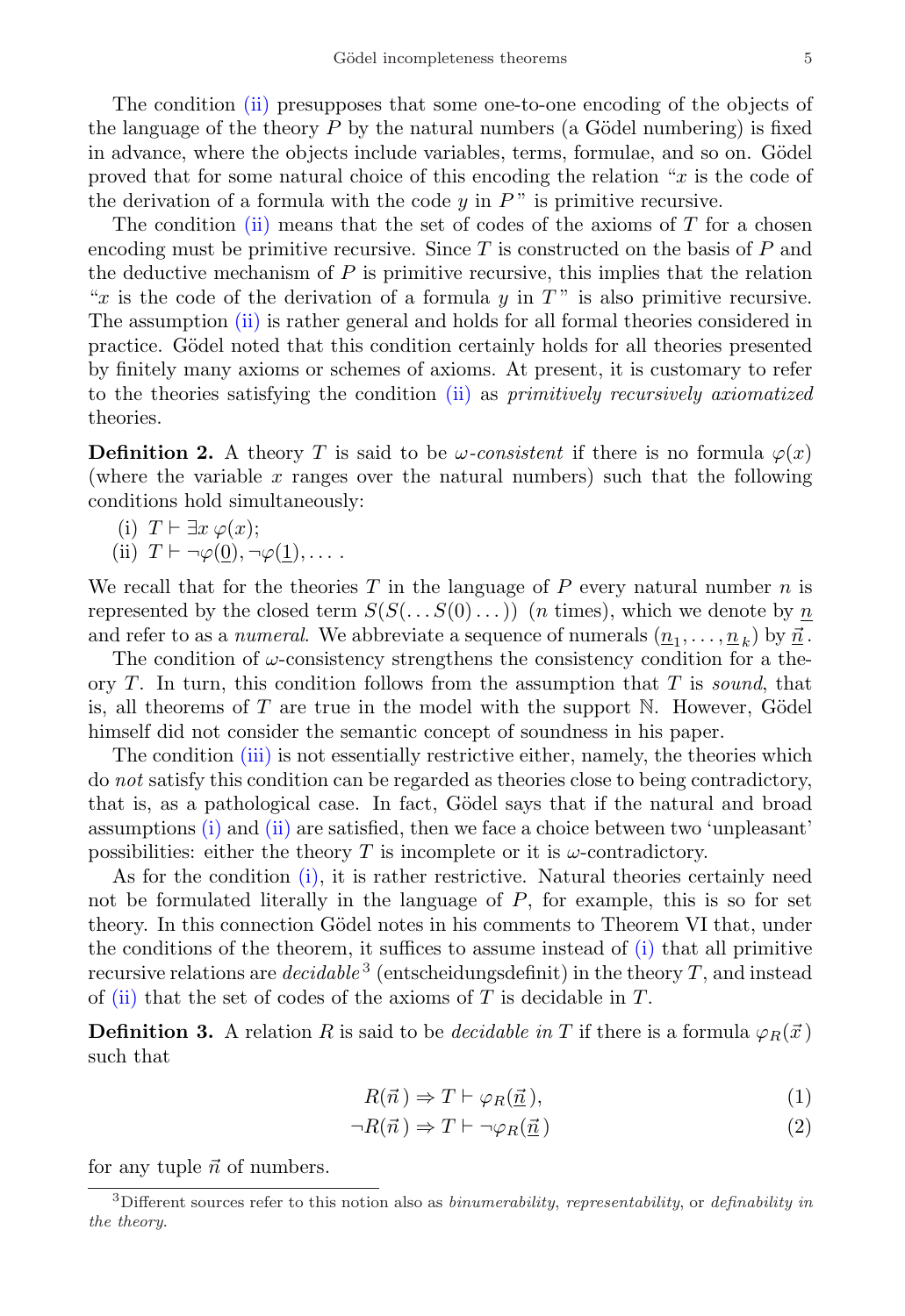The condition (ii) presupposes that some one-to-one encoding of the objects of the language of the theory $P$ by the natural numbers (a Gödel numbering) is fixed in advance, where the objects include variables, terms, formulae, and so on. Gödel proved that for some natural choice of this encoding the relation "$x$ is the code of the derivation of a formula with the code $y$ in $P$" is primitive recursive.

The condition (ii) means that the set of codes of the axioms of $T$ for a chosen encoding must be primitive recursive. Since $T$ is constructed on the basis of $P$ and the deductive mechanism of $P$ is primitive recursive, this implies that the relation "$x$ is the code of the derivation of a formula $y$ in $T$" is also primitive recursive. The assumption (ii) is rather general and holds for all formal theories considered in practice. Gödel noted that this condition certainly holds for all theories presented by finitely many axioms or schemes of axioms. At present, it is customary to refer to the theories satisfying the condition (ii) as *primitively recursively axiomatized* theories.

**Definition 2.** A theory $T$ is said to be *$\omega$-consistent* if there is no formula $\varphi(x)$ (where the variable $x$ ranges over the natural numbers) such that the following conditions hold simultaneously:

(i) $T \vdash \exists x\, \varphi(x)$;

(ii) $T \vdash \neg\varphi(\underline{0}), \neg\varphi(\underline{1}), \dots$ .

We recall that for the theories $T$ in the language of $P$ every natural number $n$ is represented by the closed term $S(S(\dots S(0)\dots))$ ($n$ times), which we denote by $\underline{n}$ and refer to as a *numeral*. We abbreviate a sequence of numerals $(\underline{n}_1, \dots, \underline{n}_k)$ by $\underline{\vec{n}}$.

The condition of $\omega$-consistency strengthens the consistency condition for a theory $T$. In turn, this condition follows from the assumption that $T$ is *sound*, that is, all theorems of $T$ are true in the model with the support $\mathbb{N}$. However, Gödel himself did not consider the semantic concept of soundness in his paper.

The condition (iii) is not essentially restrictive either, namely, the theories which do *not* satisfy this condition can be regarded as theories close to being contradictory, that is, as a pathological case. In fact, Gödel says that if the natural and broad assumptions (i) and (ii) are satisfied, then we face a choice between two 'unpleasant' possibilities: either the theory $T$ is incomplete or it is $\omega$-contradictory.

As for the condition (i), it is rather restrictive. Natural theories certainly need not be formulated literally in the language of $P$, for example, this is so for set theory. In this connection Gödel notes in his comments to Theorem VI that, under the conditions of the theorem, it suffices to assume instead of (i) that all primitive recursive relations are *decidable*[3] (entscheidungsdefinit) in the theory $T$, and instead of (ii) that the set of codes of the axioms of $T$ is decidable in $T$.

**Definition 3.** A relation $R$ is said to be *decidable in* $T$ if there is a formula $\varphi_R(\vec{x})$ such that

$$R(\vec{n}) \Rightarrow T \vdash \varphi_R(\underline{\vec{n}}), \tag{1}$$

$$\neg R(\vec{n}) \Rightarrow T \vdash \neg\varphi_R(\underline{\vec{n}}) \tag{2}$$

for any tuple $\vec{n}$ of numbers.

---

[3] Different sources refer to this notion also as *binumerability*, *representability*, or *definability in the theory*.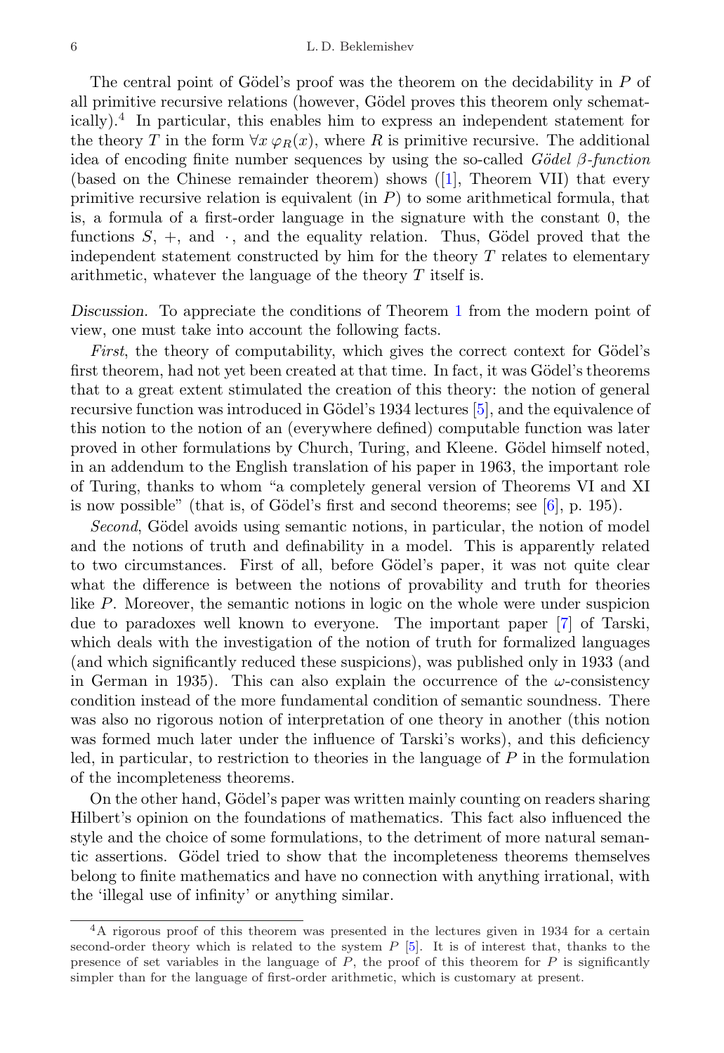The central point of Gödel's proof was the theorem on the decidability in $P$ of all primitive recursive relations (however, Gödel proves this theorem only schematically).[4] In particular, this enables him to express an independent statement for the theory $T$ in the form $\forall x\, \varphi_R(x)$, where $R$ is primitive recursive. The additional idea of encoding finite number sequences by using the so-called *Gödel β-function* (based on the Chinese remainder theorem) shows ([1], Theorem VII) that every primitive recursive relation is equivalent (in $P$) to some arithmetical formula, that is, a formula of a first-order language in the signature with the constant 0, the functions $S$, $+$, and $\cdot$, and the equality relation. Thus, Gödel proved that the independent statement constructed by him for the theory $T$ relates to elementary arithmetic, whatever the language of the theory $T$ itself is.

*Discussion.* To appreciate the conditions of Theorem 1 from the modern point of view, one must take into account the following facts.

*First*, the theory of computability, which gives the correct context for Gödel's first theorem, had not yet been created at that time. In fact, it was Gödel's theorems that to a great extent stimulated the creation of this theory: the notion of general recursive function was introduced in Gödel's 1934 lectures [5], and the equivalence of this notion to the notion of an (everywhere defined) computable function was later proved in other formulations by Church, Turing, and Kleene. Gödel himself noted, in an addendum to the English translation of his paper in 1963, the important role of Turing, thanks to whom "a completely general version of Theorems VI and XI is now possible" (that is, of Gödel's first and second theorems; see [6], p. 195).

*Second*, Gödel avoids using semantic notions, in particular, the notion of model and the notions of truth and definability in a model. This is apparently related to two circumstances. First of all, before Gödel's paper, it was not quite clear what the difference is between the notions of provability and truth for theories like $P$. Moreover, the semantic notions in logic on the whole were under suspicion due to paradoxes well known to everyone. The important paper [7] of Tarski, which deals with the investigation of the notion of truth for formalized languages (and which significantly reduced these suspicions), was published only in 1933 (and in German in 1935). This can also explain the occurrence of the $\omega$-consistency condition instead of the more fundamental condition of semantic soundness. There was also no rigorous notion of interpretation of one theory in another (this notion was formed much later under the influence of Tarski's works), and this deficiency led, in particular, to restriction to theories in the language of $P$ in the formulation of the incompleteness theorems.

On the other hand, Gödel's paper was written mainly counting on readers sharing Hilbert's opinion on the foundations of mathematics. This fact also influenced the style and the choice of some formulations, to the detriment of more natural semantic assertions. Gödel tried to show that the incompleteness theorems themselves belong to finite mathematics and have no connection with anything irrational, with the 'illegal use of infinity' or anything similar.

---

[4] A rigorous proof of this theorem was presented in the lectures given in 1934 for a certain second-order theory which is related to the system $P$ [5]. It is of interest that, thanks to the presence of set variables in the language of $P$, the proof of this theorem for $P$ is significantly simpler than for the language of first-order arithmetic, which is customary at present.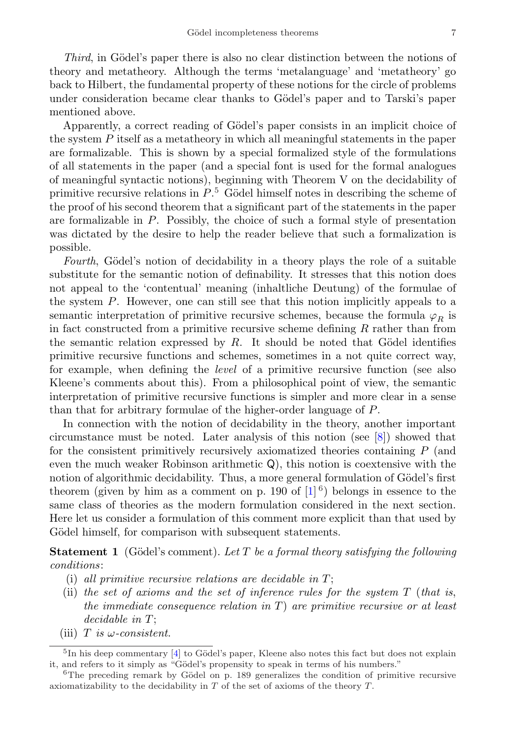*Third*, in Gödel's paper there is also no clear distinction between the notions of theory and metatheory. Although the terms 'metalanguage' and 'metatheory' go back to Hilbert, the fundamental property of these notions for the circle of problems under consideration became clear thanks to Gödel's paper and to Tarski's paper mentioned above.

Apparently, a correct reading of Gödel's paper consists in an implicit choice of the system $P$ itself as a metatheory in which all meaningful statements in the paper are formalizable. This is shown by a special formalized style of the formulations of all statements in the paper (and a special font is used for the formal analogues of meaningful syntactic notions), beginning with Theorem V on the decidability of primitive recursive relations in $P$.[5] Gödel himself notes in describing the scheme of the proof of his second theorem that a significant part of the statements in the paper are formalizable in $P$. Possibly, the choice of such a formal style of presentation was dictated by the desire to help the reader believe that such a formalization is possible.

*Fourth*, Gödel's notion of decidability in a theory plays the role of a suitable substitute for the semantic notion of definability. It stresses that this notion does not appeal to the 'contentual' meaning (inhaltliche Deutung) of the formulae of the system $P$. However, one can still see that this notion implicitly appeals to a semantic interpretation of primitive recursive schemes, because the formula $\varphi_R$ is in fact constructed from a primitive recursive scheme defining $R$ rather than from the semantic relation expressed by $R$. It should be noted that Gödel identifies primitive recursive functions and schemes, sometimes in a not quite correct way, for example, when defining the *level* of a primitive recursive function (see also Kleene's comments about this). From a philosophical point of view, the semantic interpretation of primitive recursive functions is simpler and more clear in a sense than that for arbitrary formulae of the higher-order language of $P$.

In connection with the notion of decidability in the theory, another important circumstance must be noted. Later analysis of this notion (see [8]) showed that for the consistent primitively recursively axiomatized theories containing $P$ (and even the much weaker Robinson arithmetic $\mathsf{Q}$), this notion is coextensive with the notion of algorithmic decidability. Thus, a more general formulation of Gödel's first theorem (given by him as a comment on p. 190 of [1][6]) belongs in essence to the same class of theories as the modern formulation considered in the next section. Here let us consider a formulation of this comment more explicit than that used by Gödel himself, for comparison with subsequent statements.

**Statement 1** (Gödel's comment). *Let $T$ be a formal theory satisfying the following conditions*:

- (i) *all primitive recursive relations are decidable in $T$*;
- (ii) *the set of axioms and the set of inference rules for the system $T$ (that is, the immediate consequence relation in $T$) are primitive recursive or at least decidable in $T$*;
- (iii) *$T$ is $\omega$-consistent.*

---

[5] In his deep commentary [4] to Gödel's paper, Kleene also notes this fact but does not explain it, and refers to it simply as "Gödel's propensity to speak in terms of his numbers."

[6] The preceding remark by Gödel on p. 189 generalizes the condition of primitive recursive axiomatizability to the decidability in $T$ of the set of axioms of the theory $T$.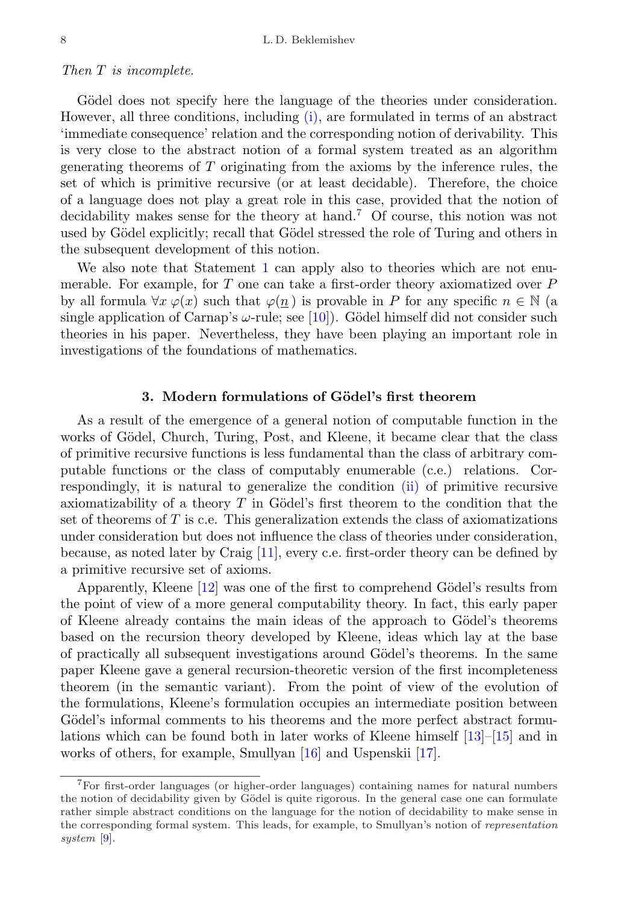*Then $T$ is incomplete.*

Gödel does not specify here the language of the theories under consideration. However, all three conditions, including (i), are formulated in terms of an abstract 'immediate consequence' relation and the corresponding notion of derivability. This is very close to the abstract notion of a formal system treated as an algorithm generating theorems of $T$ originating from the axioms by the inference rules, the set of which is primitive recursive (or at least decidable). Therefore, the choice of a language does not play a great role in this case, provided that the notion of decidability makes sense for the theory at hand.[7] Of course, this notion was not used by Gödel explicitly; recall that Gödel stressed the role of Turing and others in the subsequent development of this notion.

We also note that Statement 1 can apply also to theories which are not enumerable. For example, for $T$ one can take a first-order theory axiomatized over $P$ by all formula $\forall x\, \varphi(x)$ such that $\varphi(\underline{n}\,)$ is provable in $P$ for any specific $n \in \mathbb{N}$ (a single application of Carnap's $\omega$-rule; see [10]). Gödel himself did not consider such theories in his paper. Nevertheless, they have been playing an important role in investigations of the foundations of mathematics.

## 3. Modern formulations of Gödel's first theorem

As a result of the emergence of a general notion of computable function in the works of Gödel, Church, Turing, Post, and Kleene, it became clear that the class of primitive recursive functions is less fundamental than the class of arbitrary computable functions or the class of computably enumerable (c.e.) relations. Correspondingly, it is natural to generalize the condition (ii) of primitive recursive axiomatizability of a theory $T$ in Gödel's first theorem to the condition that the set of theorems of $T$ is c.e. This generalization extends the class of axiomatizations under consideration but does not influence the class of theories under consideration, because, as noted later by Craig [11], every c.e. first-order theory can be defined by a primitive recursive set of axioms.

Apparently, Kleene [12] was one of the first to comprehend Gödel's results from the point of view of a more general computability theory. In fact, this early paper of Kleene already contains the main ideas of the approach to Gödel's theorems based on the recursion theory developed by Kleene, ideas which lay at the base of practically all subsequent investigations around Gödel's theorems. In the same paper Kleene gave a general recursion-theoretic version of the first incompleteness theorem (in the semantic variant). From the point of view of the evolution of the formulations, Kleene's formulation occupies an intermediate position between Gödel's informal comments to his theorems and the more perfect abstract formulations which can be found both in later works of Kleene himself [13]–[15] and in works of others, for example, Smullyan [16] and Uspenskii [17].

---

[7] For first-order languages (or higher-order languages) containing names for natural numbers the notion of decidability given by Gödel is quite rigorous. In the general case one can formulate rather simple abstract conditions on the language for the notion of decidability to make sense in the corresponding formal system. This leads, for example, to Smullyan's notion of *representation system* [9].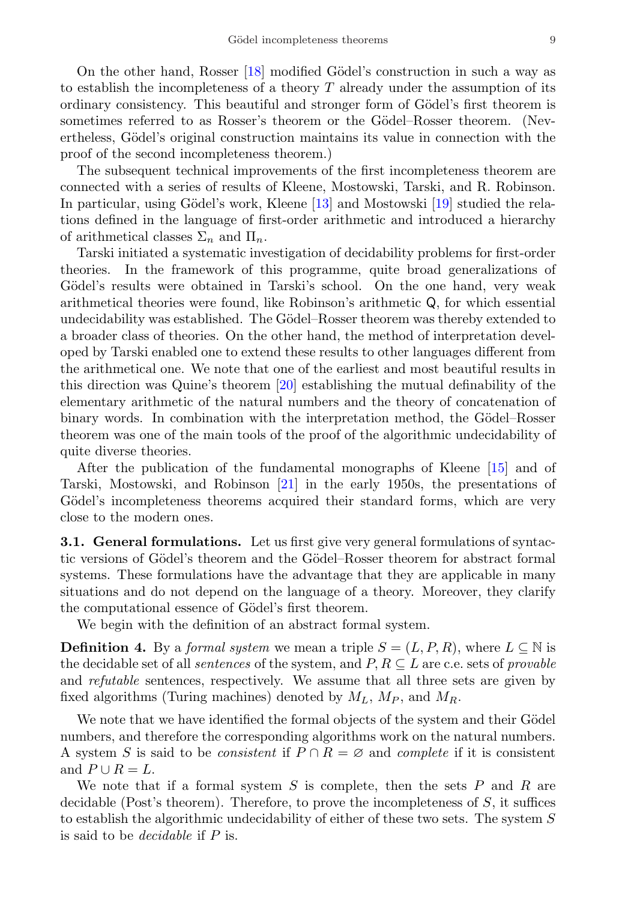On the other hand, Rosser [18] modified Gödel's construction in such a way as to establish the incompleteness of a theory $T$ already under the assumption of its ordinary consistency. This beautiful and stronger form of Gödel's first theorem is sometimes referred to as Rosser's theorem or the Gödel–Rosser theorem. (Nevertheless, Gödel's original construction maintains its value in connection with the proof of the second incompleteness theorem.)

The subsequent technical improvements of the first incompleteness theorem are connected with a series of results of Kleene, Mostowski, Tarski, and R. Robinson. In particular, using Gödel's work, Kleene [13] and Mostowski [19] studied the relations defined in the language of first-order arithmetic and introduced a hierarchy of arithmetical classes $\Sigma_n$ and $\Pi_n$.

Tarski initiated a systematic investigation of decidability problems for first-order theories. In the framework of this programme, quite broad generalizations of Gödel's results were obtained in Tarski's school. On the one hand, very weak arithmetical theories were found, like Robinson's arithmetic $\mathsf{Q}$, for which essential undecidability was established. The Gödel–Rosser theorem was thereby extended to a broader class of theories. On the other hand, the method of interpretation developed by Tarski enabled one to extend these results to other languages different from the arithmetical one. We note that one of the earliest and most beautiful results in this direction was Quine's theorem [20] establishing the mutual definability of the elementary arithmetic of the natural numbers and the theory of concatenation of binary words. In combination with the interpretation method, the Gödel–Rosser theorem was one of the main tools of the proof of the algorithmic undecidability of quite diverse theories.

After the publication of the fundamental monographs of Kleene [15] and of Tarski, Mostowski, and Robinson [21] in the early 1950s, the presentations of Gödel's incompleteness theorems acquired their standard forms, which are very close to the modern ones.

**3.1. General formulations.** Let us first give very general formulations of syntactic versions of Gödel's theorem and the Gödel–Rosser theorem for abstract formal systems. These formulations have the advantage that they are applicable in many situations and do not depend on the language of a theory. Moreover, they clarify the computational essence of Gödel's first theorem.

We begin with the definition of an abstract formal system.

**Definition 4.** By a *formal system* we mean a triple $S = (L, P, R)$, where $L \subseteq \mathbb{N}$ is the decidable set of all *sentences* of the system, and $P, R \subseteq L$ are c.e. sets of *provable* and *refutable* sentences, respectively. We assume that all three sets are given by fixed algorithms (Turing machines) denoted by $M_L$, $M_P$, and $M_R$.

We note that we have identified the formal objects of the system and their Gödel numbers, and therefore the corresponding algorithms work on the natural numbers. A system $S$ is said to be *consistent* if $P \cap R = \varnothing$ and *complete* if it is consistent and $P \cup R = L$.

We note that if a formal system $S$ is complete, then the sets $P$ and $R$ are decidable (Post's theorem). Therefore, to prove the incompleteness of $S$, it suffices to establish the algorithmic undecidability of either of these two sets. The system $S$ is said to be *decidable* if $P$ is.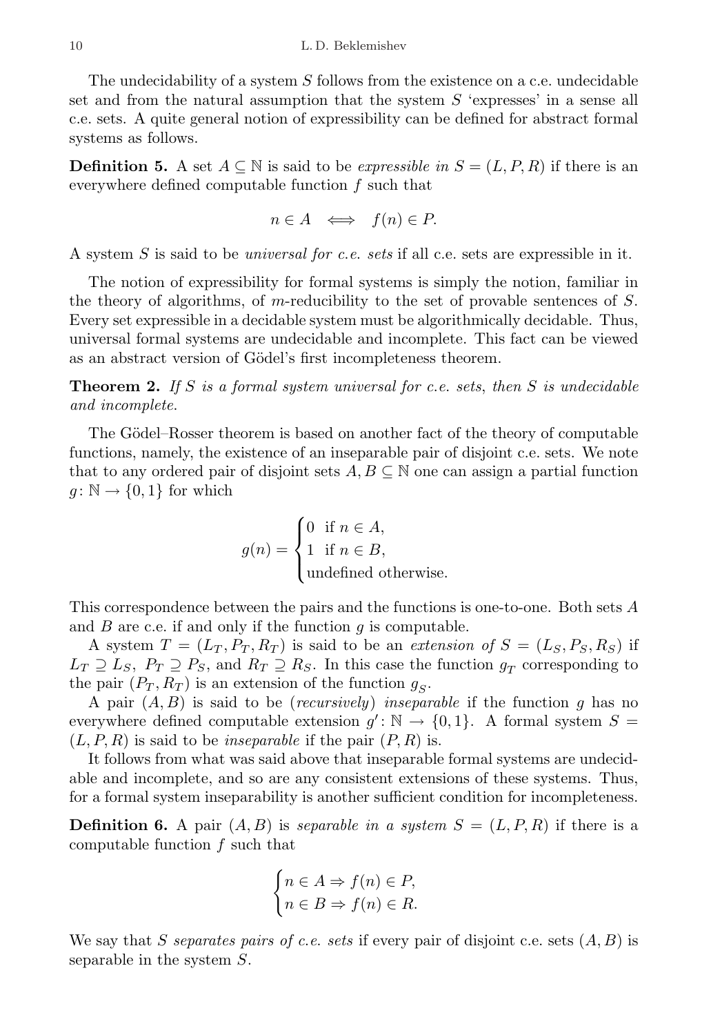The undecidability of a system $S$ follows from the existence on a c.e. undecidable set and from the natural assumption that the system $S$ 'expresses' in a sense all c.e. sets. A quite general notion of expressibility can be defined for abstract formal systems as follows.

**Definition 5.** A set $A \subseteq \mathbb{N}$ is said to be *expressible in* $S = (L, P, R)$ if there is an everywhere defined computable function $f$ such that

$$n \in A \iff f(n) \in P.$$

A system $S$ is said to be *universal for c.e. sets* if all c.e. sets are expressible in it.

The notion of expressibility for formal systems is simply the notion, familiar in the theory of algorithms, of $m$-reducibility to the set of provable sentences of $S$. Every set expressible in a decidable system must be algorithmically decidable. Thus, universal formal systems are undecidable and incomplete. This fact can be viewed as an abstract version of Gödel's first incompleteness theorem.

**Theorem 2.** *If $S$ is a formal system universal for c.e. sets, then $S$ is undecidable and incomplete.*

The Gödel–Rosser theorem is based on another fact of the theory of computable functions, namely, the existence of an inseparable pair of disjoint c.e. sets. We note that to any ordered pair of disjoint sets $A, B \subseteq \mathbb{N}$ one can assign a partial function $g\colon \mathbb{N} \to \{0, 1\}$ for which

$$g(n) = \begin{cases} 0 & \text{if } n \in A, \\ 1 & \text{if } n \in B, \\ \text{undefined otherwise.} \end{cases}$$

This correspondence between the pairs and the functions is one-to-one. Both sets $A$ and $B$ are c.e. if and only if the function $g$ is computable.

A system $T = (L_T, P_T, R_T)$ is said to be an *extension of* $S = (L_S, P_S, R_S)$ if $L_T \supseteq L_S$, $P_T \supseteq P_S$, and $R_T \supseteq R_S$. In this case the function $g_T$ corresponding to the pair $(P_T, R_T)$ is an extension of the function $g_S$.

A pair $(A, B)$ is said to be (*recursively*) *inseparable* if the function $g$ has no everywhere defined computable extension $g'\colon \mathbb{N} \to \{0, 1\}$. A formal system $S = (L, P, R)$ is said to be *inseparable* if the pair $(P, R)$ is.

It follows from what was said above that inseparable formal systems are undecidable and incomplete, and so are any consistent extensions of these systems. Thus, for a formal system inseparability is another sufficient condition for incompleteness.

**Definition 6.** A pair $(A, B)$ is *separable in a system* $S = (L, P, R)$ if there is a computable function $f$ such that

$$\begin{cases} n \in A \Rightarrow f(n) \in P, \\ n \in B \Rightarrow f(n) \in R. \end{cases}$$

We say that $S$ *separates pairs of c.e. sets* if every pair of disjoint c.e. sets $(A, B)$ is separable in the system $S$.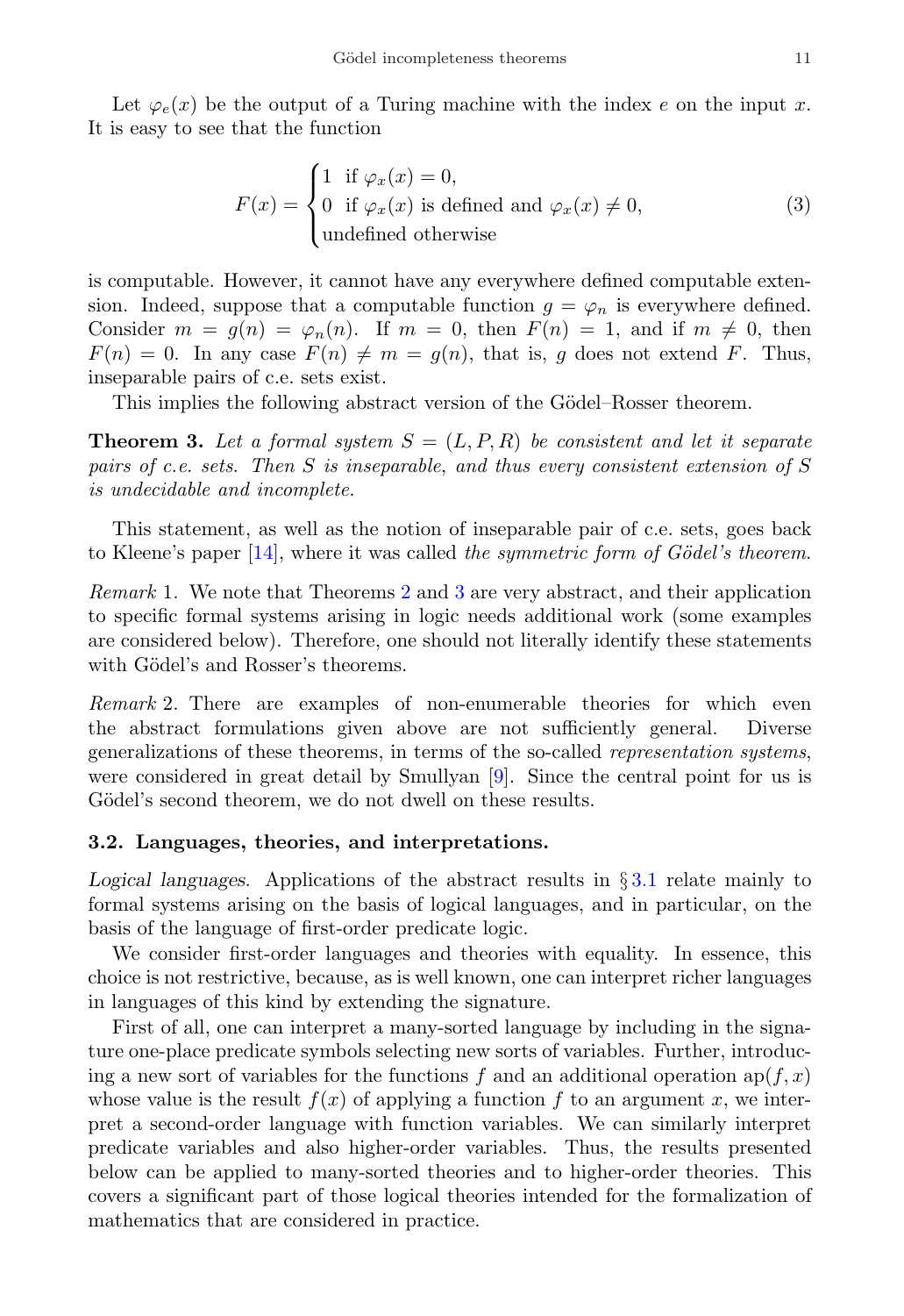Let $\varphi_e(x)$ be the output of a Turing machine with the index $e$ on the input $x$. It is easy to see that the function

$$F(x) = \begin{cases} 1 & \text{if } \varphi_x(x) = 0, \\ 0 & \text{if } \varphi_x(x) \text{ is defined and } \varphi_x(x) \neq 0, \\ \text{undefined otherwise} \end{cases} \tag{3}$$

is computable. However, it cannot have any everywhere defined computable extension. Indeed, suppose that a computable function $g = \varphi_n$ is everywhere defined. Consider $m = g(n) = \varphi_n(n)$. If $m = 0$, then $F(n) = 1$, and if $m \neq 0$, then $F(n) = 0$. In any case $F(n) \neq m = g(n)$, that is, $g$ does not extend $F$. Thus, inseparable pairs of c.e. sets exist.

This implies the following abstract version of the Gödel–Rosser theorem.

**Theorem 3.** *Let a formal system $S = (L, P, R)$ be consistent and let it separate pairs of c.e. sets. Then $S$ is inseparable, and thus every consistent extension of $S$ is undecidable and incomplete.*

This statement, as well as the notion of inseparable pair of c.e. sets, goes back to Kleene's paper [14], where it was called *the symmetric form of Gödel's theorem*.

*Remark* 1. We note that Theorems 2 and 3 are very abstract, and their application to specific formal systems arising in logic needs additional work (some examples are considered below). Therefore, one should not literally identify these statements with Gödel's and Rosser's theorems.

*Remark* 2. There are examples of non-enumerable theories for which even the abstract formulations given above are not sufficiently general. Diverse generalizations of these theorems, in terms of the so-called *representation systems*, were considered in great detail by Smullyan [9]. Since the central point for us is Gödel's second theorem, we do not dwell on these results.

### 3.2. Languages, theories, and interpretations.

*Logical languages.* Applications of the abstract results in § 3.1 relate mainly to formal systems arising on the basis of logical languages, and in particular, on the basis of the language of first-order predicate logic.

We consider first-order languages and theories with equality. In essence, this choice is not restrictive, because, as is well known, one can interpret richer languages in languages of this kind by extending the signature.

First of all, one can interpret a many-sorted language by including in the signature one-place predicate symbols selecting new sorts of variables. Further, introducing a new sort of variables for the functions $f$ and an additional operation $\mathrm{ap}(f, x)$ whose value is the result $f(x)$ of applying a function $f$ to an argument $x$, we interpret a second-order language with function variables. We can similarly interpret predicate variables and also higher-order variables. Thus, the results presented below can be applied to many-sorted theories and to higher-order theories. This covers a significant part of those logical theories intended for the formalization of mathematics that are considered in practice.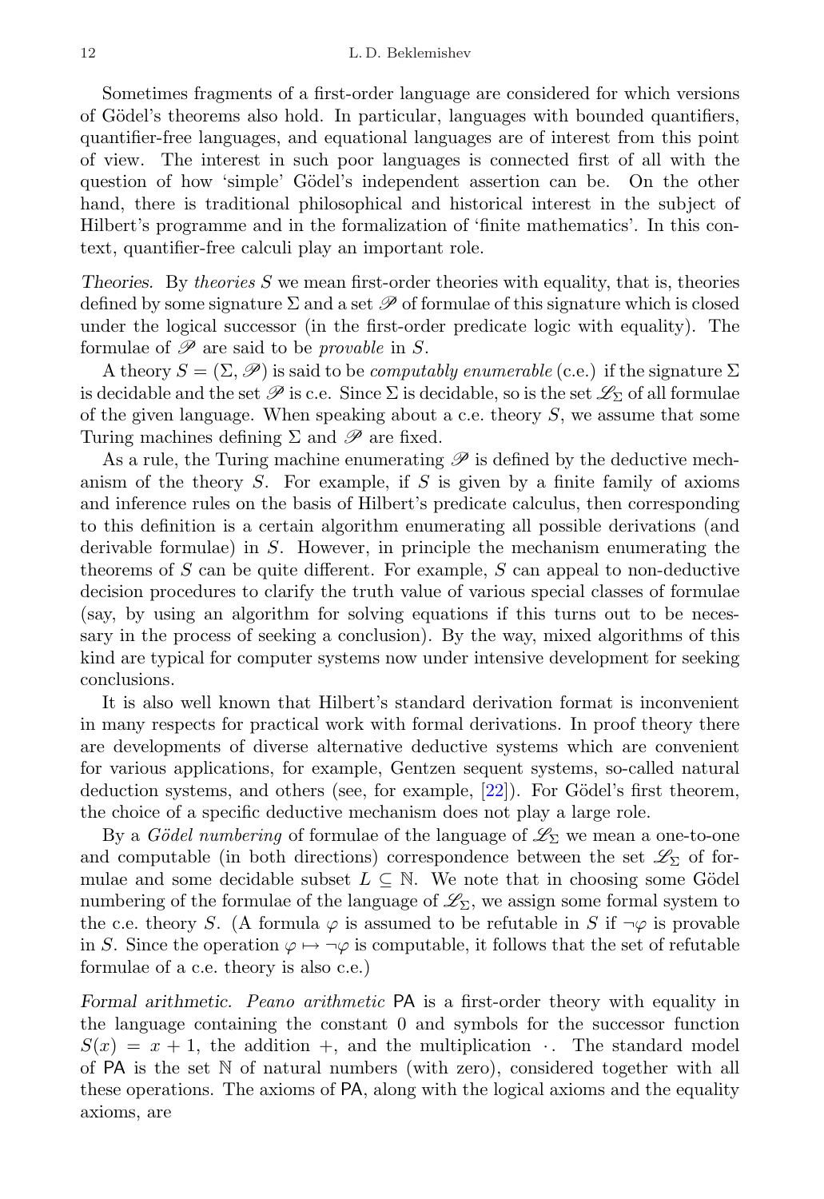Sometimes fragments of a first-order language are considered for which versions of Gödel's theorems also hold. In particular, languages with bounded quantifiers, quantifier-free languages, and equational languages are of interest from this point of view. The interest in such poor languages is connected first of all with the question of how 'simple' Gödel's independent assertion can be. On the other hand, there is traditional philosophical and historical interest in the subject of Hilbert's programme and in the formalization of 'finite mathematics'. In this context, quantifier-free calculi play an important role.

*Theories.* By *theories* $S$ we mean first-order theories with equality, that is, theories defined by some signature $\Sigma$ and a set $\mathscr{P}$ of formulae of this signature which is closed under the logical successor (in the first-order predicate logic with equality). The formulae of $\mathscr{P}$ are said to be *provable* in $S$.

A theory $S = (\Sigma, \mathscr{P})$ is said to be *computably enumerable* (c.e.) if the signature $\Sigma$ is decidable and the set $\mathscr{P}$ is c.e. Since $\Sigma$ is decidable, so is the set $\mathscr{L}_\Sigma$ of all formulae of the given language. When speaking about a c.e. theory $S$, we assume that some Turing machines defining $\Sigma$ and $\mathscr{P}$ are fixed.

As a rule, the Turing machine enumerating $\mathscr{P}$ is defined by the deductive mechanism of the theory $S$. For example, if $S$ is given by a finite family of axioms and inference rules on the basis of Hilbert's predicate calculus, then corresponding to this definition is a certain algorithm enumerating all possible derivations (and derivable formulae) in $S$. However, in principle the mechanism enumerating the theorems of $S$ can be quite different. For example, $S$ can appeal to non-deductive decision procedures to clarify the truth value of various special classes of formulae (say, by using an algorithm for solving equations if this turns out to be necessary in the process of seeking a conclusion). By the way, mixed algorithms of this kind are typical for computer systems now under intensive development for seeking conclusions.

It is also well known that Hilbert's standard derivation format is inconvenient in many respects for practical work with formal derivations. In proof theory there are developments of diverse alternative deductive systems which are convenient for various applications, for example, Gentzen sequent systems, so-called natural deduction systems, and others (see, for example, [22]). For Gödel's first theorem, the choice of a specific deductive mechanism does not play a large role.

By a *Gödel numbering* of formulae of the language of $\mathscr{L}_\Sigma$ we mean a one-to-one and computable (in both directions) correspondence between the set $\mathscr{L}_\Sigma$ of formulae and some decidable subset $L \subseteq \mathbb{N}$. We note that in choosing some Gödel numbering of the formulae of the language of $\mathscr{L}_\Sigma$, we assign some formal system to the c.e. theory $S$. (A formula $\varphi$ is assumed to be refutable in $S$ if $\neg\varphi$ is provable in $S$. Since the operation $\varphi \mapsto \neg\varphi$ is computable, it follows that the set of refutable formulae of a c.e. theory is also c.e.)

*Formal arithmetic.* *Peano arithmetic* $\mathsf{PA}$ is a first-order theory with equality in the language containing the constant $0$ and symbols for the successor function $S(x) = x + 1$, the addition $+$, and the multiplication $\cdot$. The standard model of $\mathsf{PA}$ is the set $\mathbb{N}$ of natural numbers (with zero), considered together with all these operations. The axioms of $\mathsf{PA}$, along with the logical axioms and the equality axioms, are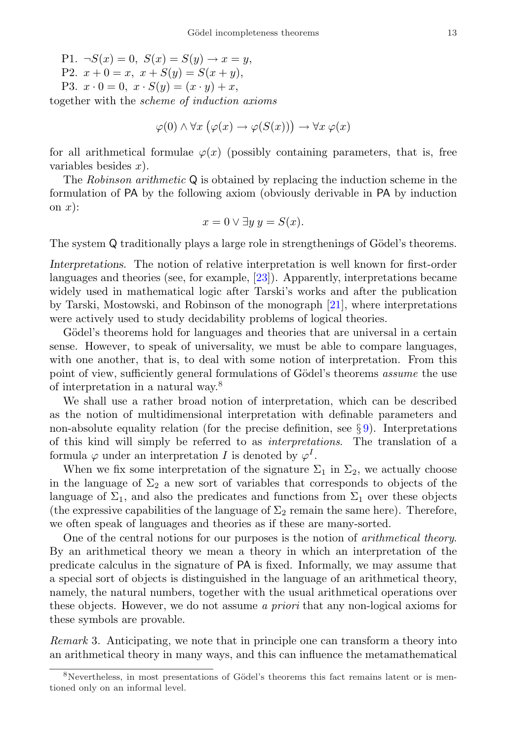P1. $\neg S(x) = 0,\ S(x) = S(y) \to x = y$,

P2. $x + 0 = x,\ x + S(y) = S(x + y)$,

P3. $x \cdot 0 = 0,\ x \cdot S(y) = (x \cdot y) + x$,

together with the *scheme of induction axioms*

$$\varphi(0) \wedge \forall x\, \big(\varphi(x) \to \varphi(S(x))\big) \to \forall x\, \varphi(x)$$

for all arithmetical formulae $\varphi(x)$ (possibly containing parameters, that is, free variables besides $x$).

The *Robinson arithmetic* Q is obtained by replacing the induction scheme in the formulation of PA by the following axiom (obviously derivable in PA by induction on $x$):

$$x = 0 \vee \exists y\, y = S(x).$$

The system Q traditionally plays a large role in strengthenings of Gödel's theorems.

*Interpretations.* The notion of relative interpretation is well known for first-order languages and theories (see, for example, [23]). Apparently, interpretations became widely used in mathematical logic after Tarski's works and after the publication by Tarski, Mostowski, and Robinson of the monograph [21], where interpretations were actively used to study decidability problems of logical theories.

Gödel's theorems hold for languages and theories that are universal in a certain sense. However, to speak of universality, we must be able to compare languages, with one another, that is, to deal with some notion of interpretation. From this point of view, sufficiently general formulations of Gödel's theorems *assume* the use of interpretation in a natural way.[8]

We shall use a rather broad notion of interpretation, which can be described as the notion of multidimensional interpretation with definable parameters and non-absolute equality relation (for the precise definition, see § 9). Interpretations of this kind will simply be referred to as *interpretations*. The translation of a formula $\varphi$ under an interpretation $I$ is denoted by $\varphi^I$.

When we fix some interpretation of the signature $\Sigma_1$ in $\Sigma_2$, we actually choose in the language of $\Sigma_2$ a new sort of variables that corresponds to objects of the language of $\Sigma_1$, and also the predicates and functions from $\Sigma_1$ over these objects (the expressive capabilities of the language of $\Sigma_2$ remain the same here). Therefore, we often speak of languages and theories as if these are many-sorted.

One of the central notions for our purposes is the notion of *arithmetical theory*. By an arithmetical theory we mean a theory in which an interpretation of the predicate calculus in the signature of PA is fixed. Informally, we may assume that a special sort of objects is distinguished in the language of an arithmetical theory, namely, the natural numbers, together with the usual arithmetical operations over these objects. However, we do not assume *a priori* that any non-logical axioms for these symbols are provable.

*Remark* 3. Anticipating, we note that in principle one can transform a theory into an arithmetical theory in many ways, and this can influence the metamathematical

[8] Nevertheless, in most presentations of Gödel's theorems this fact remains latent or is mentioned only on an informal level.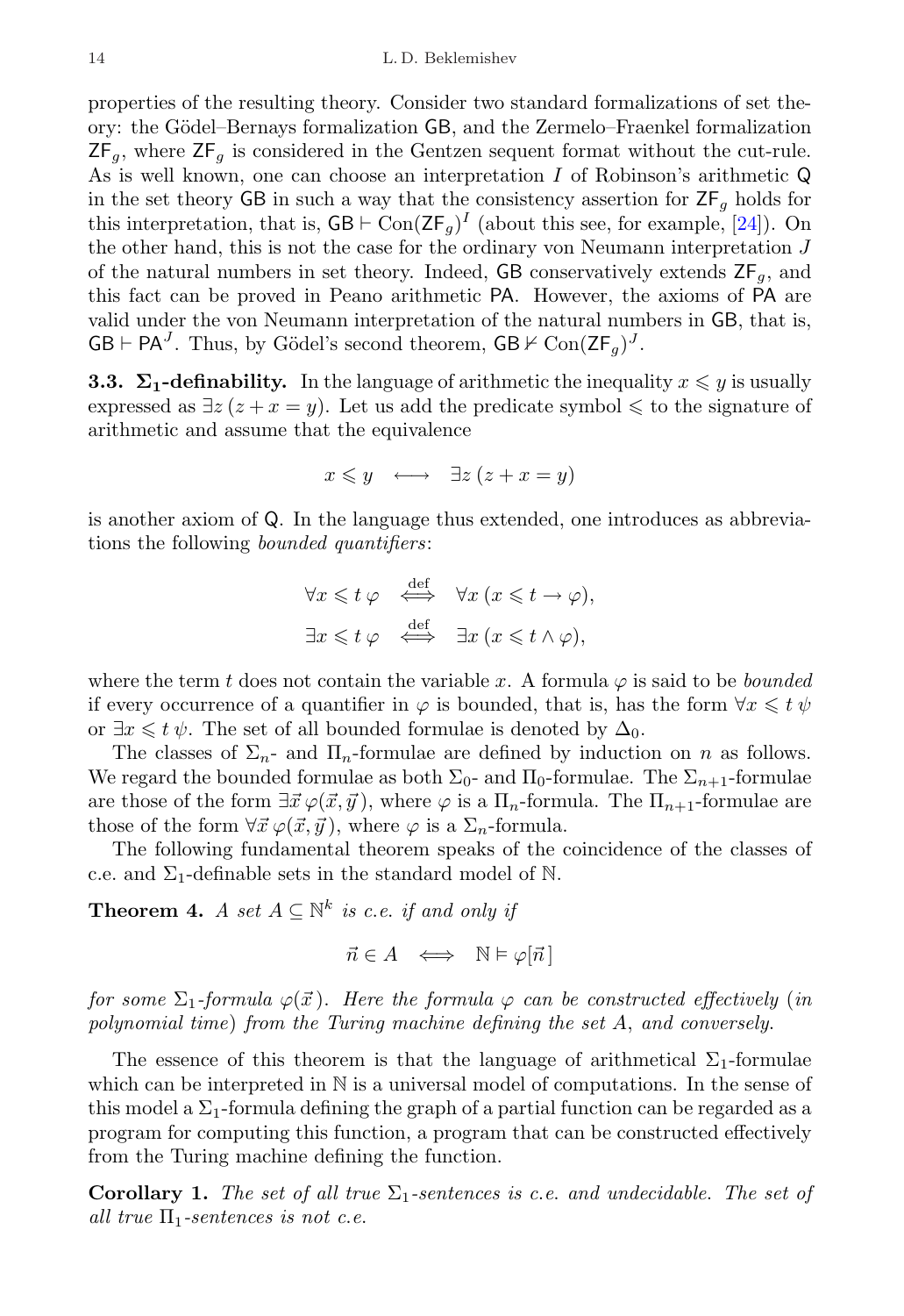properties of the resulting theory. Consider two standard formalizations of set theory: the Gödel–Bernays formalization $\mathsf{GB}$, and the Zermelo–Fraenkel formalization $\mathsf{ZF}_g$, where $\mathsf{ZF}_g$ is considered in the Gentzen sequent format without the cut-rule. As is well known, one can choose an interpretation $I$ of Robinson's arithmetic $\mathsf{Q}$ in the set theory $\mathsf{GB}$ in such a way that the consistency assertion for $\mathsf{ZF}_g$ holds for this interpretation, that is, $\mathsf{GB} \vdash \mathrm{Con}(\mathsf{ZF}_g)^I$ (about this see, for example, [24]). On the other hand, this is not the case for the ordinary von Neumann interpretation $J$ of the natural numbers in set theory. Indeed, $\mathsf{GB}$ conservatively extends $\mathsf{ZF}_g$, and this fact can be proved in Peano arithmetic $\mathsf{PA}$. However, the axioms of $\mathsf{PA}$ are valid under the von Neumann interpretation of the natural numbers in $\mathsf{GB}$, that is, $\mathsf{GB} \vdash \mathsf{PA}^J$. Thus, by Gödel's second theorem, $\mathsf{GB} \nvdash \mathrm{Con}(\mathsf{ZF}_g)^J$.

**3.3. $\Sigma_1$-definability.** In the language of arithmetic the inequality $x \leqslant y$ is usually expressed as $\exists z\,(z + x = y)$. Let us add the predicate symbol $\leqslant$ to the signature of arithmetic and assume that the equivalence

$$x \leqslant y \quad \longleftrightarrow \quad \exists z\,(z + x = y)$$

is another axiom of $\mathsf{Q}$. In the language thus extended, one introduces as abbreviations the following *bounded quantifiers*:

$$\forall x \leqslant t\,\varphi \quad \overset{\text{def}}{\iff} \quad \forall x\,(x \leqslant t \to \varphi),$$
$$\exists x \leqslant t\,\varphi \quad \overset{\text{def}}{\iff} \quad \exists x\,(x \leqslant t \wedge \varphi),$$

where the term $t$ does not contain the variable $x$. A formula $\varphi$ is said to be *bounded* if every occurrence of a quantifier in $\varphi$ is bounded, that is, has the form $\forall x \leqslant t\,\psi$ or $\exists x \leqslant t\,\psi$. The set of all bounded formulae is denoted by $\Delta_0$.

The classes of $\Sigma_n$- and $\Pi_n$-formulae are defined by induction on $n$ as follows. We regard the bounded formulae as both $\Sigma_0$- and $\Pi_0$-formulae. The $\Sigma_{n+1}$-formulae are those of the form $\exists \vec{x}\,\varphi(\vec{x}, \vec{y})$, where $\varphi$ is a $\Pi_n$-formula. The $\Pi_{n+1}$-formulae are those of the form $\forall \vec{x}\,\varphi(\vec{x}, \vec{y})$, where $\varphi$ is a $\Sigma_n$-formula.

The following fundamental theorem speaks of the coincidence of the classes of c.e. and $\Sigma_1$-definable sets in the standard model of $\mathbb{N}$.

**Theorem 4.** *A set $A \subseteq \mathbb{N}^k$ is c.e. if and only if*

$$\vec{n} \in A \iff \mathbb{N} \vDash \varphi[\vec{n}\,]$$

*for some $\Sigma_1$-formula $\varphi(\vec{x}\,)$. Here the formula $\varphi$ can be constructed effectively* (*in polynomial time*) *from the Turing machine defining the set $A$, and conversely.*

The essence of this theorem is that the language of arithmetical $\Sigma_1$-formulae which can be interpreted in $\mathbb{N}$ is a universal model of computations. In the sense of this model a $\Sigma_1$-formula defining the graph of a partial function can be regarded as a program for computing this function, a program that can be constructed effectively from the Turing machine defining the function.

**Corollary 1.** *The set of all true $\Sigma_1$-sentences is c.e. and undecidable. The set of all true $\Pi_1$-sentences is not c.e.*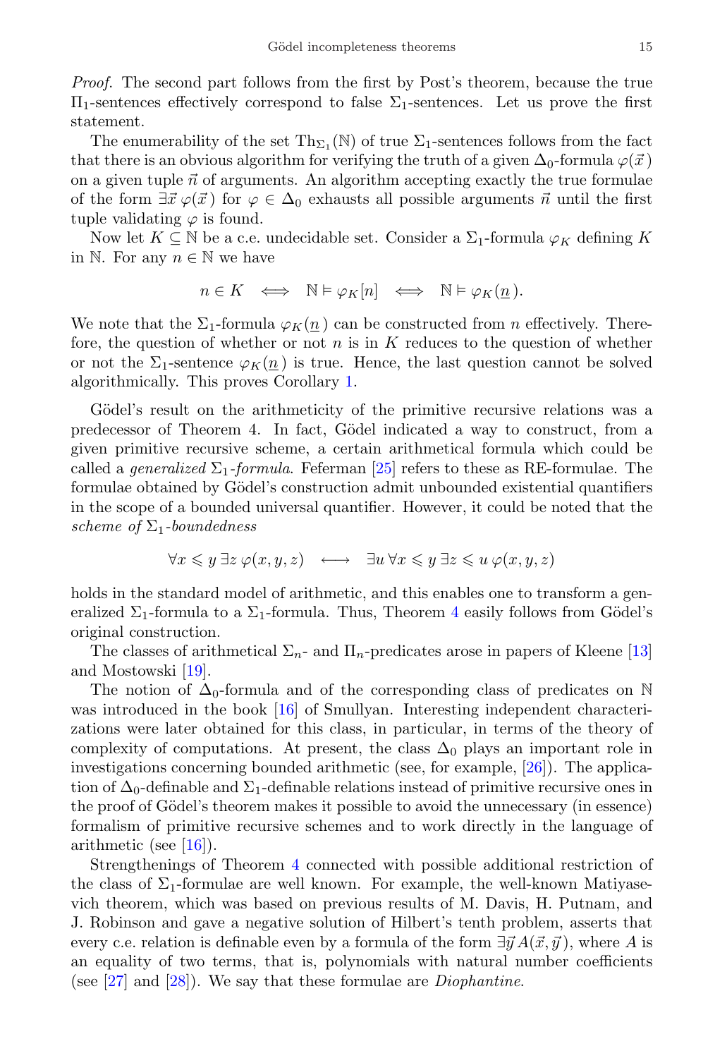*Proof.* The second part follows from the first by Post's theorem, because the true $\Pi_1$-sentences effectively correspond to false $\Sigma_1$-sentences. Let us prove the first statement.

The enumerability of the set $\mathrm{Th}_{\Sigma_1}(\mathbb{N})$ of true $\Sigma_1$-sentences follows from the fact that there is an obvious algorithm for verifying the truth of a given $\Delta_0$-formula $\varphi(\vec{x})$ on a given tuple $\vec{n}$ of arguments. An algorithm accepting exactly the true formulae of the form $\exists\vec{x}\,\varphi(\vec{x})$ for $\varphi \in \Delta_0$ exhausts all possible arguments $\vec{n}$ until the first tuple validating $\varphi$ is found.

Now let $K \subseteq \mathbb{N}$ be a c.e. undecidable set. Consider a $\Sigma_1$-formula $\varphi_K$ defining $K$ in $\mathbb{N}$. For any $n \in \mathbb{N}$ we have

$$n \in K \iff \mathbb{N} \vDash \varphi_K[n] \iff \mathbb{N} \vDash \varphi_K(\underline{n}).$$

We note that the $\Sigma_1$-formula $\varphi_K(\underline{n})$ can be constructed from $n$ effectively. Therefore, the question of whether or not $n$ is in $K$ reduces to the question of whether or not the $\Sigma_1$-sentence $\varphi_K(\underline{n})$ is true. Hence, the last question cannot be solved algorithmically. This proves Corollary 1.

Gödel's result on the arithmeticity of the primitive recursive relations was a predecessor of Theorem 4. In fact, Gödel indicated a way to construct, from a given primitive recursive scheme, a certain arithmetical formula which could be called a *generalized* $\Sigma_1$*-formula*. Feferman [25] refers to these as RE-formulae. The formulae obtained by Gödel's construction admit unbounded existential quantifiers in the scope of a bounded universal quantifier. However, it could be noted that the *scheme of* $\Sigma_1$*-boundedness*

$$\forall x \leqslant y\, \exists z\, \varphi(x, y, z) \quad \longleftrightarrow \quad \exists u\, \forall x \leqslant y\, \exists z \leqslant u\, \varphi(x, y, z)$$

holds in the standard model of arithmetic, and this enables one to transform a generalized $\Sigma_1$-formula to a $\Sigma_1$-formula. Thus, Theorem 4 easily follows from Gödel's original construction.

The classes of arithmetical $\Sigma_n$- and $\Pi_n$-predicates arose in papers of Kleene [13] and Mostowski [19].

The notion of $\Delta_0$-formula and of the corresponding class of predicates on $\mathbb{N}$ was introduced in the book [16] of Smullyan. Interesting independent characterizations were later obtained for this class, in particular, in terms of the theory of complexity of computations. At present, the class $\Delta_0$ plays an important role in investigations concerning bounded arithmetic (see, for example, [26]). The application of $\Delta_0$-definable and $\Sigma_1$-definable relations instead of primitive recursive ones in the proof of Gödel's theorem makes it possible to avoid the unnecessary (in essence) formalism of primitive recursive schemes and to work directly in the language of arithmetic (see [16]).

Strengthenings of Theorem 4 connected with possible additional restriction of the class of $\Sigma_1$-formulae are well known. For example, the well-known Matiyasevich theorem, which was based on previous results of M. Davis, H. Putnam, and J. Robinson and gave a negative solution of Hilbert's tenth problem, asserts that every c.e. relation is definable even by a formula of the form $\exists\vec{y}\,A(\vec{x}, \vec{y})$, where $A$ is an equality of two terms, that is, polynomials with natural number coefficients (see [27] and [28]). We say that these formulae are *Diophantine*.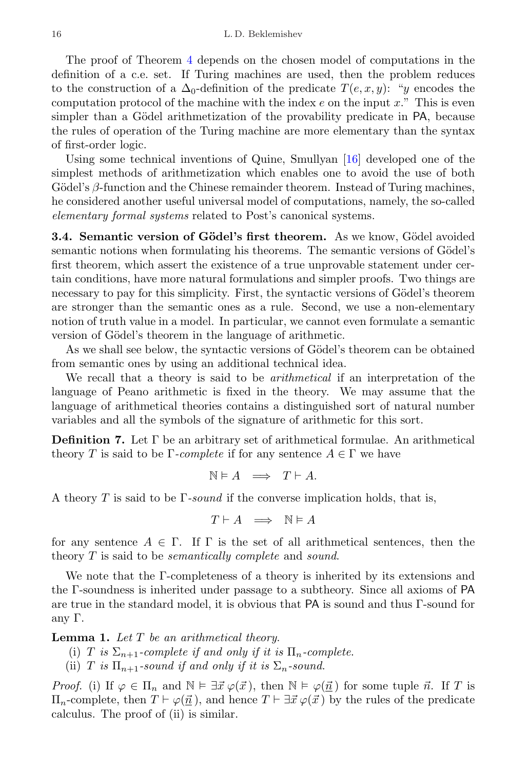The proof of Theorem 4 depends on the chosen model of computations in the definition of a c.e. set. If Turing machines are used, then the problem reduces to the construction of a $\Delta_0$-definition of the predicate $T(e, x, y)$: "$y$ encodes the computation protocol of the machine with the index $e$ on the input $x$." This is even simpler than a Gödel arithmetization of the provability predicate in PA, because the rules of operation of the Turing machine are more elementary than the syntax of first-order logic.

Using some technical inventions of Quine, Smullyan [16] developed one of the simplest methods of arithmetization which enables one to avoid the use of both Gödel's $\beta$-function and the Chinese remainder theorem. Instead of Turing machines, he considered another useful universal model of computations, namely, the so-called *elementary formal systems* related to Post's canonical systems.

**3.4. Semantic version of Gödel's first theorem.** As we know, Gödel avoided semantic notions when formulating his theorems. The semantic versions of Gödel's first theorem, which assert the existence of a true unprovable statement under certain conditions, have more natural formulations and simpler proofs. Two things are necessary to pay for this simplicity. First, the syntactic versions of Gödel's theorem are stronger than the semantic ones as a rule. Second, we use a non-elementary notion of truth value in a model. In particular, we cannot even formulate a semantic version of Gödel's theorem in the language of arithmetic.

As we shall see below, the syntactic versions of Gödel's theorem can be obtained from semantic ones by using an additional technical idea.

We recall that a theory is said to be *arithmetical* if an interpretation of the language of Peano arithmetic is fixed in the theory. We may assume that the language of arithmetical theories contains a distinguished sort of natural number variables and all the symbols of the signature of arithmetic for this sort.

**Definition 7.** Let $\Gamma$ be an arbitrary set of arithmetical formulae. An arithmetical theory $T$ is said to be $\Gamma$-*complete* if for any sentence $A \in \Gamma$ we have

$$\mathbb{N} \vDash A \implies T \vdash A.$$

A theory $T$ is said to be $\Gamma$-*sound* if the converse implication holds, that is,

$$T \vdash A \implies \mathbb{N} \vDash A$$

for any sentence $A \in \Gamma$. If $\Gamma$ is the set of all arithmetical sentences, then the theory $T$ is said to be *semantically complete* and *sound*.

We note that the $\Gamma$-completeness of a theory is inherited by its extensions and the $\Gamma$-soundness is inherited under passage to a subtheory. Since all axioms of PA are true in the standard model, it is obvious that PA is sound and thus $\Gamma$-sound for any $\Gamma$.

**Lemma 1.** *Let $T$ be an arithmetical theory.*

(i) *$T$ is $\Sigma_{n+1}$-complete if and only if it is $\Pi_n$-complete.*

(ii) *$T$ is $\Pi_{n+1}$-sound if and only if it is $\Sigma_n$-sound.*

*Proof.* (i) If $\varphi \in \Pi_n$ and $\mathbb{N} \vDash \exists \vec{x}\, \varphi(\vec{x}\,)$, then $\mathbb{N} \vDash \varphi(\underline{\vec{n}}\,)$ for some tuple $\vec{n}$. If $T$ is $\Pi_n$-complete, then $T \vdash \varphi(\underline{\vec{n}}\,)$, and hence $T \vdash \exists \vec{x}\, \varphi(\vec{x}\,)$ by the rules of the predicate calculus. The proof of (ii) is similar.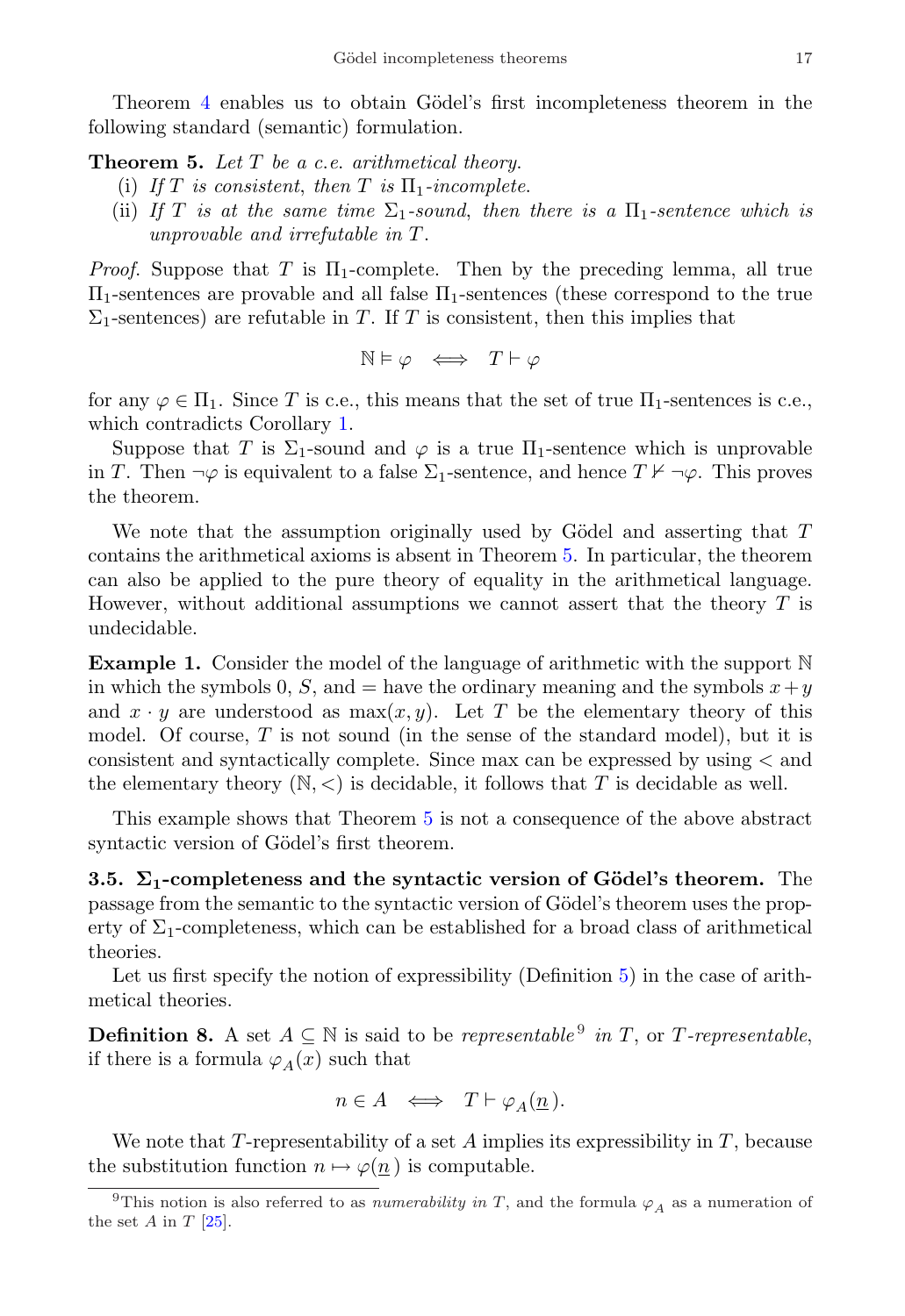Theorem 4 enables us to obtain Gödel's first incompleteness theorem in the following standard (semantic) formulation.

**Theorem 5.** *Let $T$ be a c.e. arithmetical theory.*

(i) *If $T$ is consistent, then $T$ is $\Pi_1$-incomplete.*

(ii) *If $T$ is at the same time $\Sigma_1$-sound, then there is a $\Pi_1$-sentence which is unprovable and irrefutable in $T$.*

*Proof.* Suppose that $T$ is $\Pi_1$-complete. Then by the preceding lemma, all true $\Pi_1$-sentences are provable and all false $\Pi_1$-sentences (these correspond to the true $\Sigma_1$-sentences) are refutable in $T$. If $T$ is consistent, then this implies that

$$\mathbb{N} \vDash \varphi \iff T \vdash \varphi$$

for any $\varphi \in \Pi_1$. Since $T$ is c.e., this means that the set of true $\Pi_1$-sentences is c.e., which contradicts Corollary 1.

Suppose that $T$ is $\Sigma_1$-sound and $\varphi$ is a true $\Pi_1$-sentence which is unprovable in $T$. Then $\neg\varphi$ is equivalent to a false $\Sigma_1$-sentence, and hence $T \nvdash \neg\varphi$. This proves the theorem.

We note that the assumption originally used by Gödel and asserting that $T$ contains the arithmetical axioms is absent in Theorem 5. In particular, the theorem can also be applied to the pure theory of equality in the arithmetical language. However, without additional assumptions we cannot assert that the theory $T$ is undecidable.

**Example 1.** Consider the model of the language of arithmetic with the support $\mathbb{N}$ in which the symbols $0$, $S$, and $=$ have the ordinary meaning and the symbols $x + y$ and $x \cdot y$ are understood as $\max(x, y)$. Let $T$ be the elementary theory of this model. Of course, $T$ is not sound (in the sense of the standard model), but it is consistent and syntactically complete. Since max can be expressed by using $<$ and the elementary theory $(\mathbb{N}, <)$ is decidable, it follows that $T$ is decidable as well.

This example shows that Theorem 5 is not a consequence of the above abstract syntactic version of Gödel's first theorem.

**3.5. $\Sigma_1$-completeness and the syntactic version of Gödel's theorem.** The passage from the semantic to the syntactic version of Gödel's theorem uses the property of $\Sigma_1$-completeness, which can be established for a broad class of arithmetical theories.

Let us first specify the notion of expressibility (Definition 5) in the case of arithmetical theories.

**Definition 8.** A set $A \subseteq \mathbb{N}$ is said to be *representable*[9] *in* $T$, or $T$*-representable*, if there is a formula $\varphi_A(x)$ such that

$$n \in A \iff T \vdash \varphi_A(\underline{n}).$$

We note that $T$-representability of a set $A$ implies its expressibility in $T$, because the substitution function $n \mapsto \varphi(\underline{n})$ is computable.

[9] This notion is also referred to as *numerability in* $T$, and the formula $\varphi_A$ as a numeration of the set $A$ in $T$ [25].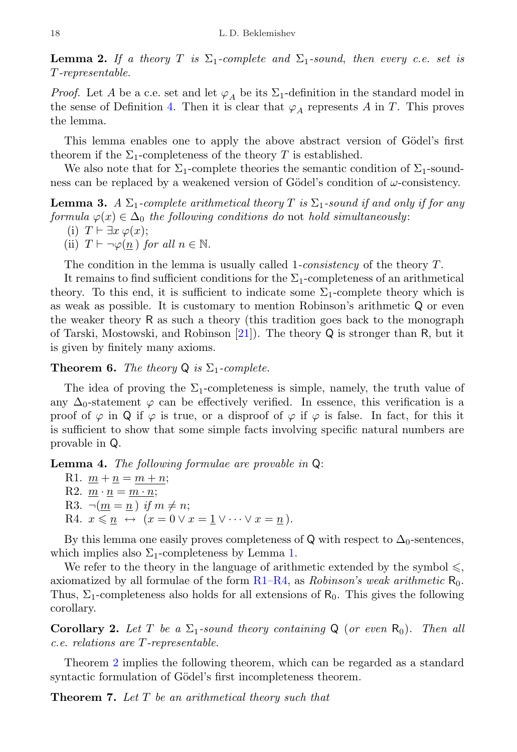**Lemma 2.** *If a theory $T$ is $\Sigma_1$-complete and $\Sigma_1$-sound, then every c.e. set is $T$-representable.*

*Proof.* Let $A$ be a c.e. set and let $\varphi_A$ be its $\Sigma_1$-definition in the standard model in the sense of Definition 4. Then it is clear that $\varphi_A$ represents $A$ in $T$. This proves the lemma.

This lemma enables one to apply the above abstract version of Gödel's first theorem if the $\Sigma_1$-completeness of the theory $T$ is established.

We also note that for $\Sigma_1$-complete theories the semantic condition of $\Sigma_1$-soundness can be replaced by a weakened version of Gödel's condition of $\omega$-consistency.

**Lemma 3.** *A $\Sigma_1$-complete arithmetical theory $T$ is $\Sigma_1$-sound if and only if for any formula $\varphi(x) \in \Delta_0$ the following conditions do* not *hold simultaneously*:

(i) $T \vdash \exists x\, \varphi(x)$;

(ii) $T \vdash \neg\varphi(\underline{n})$ *for all* $n \in \mathbb{N}$.

The condition in the lemma is usually called 1-*consistency* of the theory $T$.

It remains to find sufficient conditions for the $\Sigma_1$-completeness of an arithmetical theory. To this end, it is sufficient to indicate some $\Sigma_1$-complete theory which is as weak as possible. It is customary to mention Robinson's arithmetic $\mathsf{Q}$ or even the weaker theory $\mathsf{R}$ as such a theory (this tradition goes back to the monograph of Tarski, Mostowski, and Robinson [21]). The theory $\mathsf{Q}$ is stronger than $\mathsf{R}$, but it is given by finitely many axioms.

**Theorem 6.** *The theory $\mathsf{Q}$ is $\Sigma_1$-complete.*

The idea of proving the $\Sigma_1$-completeness is simple, namely, the truth value of any $\Delta_0$-statement $\varphi$ can be effectively verified. In essence, this verification is a proof of $\varphi$ in $\mathsf{Q}$ if $\varphi$ is true, or a disproof of $\varphi$ if $\varphi$ is false. In fact, for this it is sufficient to show that some simple facts involving specific natural numbers are provable in $\mathsf{Q}$.

**Lemma 4.** *The following formulae are provable in* $\mathsf{Q}$:

R1. $\underline{m} + \underline{n} = \underline{m+n}$;

R2. $\underline{m} \cdot \underline{n} = \underline{m \cdot n}$;

R3. $\neg(\underline{m} = \underline{n})$ *if* $m \neq n$;

R4. $x \leqslant \underline{n} \;\leftrightarrow\; (x = 0 \vee x = \underline{1} \vee \cdots \vee x = \underline{n})$.

By this lemma one easily proves completeness of $\mathsf{Q}$ with respect to $\Delta_0$-sentences, which implies also $\Sigma_1$-completeness by Lemma 1.

We refer to the theory in the language of arithmetic extended by the symbol $\leqslant$, axiomatized by all formulae of the form R1–R4, as *Robinson's weak arithmetic* $\mathsf{R}_0$. Thus, $\Sigma_1$-completeness also holds for all extensions of $\mathsf{R}_0$. This gives the following corollary.

**Corollary 2.** *Let $T$ be a $\Sigma_1$-sound theory containing $\mathsf{Q}$ (or even $\mathsf{R}_0$). Then all c.e. relations are $T$-representable.*

Theorem 2 implies the following theorem, which can be regarded as a standard syntactic formulation of Gödel's first incompleteness theorem.

**Theorem 7.** *Let $T$ be an arithmetical theory such that*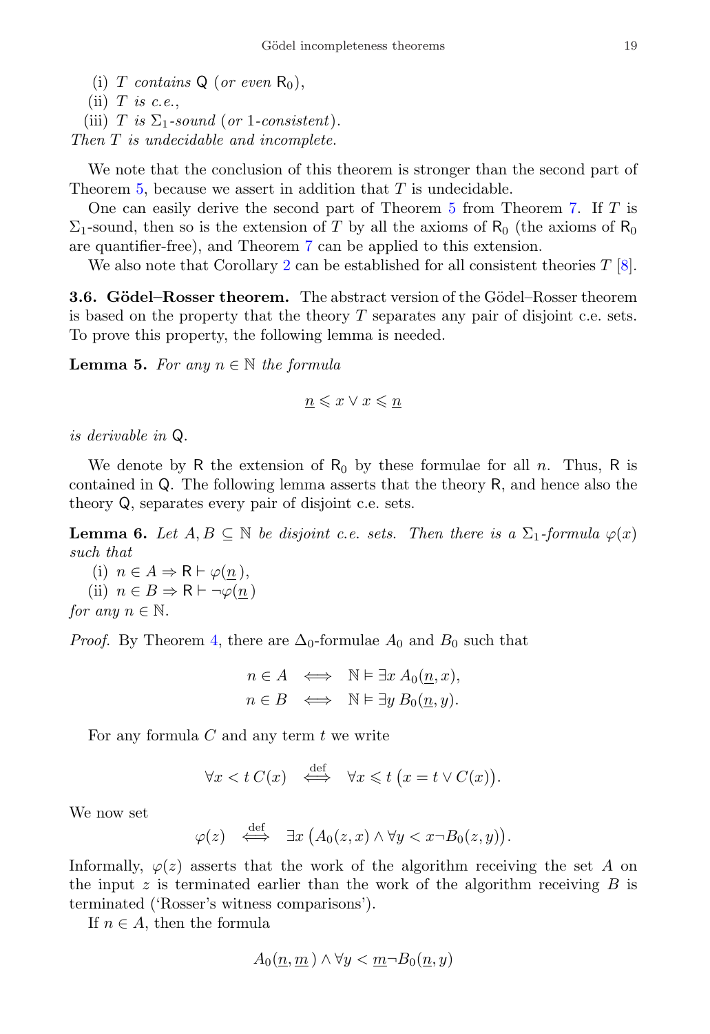(i) $T$ *contains* $\mathsf{Q}$ (*or even* $\mathsf{R}_0$),

(ii) $T$ *is c.e.*,

(iii) $T$ *is* $\Sigma_1$*-sound* (*or* 1*-consistent*).

*Then* $T$ *is undecidable and incomplete.*

We note that the conclusion of this theorem is stronger than the second part of Theorem 5, because we assert in addition that $T$ is undecidable.

One can easily derive the second part of Theorem 5 from Theorem 7. If $T$ is $\Sigma_1$-sound, then so is the extension of $T$ by all the axioms of $\mathsf{R}_0$ (the axioms of $\mathsf{R}_0$ are quantifier-free), and Theorem 7 can be applied to this extension.

We also note that Corollary 2 can be established for all consistent theories $T$ [8].

**3.6. Gödel–Rosser theorem.** The abstract version of the Gödel–Rosser theorem is based on the property that the theory $T$ separates any pair of disjoint c.e. sets. To prove this property, the following lemma is needed.

**Lemma 5.** *For any* $n \in \mathbb{N}$ *the formula*

$$\underline{n} \leqslant x \vee x \leqslant \underline{n}$$

*is derivable in* $\mathsf{Q}$.

We denote by $\mathsf{R}$ the extension of $\mathsf{R}_0$ by these formulae for all $n$. Thus, $\mathsf{R}$ is contained in $\mathsf{Q}$. The following lemma asserts that the theory $\mathsf{R}$, and hence also the theory $\mathsf{Q}$, separates every pair of disjoint c.e. sets.

**Lemma 6.** *Let* $A, B \subseteq \mathbb{N}$ *be disjoint c.e. sets. Then there is a* $\Sigma_1$*-formula* $\varphi(x)$ *such that*

(i) $n \in A \Rightarrow \mathsf{R} \vdash \varphi(\underline{n})$,

(ii) $n \in B \Rightarrow \mathsf{R} \vdash \neg\varphi(\underline{n})$

*for any* $n \in \mathbb{N}$.

*Proof.* By Theorem 4, there are $\Delta_0$-formulae $A_0$ and $B_0$ such that

$$n \in A \iff \mathbb{N} \vDash \exists x\, A_0(\underline{n}, x),$$
$$n \in B \iff \mathbb{N} \vDash \exists y\, B_0(\underline{n}, y).$$

For any formula $C$ and any term $t$ we write

$$\forall x < t\, C(x) \quad \overset{\text{def}}{\iff} \quad \forall x \leqslant t\, \big(x = t \vee C(x)\big).$$

We now set

$$\varphi(z) \quad \overset{\text{def}}{\iff} \quad \exists x\, \big(A_0(z, x) \wedge \forall y < x \neg B_0(z, y)\big).$$

Informally, $\varphi(z)$ asserts that the work of the algorithm receiving the set $A$ on the input $z$ is terminated earlier than the work of the algorithm receiving $B$ is terminated ('Rosser's witness comparisons').

If $n \in A$, then the formula

$$A_0(\underline{n}, \underline{m}) \wedge \forall y < \underline{m} \neg B_0(\underline{n}, y)$$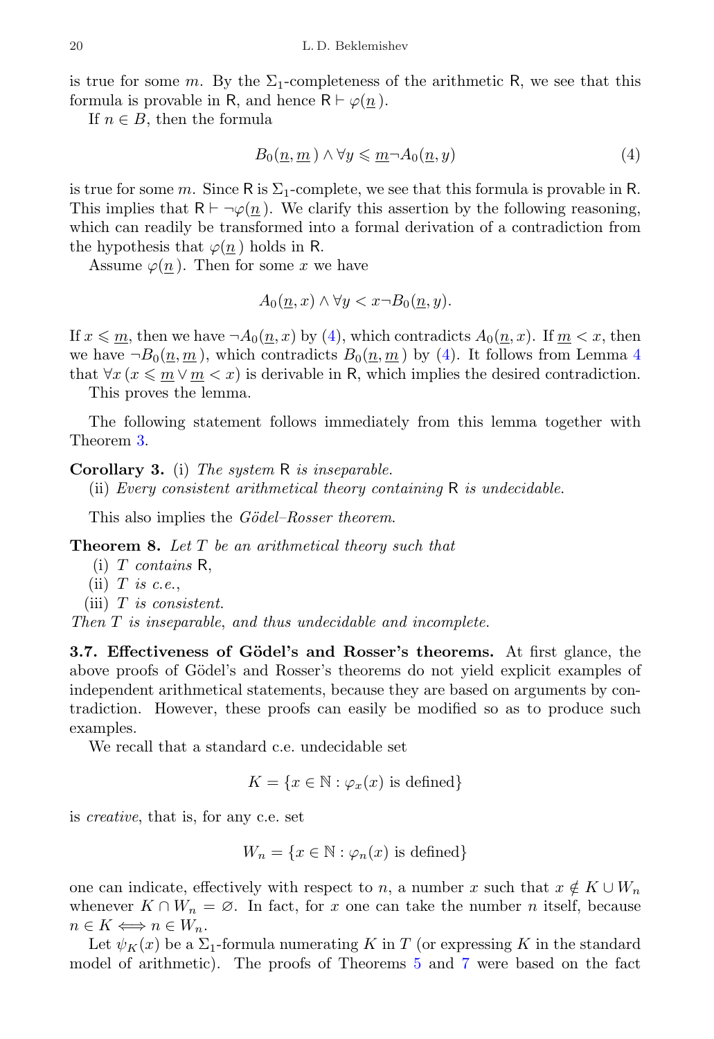is true for some $m$. By the $\Sigma_1$-completeness of the arithmetic $\mathsf{R}$, we see that this formula is provable in $\mathsf{R}$, and hence $\mathsf{R} \vdash \varphi(\underline{n})$.

If $n \in B$, then the formula

$$B_0(\underline{n}, \underline{m}) \wedge \forall y \leqslant \underline{m} \neg A_0(\underline{n}, y) \tag{4}$$

is true for some $m$. Since $\mathsf{R}$ is $\Sigma_1$-complete, we see that this formula is provable in $\mathsf{R}$. This implies that $\mathsf{R} \vdash \neg\varphi(\underline{n})$. We clarify this assertion by the following reasoning, which can readily be transformed into a formal derivation of a contradiction from the hypothesis that $\varphi(\underline{n})$ holds in $\mathsf{R}$.

Assume $\varphi(\underline{n})$. Then for some $x$ we have

$$A_0(\underline{n}, x) \wedge \forall y < x \neg B_0(\underline{n}, y).$$

If $x \leqslant \underline{m}$, then we have $\neg A_0(\underline{n}, x)$ by (4), which contradicts $A_0(\underline{n}, x)$. If $\underline{m} < x$, then we have $\neg B_0(\underline{n}, \underline{m})$, which contradicts $B_0(\underline{n}, \underline{m})$ by (4). It follows from Lemma 4 that $\forall x\, (x \leqslant \underline{m} \vee \underline{m} < x)$ is derivable in $\mathsf{R}$, which implies the desired contradiction.

This proves the lemma.

The following statement follows immediately from this lemma together with Theorem 3.

**Corollary 3.** (i) *The system* $\mathsf{R}$ *is inseparable.*

(ii) *Every consistent arithmetical theory containing* $\mathsf{R}$ *is undecidable.*

This also implies the *Gödel–Rosser theorem*.

**Theorem 8.** *Let $T$ be an arithmetical theory such that*

(i) *$T$ contains* $\mathsf{R}$,

(ii) *$T$ is c.e.*,

(iii) *$T$ is consistent.*

*Then $T$ is inseparable, and thus undecidable and incomplete.*

**3.7. Effectiveness of Gödel's and Rosser's theorems.** At first glance, the above proofs of Gödel's and Rosser's theorems do not yield explicit examples of independent arithmetical statements, because they are based on arguments by contradiction. However, these proofs can easily be modified so as to produce such examples.

We recall that a standard c.e. undecidable set

$$K = \{x \in \mathbb{N} : \varphi_x(x) \text{ is defined}\}$$

is *creative*, that is, for any c.e. set

$$W_n = \{x \in \mathbb{N} : \varphi_n(x) \text{ is defined}\}$$

one can indicate, effectively with respect to $n$, a number $x$ such that $x \notin K \cup W_n$ whenever $K \cap W_n = \varnothing$. In fact, for $x$ one can take the number $n$ itself, because $n \in K \Longleftrightarrow n \in W_n$.

Let $\psi_K(x)$ be a $\Sigma_1$-formula numerating $K$ in $T$ (or expressing $K$ in the standard model of arithmetic). The proofs of Theorems 5 and 7 were based on the fact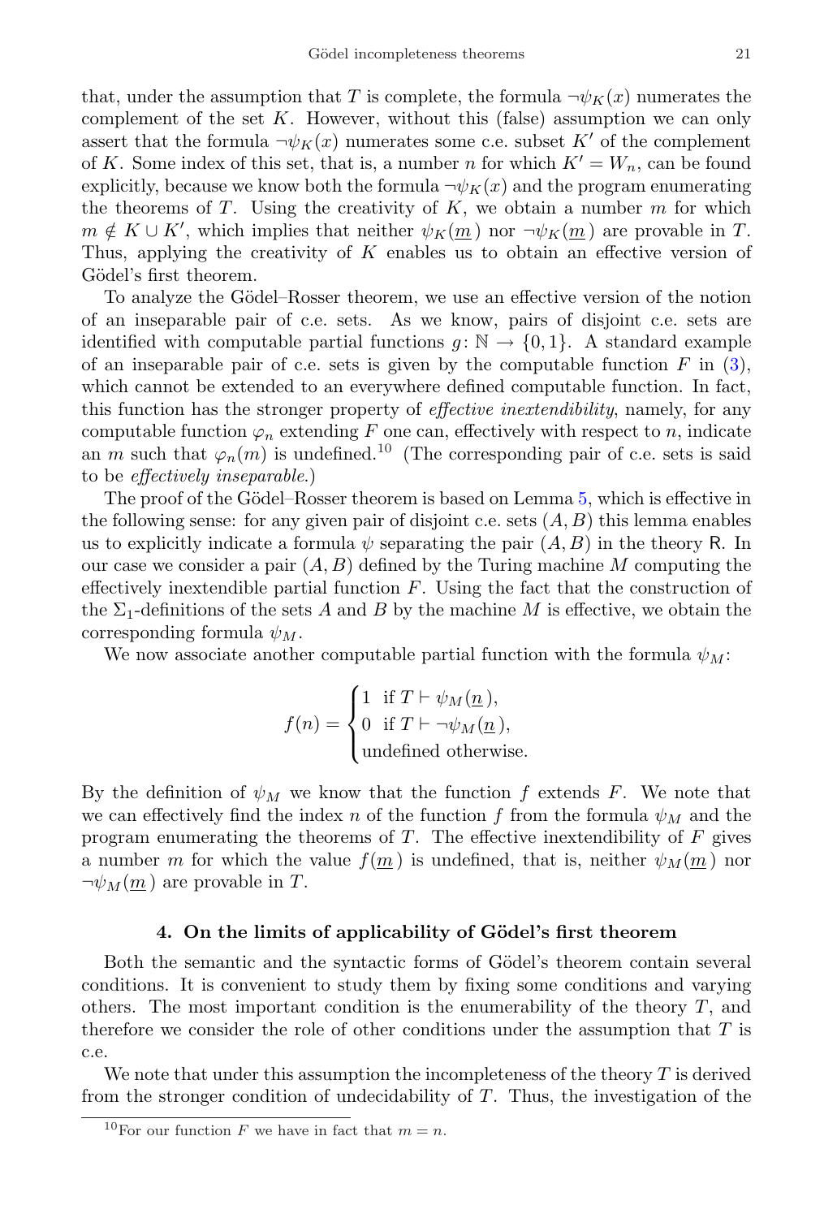that, under the assumption that $T$ is complete, the formula $\neg\psi_K(x)$ numerates the complement of the set $K$. However, without this (false) assumption we can only assert that the formula $\neg\psi_K(x)$ numerates some c.e. subset $K'$ of the complement of $K$. Some index of this set, that is, a number $n$ for which $K' = W_n$, can be found explicitly, because we know both the formula $\neg\psi_K(x)$ and the program enumerating the theorems of $T$. Using the creativity of $K$, we obtain a number $m$ for which $m \notin K \cup K'$, which implies that neither $\psi_K(\underline{m})$ nor $\neg\psi_K(\underline{m})$ are provable in $T$. Thus, applying the creativity of $K$ enables us to obtain an effective version of Gödel's first theorem.

To analyze the Gödel–Rosser theorem, we use an effective version of the notion of an inseparable pair of c.e. sets. As we know, pairs of disjoint c.e. sets are identified with computable partial functions $g\colon \mathbb{N} \to \{0,1\}$. A standard example of an inseparable pair of c.e. sets is given by the computable function $F$ in (3), which cannot be extended to an everywhere defined computable function. In fact, this function has the stronger property of *effective inextendibility*, namely, for any computable function $\varphi_n$ extending $F$ one can, effectively with respect to $n$, indicate an $m$ such that $\varphi_n(m)$ is undefined.[10] (The corresponding pair of c.e. sets is said to be *effectively inseparable*.)

The proof of the Gödel–Rosser theorem is based on Lemma 5, which is effective in the following sense: for any given pair of disjoint c.e. sets $(A, B)$ this lemma enables us to explicitly indicate a formula $\psi$ separating the pair $(A, B)$ in the theory R. In our case we consider a pair $(A, B)$ defined by the Turing machine $M$ computing the effectively inextendible partial function $F$. Using the fact that the construction of the $\Sigma_1$-definitions of the sets $A$ and $B$ by the machine $M$ is effective, we obtain the corresponding formula $\psi_M$.

We now associate another computable partial function with the formula $\psi_M$:

$$f(n) = \begin{cases} 1 & \text{if } T \vdash \psi_M(\underline{n}), \\ 0 & \text{if } T \vdash \neg\psi_M(\underline{n}), \\ \text{undefined otherwise.} \end{cases}$$

By the definition of $\psi_M$ we know that the function $f$ extends $F$. We note that we can effectively find the index $n$ of the function $f$ from the formula $\psi_M$ and the program enumerating the theorems of $T$. The effective inextendibility of $F$ gives a number $m$ for which the value $f(\underline{m})$ is undefined, that is, neither $\psi_M(\underline{m})$ nor $\neg\psi_M(\underline{m})$ are provable in $T$.

## 4. On the limits of applicability of Gödel's first theorem

Both the semantic and the syntactic forms of Gödel's theorem contain several conditions. It is convenient to study them by fixing some conditions and varying others. The most important condition is the enumerability of the theory $T$, and therefore we consider the role of other conditions under the assumption that $T$ is c.e.

We note that under this assumption the incompleteness of the theory $T$ is derived from the stronger condition of undecidability of $T$. Thus, the investigation of the

[10] For our function $F$ we have in fact that $m = n$.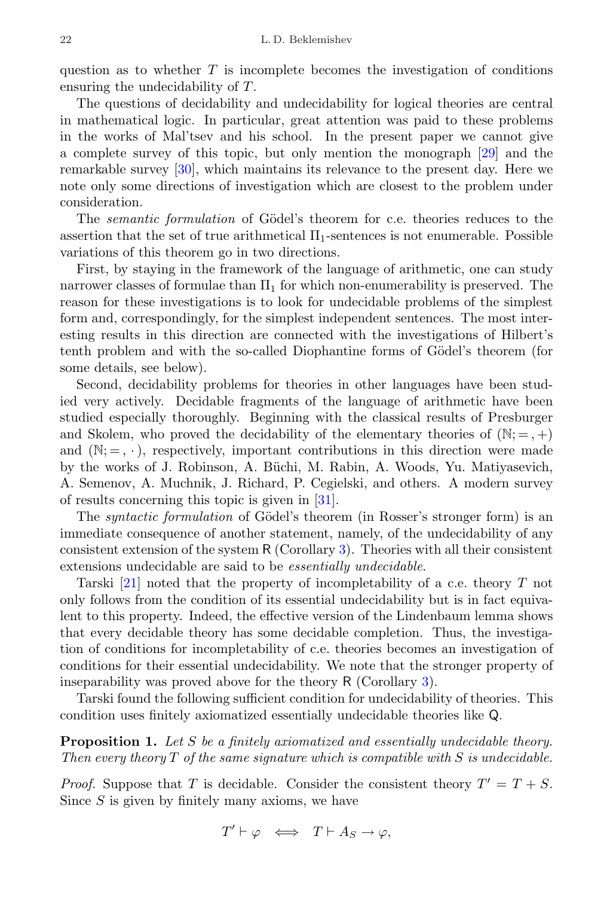question as to whether $T$ is incomplete becomes the investigation of conditions ensuring the undecidability of $T$.

The questions of decidability and undecidability for logical theories are central in mathematical logic. In particular, great attention was paid to these problems in the works of Mal'tsev and his school. In the present paper we cannot give a complete survey of this topic, but only mention the monograph [29] and the remarkable survey [30], which maintains its relevance to the present day. Here we note only some directions of investigation which are closest to the problem under consideration.

The *semantic formulation* of Gödel's theorem for c.e. theories reduces to the assertion that the set of true arithmetical $\Pi_1$-sentences is not enumerable. Possible variations of this theorem go in two directions.

First, by staying in the framework of the language of arithmetic, one can study narrower classes of formulae than $\Pi_1$ for which non-enumerability is preserved. The reason for these investigations is to look for undecidable problems of the simplest form and, correspondingly, for the simplest independent sentences. The most interesting results in this direction are connected with the investigations of Hilbert's tenth problem and with the so-called Diophantine forms of Gödel's theorem (for some details, see below).

Second, decidability problems for theories in other languages have been studied very actively. Decidable fragments of the language of arithmetic have been studied especially thoroughly. Beginning with the classical results of Presburger and Skolem, who proved the decidability of the elementary theories of $(\mathbb{N};=,+)$ and $(\mathbb{N};=,\cdot)$, respectively, important contributions in this direction were made by the works of J. Robinson, A. Büchi, M. Rabin, A. Woods, Yu. Matiyasevich, A. Semenov, A. Muchnik, J. Richard, P. Cegielski, and others. A modern survey of results concerning this topic is given in [31].

The *syntactic formulation* of Gödel's theorem (in Rosser's stronger form) is an immediate consequence of another statement, namely, of the undecidability of any consistent extension of the system R (Corollary 3). Theories with all their consistent extensions undecidable are said to be *essentially undecidable*.

Tarski [21] noted that the property of incompletability of a c.e. theory $T$ not only follows from the condition of its essential undecidability but is in fact equivalent to this property. Indeed, the effective version of the Lindenbaum lemma shows that every decidable theory has some decidable completion. Thus, the investigation of conditions for incompletability of c.e. theories becomes an investigation of conditions for their essential undecidability. We note that the stronger property of inseparability was proved above for the theory R (Corollary 3).

Tarski found the following sufficient condition for undecidability of theories. This condition uses finitely axiomatized essentially undecidable theories like Q.

**Proposition 1.** *Let $S$ be a finitely axiomatized and essentially undecidable theory. Then every theory $T$ of the same signature which is compatible with $S$ is undecidable.*

*Proof.* Suppose that $T$ is decidable. Consider the consistent theory $T' = T + S$. Since $S$ is given by finitely many axioms, we have

$$T' \vdash \varphi \iff T \vdash A_S \to \varphi,$$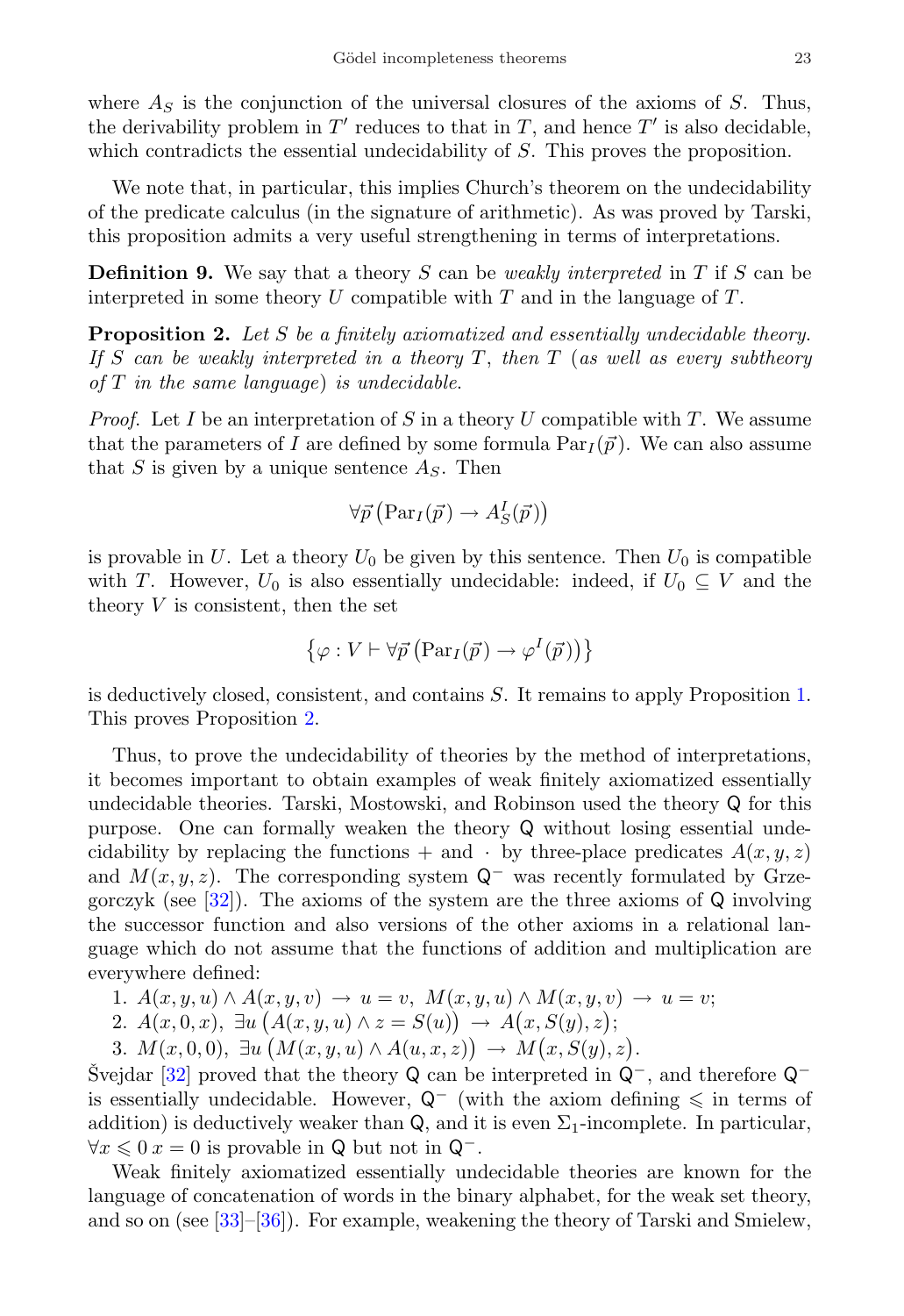where $A_S$ is the conjunction of the universal closures of the axioms of $S$. Thus, the derivability problem in $T'$ reduces to that in $T$, and hence $T'$ is also decidable, which contradicts the essential undecidability of $S$. This proves the proposition.

We note that, in particular, this implies Church's theorem on the undecidability of the predicate calculus (in the signature of arithmetic). As was proved by Tarski, this proposition admits a very useful strengthening in terms of interpretations.

**Definition 9.** We say that a theory $S$ can be *weakly interpreted* in $T$ if $S$ can be interpreted in some theory $U$ compatible with $T$ and in the language of $T$.

**Proposition 2.** *Let $S$ be a finitely axiomatized and essentially undecidable theory. If $S$ can be weakly interpreted in a theory $T$, then $T$ (as well as every subtheory of $T$ in the same language) is undecidable.*

*Proof.* Let $I$ be an interpretation of $S$ in a theory $U$ compatible with $T$. We assume that the parameters of $I$ are defined by some formula $\mathrm{Par}_I(\vec{p})$. We can also assume that $S$ is given by a unique sentence $A_S$. Then

$$\forall \vec{p}\, \big(\mathrm{Par}_I(\vec{p}) \to A_S^I(\vec{p})\big)$$

is provable in $U$. Let a theory $U_0$ be given by this sentence. Then $U_0$ is compatible with $T$. However, $U_0$ is also essentially undecidable: indeed, if $U_0 \subseteq V$ and the theory $V$ is consistent, then the set

$$\big\{\varphi : V \vdash \forall \vec{p}\, \big(\mathrm{Par}_I(\vec{p}) \to \varphi^I(\vec{p})\big)\big\}$$

is deductively closed, consistent, and contains $S$. It remains to apply Proposition 1. This proves Proposition 2.

Thus, to prove the undecidability of theories by the method of interpretations, it becomes important to obtain examples of weak finitely axiomatized essentially undecidable theories. Tarski, Mostowski, and Robinson used the theory $\mathsf{Q}$ for this purpose. One can formally weaken the theory $\mathsf{Q}$ without losing essential undecidability by replacing the functions $+$ and $\cdot$ by three-place predicates $A(x, y, z)$ and $M(x, y, z)$. The corresponding system $\mathsf{Q}^-$ was recently formulated by Grzegorczyk (see [32]). The axioms of the system are the three axioms of $\mathsf{Q}$ involving the successor function and also versions of the other axioms in a relational language which do not assume that the functions of addition and multiplication are everywhere defined:

1. $A(x, y, u) \wedge A(x, y, v) \to u = v,\ M(x, y, u) \wedge M(x, y, v) \to u = v;$
2. $A(x, 0, x),\ \exists u\, \big(A(x, y, u) \wedge z = S(u)\big) \to A\big(x, S(y), z\big);$
3. $M(x, 0, 0),\ \exists u\, \big(M(x, y, u) \wedge A(u, x, z)\big) \to M\big(x, S(y), z\big).$

Švejdar [32] proved that the theory $\mathsf{Q}$ can be interpreted in $\mathsf{Q}^-$, and therefore $\mathsf{Q}^-$ is essentially undecidable. However, $\mathsf{Q}^-$ (with the axiom defining $\leqslant$ in terms of addition) is deductively weaker than $\mathsf{Q}$, and it is even $\Sigma_1$-incomplete. In particular, $\forall x \leqslant 0\, x = 0$ is provable in $\mathsf{Q}$ but not in $\mathsf{Q}^-$.

Weak finitely axiomatized essentially undecidable theories are known for the language of concatenation of words in the binary alphabet, for the weak set theory, and so on (see [33]–[36]). For example, weakening the theory of Tarski and Smielew,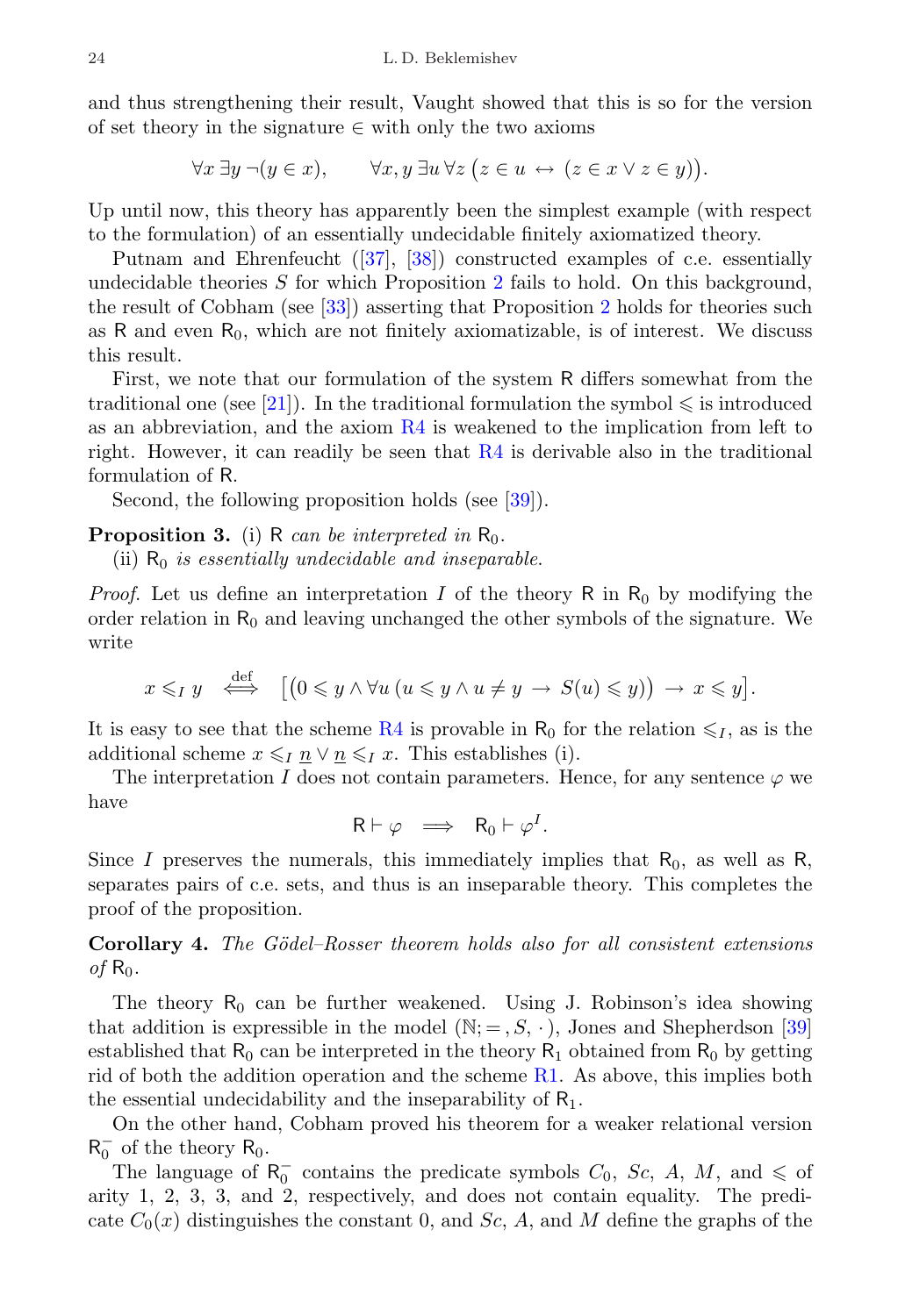and thus strengthening their result, Vaught showed that this is so for the version of set theory in the signature $\in$ with only the two axioms

$$\forall x\, \exists y\, \neg(y \in x), \qquad \forall x, y\, \exists u\, \forall z\, \big(z \in u \leftrightarrow (z \in x \vee z \in y)\big).$$

Up until now, this theory has apparently been the simplest example (with respect to the formulation) of an essentially undecidable finitely axiomatized theory.

Putnam and Ehrenfeucht ([37], [38]) constructed examples of c.e. essentially undecidable theories $S$ for which Proposition 2 fails to hold. On this background, the result of Cobham (see [33]) asserting that Proposition 2 holds for theories such as $\mathsf{R}$ and even $\mathsf{R}_0$, which are not finitely axiomatizable, is of interest. We discuss this result.

First, we note that our formulation of the system $\mathsf{R}$ differs somewhat from the traditional one (see [21]). In the traditional formulation the symbol $\leqslant$ is introduced as an abbreviation, and the axiom R4 is weakened to the implication from left to right. However, it can readily be seen that R4 is derivable also in the traditional formulation of $\mathsf{R}$.

Second, the following proposition holds (see [39]).

**Proposition 3.** (i) $\mathsf{R}$ *can be interpreted in* $\mathsf{R}_0$.

(ii) $\mathsf{R}_0$ *is essentially undecidable and inseparable.*

*Proof.* Let us define an interpretation $I$ of the theory $\mathsf{R}$ in $\mathsf{R}_0$ by modifying the order relation in $\mathsf{R}_0$ and leaving unchanged the other symbols of the signature. We write

$$x \leqslant_I y \ \stackrel{\text{def}}{\iff}\ \big[\big(0 \leqslant y \wedge \forall u\, (u \leqslant y \wedge u \neq y \to S(u) \leqslant y)\big) \to x \leqslant y\big].$$

It is easy to see that the scheme R4 is provable in $\mathsf{R}_0$ for the relation $\leqslant_I$, as is the additional scheme $x \leqslant_I \underline{n} \vee \underline{n} \leqslant_I x$. This establishes (i).

The interpretation $I$ does not contain parameters. Hence, for any sentence $\varphi$ we have

$$\mathsf{R} \vdash \varphi \implies \mathsf{R}_0 \vdash \varphi^I.$$

Since $I$ preserves the numerals, this immediately implies that $\mathsf{R}_0$, as well as $\mathsf{R}$, separates pairs of c.e. sets, and thus is an inseparable theory. This completes the proof of the proposition.

**Corollary 4.** *The Gödel–Rosser theorem holds also for all consistent extensions of* $\mathsf{R}_0$.

The theory $\mathsf{R}_0$ can be further weakened. Using J. Robinson's idea showing that addition is expressible in the model $(\mathbb{N}; =, S, \cdot)$, Jones and Shepherdson [39] established that $\mathsf{R}_0$ can be interpreted in the theory $\mathsf{R}_1$ obtained from $\mathsf{R}_0$ by getting rid of both the addition operation and the scheme R1. As above, this implies both the essential undecidability and the inseparability of $\mathsf{R}_1$.

On the other hand, Cobham proved his theorem for a weaker relational version $\mathsf{R}_0^-$ of the theory $\mathsf{R}_0$.

The language of $\mathsf{R}_0^-$ contains the predicate symbols $C_0$, $Sc$, $A$, $M$, and $\leqslant$ of arity 1, 2, 3, 3, and 2, respectively, and does not contain equality. The predicate $C_0(x)$ distinguishes the constant 0, and $Sc$, $A$, and $M$ define the graphs of the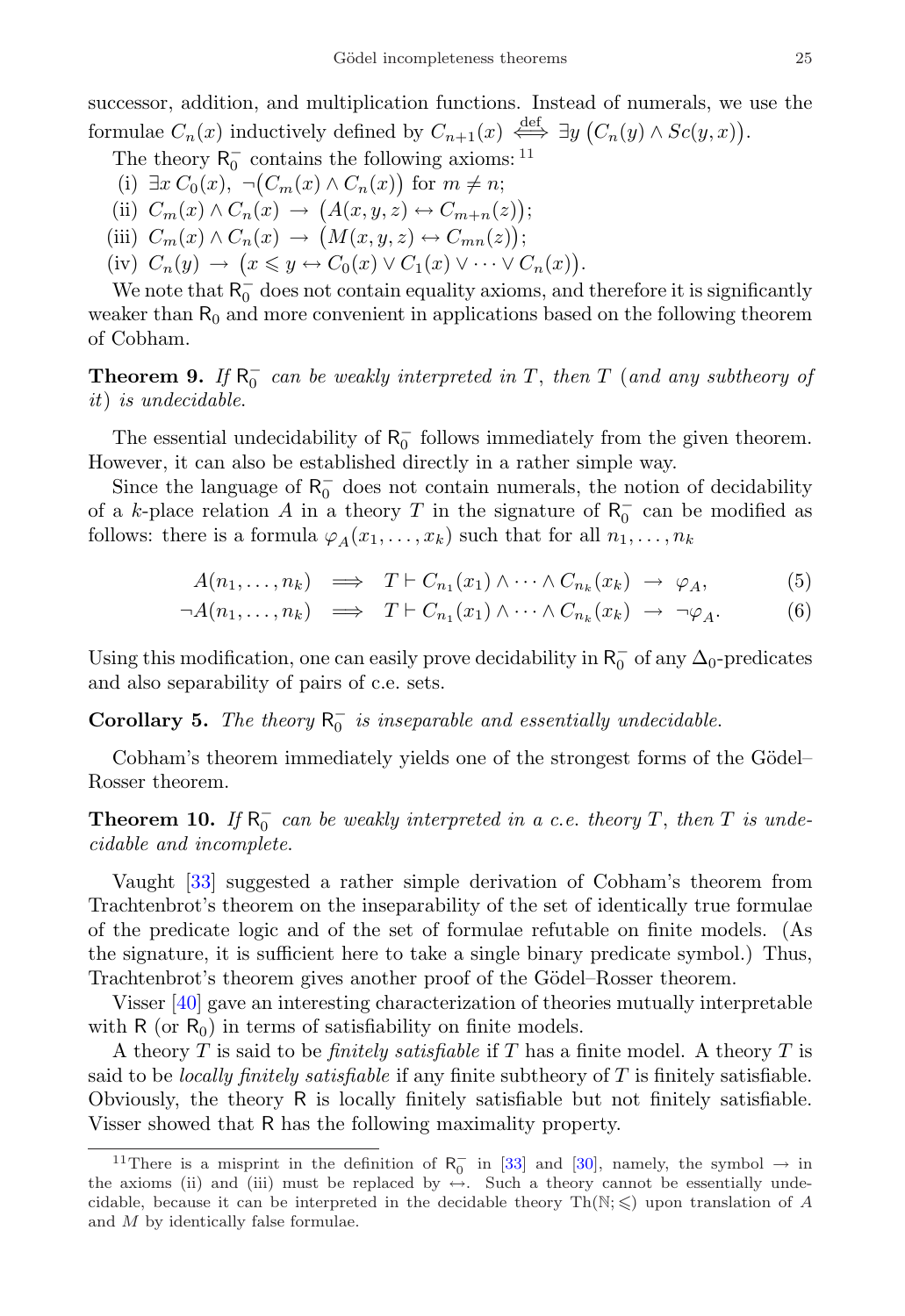successor, addition, and multiplication functions. Instead of numerals, we use the formulae $C_n(x)$ inductively defined by $C_{n+1}(x) \overset{\text{def}}{\iff} \exists y \, \big(C_n(y) \wedge Sc(y,x)\big)$.

The theory $\mathsf{R}_0^-$ contains the following axioms:[11]

(i) $\exists x \, C_0(x)$, $\neg\big(C_m(x) \wedge C_n(x)\big)$ for $m \neq n$;

(ii) $C_m(x) \wedge C_n(x) \,\to\, \big(A(x,y,z) \leftrightarrow C_{m+n}(z)\big)$;

(iii) $C_m(x) \wedge C_n(x) \,\to\, \big(M(x,y,z) \leftrightarrow C_{mn}(z)\big)$;

(iv) $C_n(y) \,\to\, \big(x \leqslant y \leftrightarrow C_0(x) \vee C_1(x) \vee \dots \vee C_n(x)\big)$.

We note that $\mathsf{R}_0^-$ does not contain equality axioms, and therefore it is significantly weaker than $\mathsf{R}_0$ and more convenient in applications based on the following theorem of Cobham.

**Theorem 9.** *If $\mathsf{R}_0^-$ can be weakly interpreted in $T$, then $T$ (and any subtheory of it) is undecidable.*

The essential undecidability of $\mathsf{R}_0^-$ follows immediately from the given theorem. However, it can also be established directly in a rather simple way.

Since the language of $\mathsf{R}_0^-$ does not contain numerals, the notion of decidability of a $k$-place relation $A$ in a theory $T$ in the signature of $\mathsf{R}_0^-$ can be modified as follows: there is a formula $\varphi_A(x_1,\dots,x_k)$ such that for all $n_1,\dots,n_k$

$$A(n_1,\dots,n_k) \implies T \vdash C_{n_1}(x_1) \wedge \dots \wedge C_{n_k}(x_k) \,\to\, \varphi_A, \tag{5}$$

$$\neg A(n_1,\dots,n_k) \implies T \vdash C_{n_1}(x_1) \wedge \dots \wedge C_{n_k}(x_k) \,\to\, \neg\varphi_A. \tag{6}$$

Using this modification, one can easily prove decidability in $\mathsf{R}_0^-$ of any $\Delta_0$-predicates and also separability of pairs of c.e. sets.

**Corollary 5.** *The theory $\mathsf{R}_0^-$ is inseparable and essentially undecidable.*

Cobham's theorem immediately yields one of the strongest forms of the Gödel–Rosser theorem.

**Theorem 10.** *If $\mathsf{R}_0^-$ can be weakly interpreted in a c.e. theory $T$, then $T$ is undecidable and incomplete.*

Vaught [33] suggested a rather simple derivation of Cobham's theorem from Trachtenbrot's theorem on the inseparability of the set of identically true formulae of the predicate logic and of the set of formulae refutable on finite models. (As the signature, it is sufficient here to take a single binary predicate symbol.) Thus, Trachtenbrot's theorem gives another proof of the Gödel–Rosser theorem.

Visser [40] gave an interesting characterization of theories mutually interpretable with $\mathsf{R}$ (or $\mathsf{R}_0$) in terms of satisfiability on finite models.

A theory $T$ is said to be *finitely satisfiable* if $T$ has a finite model. A theory $T$ is said to be *locally finitely satisfiable* if any finite subtheory of $T$ is finitely satisfiable. Obviously, the theory $\mathsf{R}$ is locally finitely satisfiable but not finitely satisfiable. Visser showed that $\mathsf{R}$ has the following maximality property.

---

[11] There is a misprint in the definition of $\mathsf{R}_0^-$ in [33] and [30], namely, the symbol $\to$ in the axioms (ii) and (iii) must be replaced by $\leftrightarrow$. Such a theory cannot be essentially undecidable, because it can be interpreted in the decidable theory $\mathrm{Th}(\mathbb{N};\leqslant)$ upon translation of $A$ and $M$ by identically false formulae.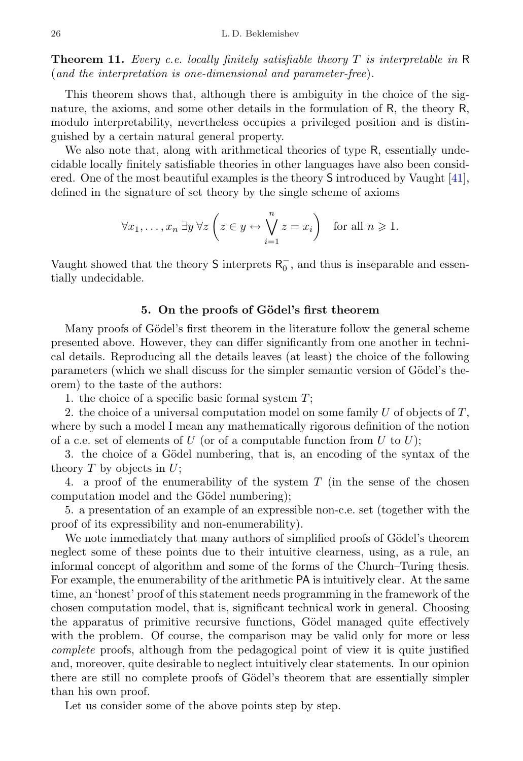**Theorem 11.** *Every c.e. locally finitely satisfiable theory $T$ is interpretable in* R *(and the interpretation is one-dimensional and parameter-free).*

This theorem shows that, although there is ambiguity in the choice of the signature, the axioms, and some other details in the formulation of R, the theory R, modulo interpretability, nevertheless occupies a privileged position and is distinguished by a certain natural general property.

We also note that, along with arithmetical theories of type R, essentially undecidable locally finitely satisfiable theories in other languages have also been considered. One of the most beautiful examples is the theory S introduced by Vaught [41], defined in the signature of set theory by the single scheme of axioms

$$\forall x_1, \dots, x_n \, \exists y \, \forall z \left( z \in y \leftrightarrow \bigvee_{i=1}^{n} z = x_i \right) \quad \text{for all } n \geqslant 1.$$

Vaught showed that the theory S interprets $\mathsf{R}_0^-$, and thus is inseparable and essentially undecidable.

## 5. On the proofs of Gödel's first theorem

Many proofs of Gödel's first theorem in the literature follow the general scheme presented above. However, they can differ significantly from one another in technical details. Reproducing all the details leaves (at least) the choice of the following parameters (which we shall discuss for the simpler semantic version of Gödel's theorem) to the taste of the authors:

1. the choice of a specific basic formal system $T$;

2. the choice of a universal computation model on some family $U$ of objects of $T$, where by such a model I mean any mathematically rigorous definition of the notion of a c.e. set of elements of $U$ (or of a computable function from $U$ to $U$);

3. the choice of a Gödel numbering, that is, an encoding of the syntax of the theory $T$ by objects in $U$;

4. a proof of the enumerability of the system $T$ (in the sense of the chosen computation model and the Gödel numbering);

5. a presentation of an example of an expressible non-c.e. set (together with the proof of its expressibility and non-enumerability).

We note immediately that many authors of simplified proofs of Gödel's theorem neglect some of these points due to their intuitive clearness, using, as a rule, an informal concept of algorithm and some of the forms of the Church–Turing thesis. For example, the enumerability of the arithmetic PA is intuitively clear. At the same time, an 'honest' proof of this statement needs programming in the framework of the chosen computation model, that is, significant technical work in general. Choosing the apparatus of primitive recursive functions, Gödel managed quite effectively with the problem. Of course, the comparison may be valid only for more or less *complete* proofs, although from the pedagogical point of view it is quite justified and, moreover, quite desirable to neglect intuitively clear statements. In our opinion there are still no complete proofs of Gödel's theorem that are essentially simpler than his own proof.

Let us consider some of the above points step by step.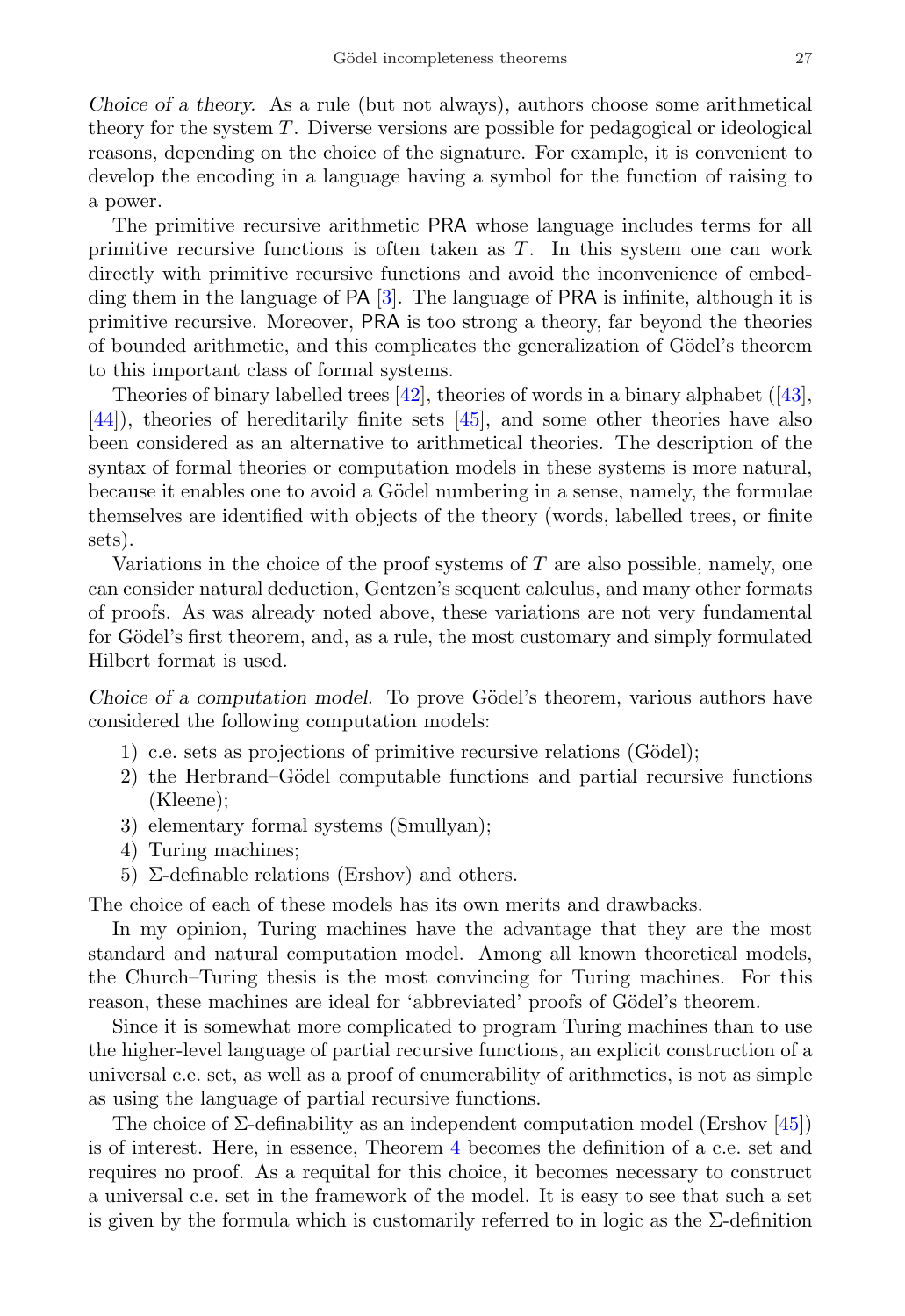*Choice of a theory.* As a rule (but not always), authors choose some arithmetical theory for the system $T$. Diverse versions are possible for pedagogical or ideological reasons, depending on the choice of the signature. For example, it is convenient to develop the encoding in a language having a symbol for the function of raising to a power.

The primitive recursive arithmetic PRA whose language includes terms for all primitive recursive functions is often taken as $T$. In this system one can work directly with primitive recursive functions and avoid the inconvenience of embedding them in the language of PA [3]. The language of PRA is infinite, although it is primitive recursive. Moreover, PRA is too strong a theory, far beyond the theories of bounded arithmetic, and this complicates the generalization of Gödel's theorem to this important class of formal systems.

Theories of binary labelled trees [42], theories of words in a binary alphabet ([43], [44]), theories of hereditarily finite sets [45], and some other theories have also been considered as an alternative to arithmetical theories. The description of the syntax of formal theories or computation models in these systems is more natural, because it enables one to avoid a Gödel numbering in a sense, namely, the formulae themselves are identified with objects of the theory (words, labelled trees, or finite sets).

Variations in the choice of the proof systems of $T$ are also possible, namely, one can consider natural deduction, Gentzen's sequent calculus, and many other formats of proofs. As was already noted above, these variations are not very fundamental for Gödel's first theorem, and, as a rule, the most customary and simply formulated Hilbert format is used.

*Choice of a computation model.* To prove Gödel's theorem, various authors have considered the following computation models:

1) c.e. sets as projections of primitive recursive relations (Gödel);
2) the Herbrand–Gödel computable functions and partial recursive functions (Kleene);
3) elementary formal systems (Smullyan);
4) Turing machines;
5) $\Sigma$-definable relations (Ershov) and others.

The choice of each of these models has its own merits and drawbacks.

In my opinion, Turing machines have the advantage that they are the most standard and natural computation model. Among all known theoretical models, the Church–Turing thesis is the most convincing for Turing machines. For this reason, these machines are ideal for 'abbreviated' proofs of Gödel's theorem.

Since it is somewhat more complicated to program Turing machines than to use the higher-level language of partial recursive functions, an explicit construction of a universal c.e. set, as well as a proof of enumerability of arithmetics, is not as simple as using the language of partial recursive functions.

The choice of $\Sigma$-definability as an independent computation model (Ershov [45]) is of interest. Here, in essence, Theorem 4 becomes the definition of a c.e. set and requires no proof. As a requital for this choice, it becomes necessary to construct a universal c.e. set in the framework of the model. It is easy to see that such a set is given by the formula which is customarily referred to in logic as the $\Sigma$-definition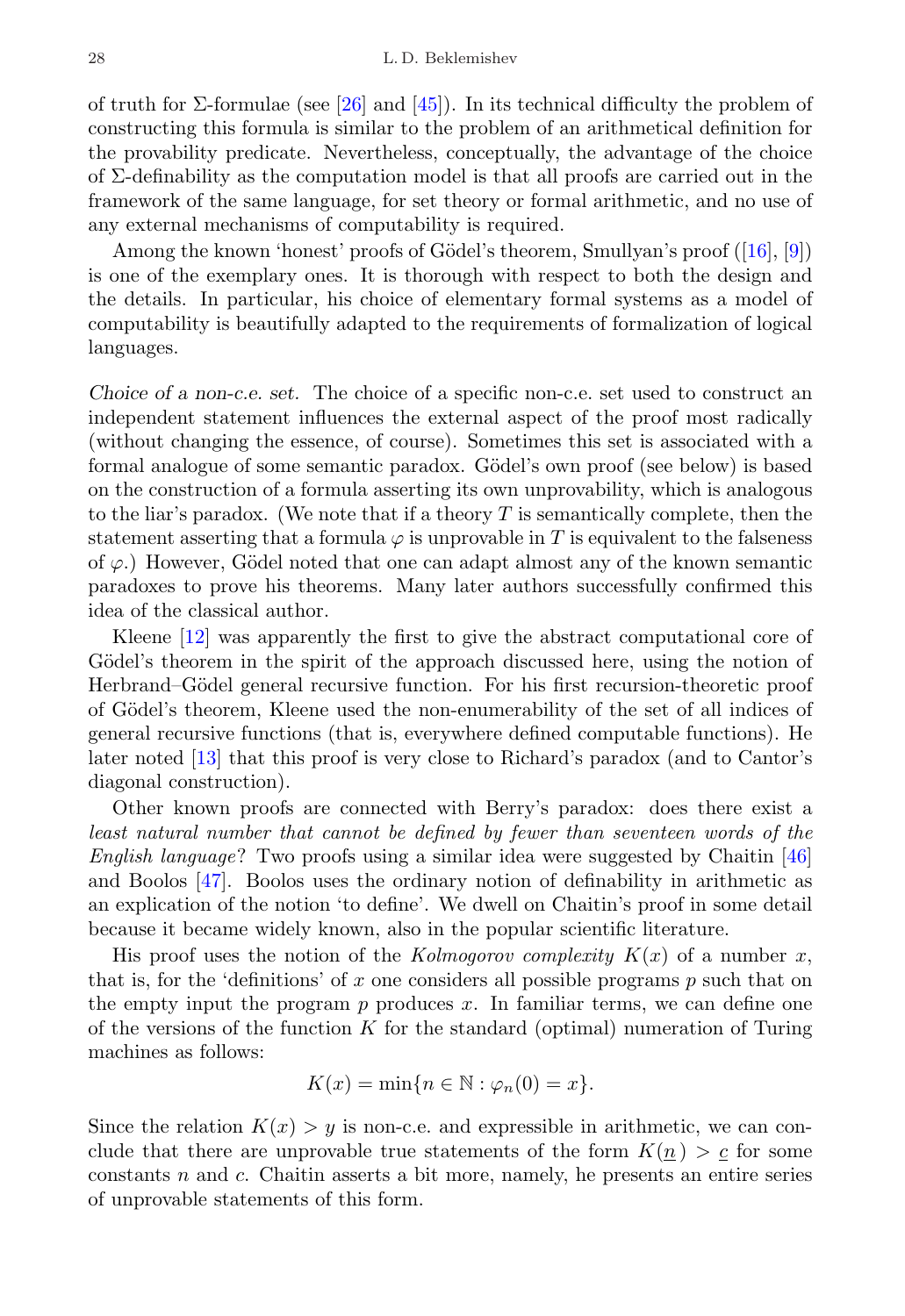of truth for Σ-formulae (see [26] and [45]). In its technical difficulty the problem of constructing this formula is similar to the problem of an arithmetical definition for the provability predicate. Nevertheless, conceptually, the advantage of the choice of Σ-definability as the computation model is that all proofs are carried out in the framework of the same language, for set theory or formal arithmetic, and no use of any external mechanisms of computability is required.

Among the known 'honest' proofs of Gödel's theorem, Smullyan's proof ([16], [9]) is one of the exemplary ones. It is thorough with respect to both the design and the details. In particular, his choice of elementary formal systems as a model of computability is beautifully adapted to the requirements of formalization of logical languages.

*Choice of a non-c.e. set.* The choice of a specific non-c.e. set used to construct an independent statement influences the external aspect of the proof most radically (without changing the essence, of course). Sometimes this set is associated with a formal analogue of some semantic paradox. Gödel's own proof (see below) is based on the construction of a formula asserting its own unprovability, which is analogous to the liar's paradox. (We note that if a theory $T$ is semantically complete, then the statement asserting that a formula $\varphi$ is unprovable in $T$ is equivalent to the falseness of $\varphi$.) However, Gödel noted that one can adapt almost any of the known semantic paradoxes to prove his theorems. Many later authors successfully confirmed this idea of the classical author.

Kleene [12] was apparently the first to give the abstract computational core of Gödel's theorem in the spirit of the approach discussed here, using the notion of Herbrand–Gödel general recursive function. For his first recursion-theoretic proof of Gödel's theorem, Kleene used the non-enumerability of the set of all indices of general recursive functions (that is, everywhere defined computable functions). He later noted [13] that this proof is very close to Richard's paradox (and to Cantor's diagonal construction).

Other known proofs are connected with Berry's paradox: does there exist a *least natural number that cannot be defined by fewer than seventeen words of the English language*? Two proofs using a similar idea were suggested by Chaitin [46] and Boolos [47]. Boolos uses the ordinary notion of definability in arithmetic as an explication of the notion 'to define'. We dwell on Chaitin's proof in some detail because it became widely known, also in the popular scientific literature.

His proof uses the notion of the *Kolmogorov complexity* $K(x)$ of a number $x$, that is, for the 'definitions' of $x$ one considers all possible programs $p$ such that on the empty input the program $p$ produces $x$. In familiar terms, we can define one of the versions of the function $K$ for the standard (optimal) numeration of Turing machines as follows:

$$K(x) = \min\{n \in \mathbb{N} : \varphi_n(0) = x\}.$$

Since the relation $K(x) > y$ is non-c.e. and expressible in arithmetic, we can conclude that there are unprovable true statements of the form $K(\underline{n}) > \underline{c}$ for some constants $n$ and $c$. Chaitin asserts a bit more, namely, he presents an entire series of unprovable statements of this form.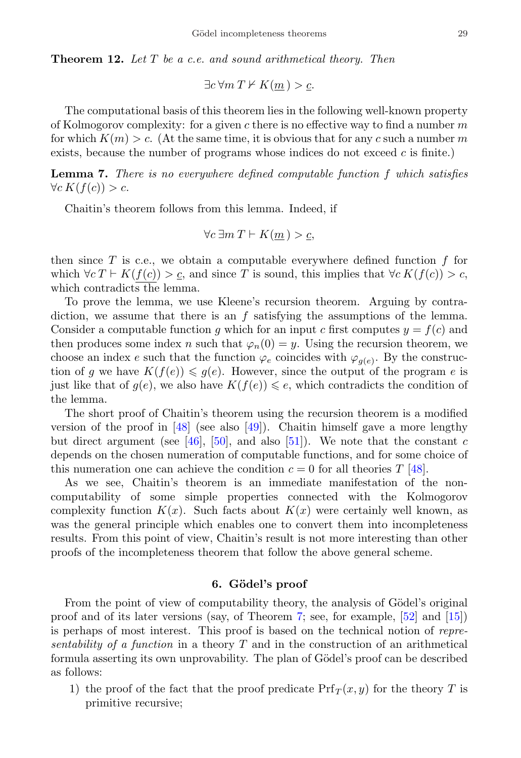**Theorem 12.** *Let $T$ be a c.e. and sound arithmetical theory. Then*

$$\exists c\, \forall m\, T \nvdash K(\underline{m}\,) > \underline{c}.$$

The computational basis of this theorem lies in the following well-known property of Kolmogorov complexity: for a given $c$ there is no effective way to find a number $m$ for which $K(m) > c$. (At the same time, it is obvious that for any $c$ such a number $m$ exists, because the number of programs whose indices do not exceed $c$ is finite.)

**Lemma 7.** *There is no everywhere defined computable function $f$ which satisfies $\forall c\, K(f(c)) > c$.*

Chaitin's theorem follows from this lemma. Indeed, if

$$\forall c\, \exists m\, T \vdash K(\underline{m}\,) > \underline{c},$$

then since $T$ is c.e., we obtain a computable everywhere defined function $f$ for which $\forall c\, T \vdash K(\underline{f(c)}) > \underline{c}$, and since $T$ is sound, this implies that $\forall c\, K(f(c)) > c$, which contradicts the lemma.

To prove the lemma, we use Kleene's recursion theorem. Arguing by contradiction, we assume that there is an $f$ satisfying the assumptions of the lemma. Consider a computable function $g$ which for an input $c$ first computes $y = f(c)$ and then produces some index $n$ such that $\varphi_n(0) = y$. Using the recursion theorem, we choose an index $e$ such that the function $\varphi_e$ coincides with $\varphi_{g(e)}$. By the construction of $g$ we have $K(f(e)) \leqslant g(e)$. However, since the output of the program $e$ is just like that of $g(e)$, we also have $K(f(e)) \leqslant e$, which contradicts the condition of the lemma.

The short proof of Chaitin's theorem using the recursion theorem is a modified version of the proof in [48] (see also [49]). Chaitin himself gave a more lengthy but direct argument (see [46], [50], and also [51]). We note that the constant $c$ depends on the chosen numeration of computable functions, and for some choice of this numeration one can achieve the condition $c = 0$ for all theories $T$ [48].

As we see, Chaitin's theorem is an immediate manifestation of the non-computability of some simple properties connected with the Kolmogorov complexity function $K(x)$. Such facts about $K(x)$ were certainly well known, as was the general principle which enables one to convert them into incompleteness results. From this point of view, Chaitin's result is not more interesting than other proofs of the incompleteness theorem that follow the above general scheme.

## 6. Gödel's proof

From the point of view of computability theory, the analysis of Gödel's original proof and of its later versions (say, of Theorem 7; see, for example, [52] and [15]) is perhaps of most interest. This proof is based on the technical notion of *representability of a function* in a theory $T$ and in the construction of an arithmetical formula asserting its own unprovability. The plan of Gödel's proof can be described as follows:

1) the proof of the fact that the proof predicate $\mathrm{Prf}_T(x, y)$ for the theory $T$ is primitive recursive;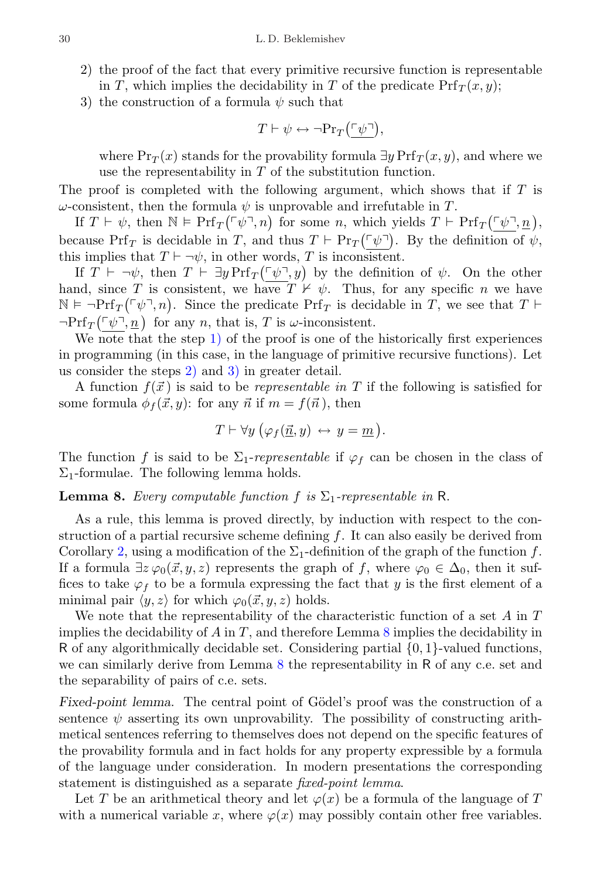2) the proof of the fact that every primitive recursive function is representable in $T$, which implies the decidability in $T$ of the predicate $\mathrm{Prf}_T(x, y)$;
3) the construction of a formula $\psi$ such that

$$T \vdash \psi \leftrightarrow \neg\mathrm{Pr}_T\big(\underline{\ulcorner\psi\urcorner}\big),$$

where $\mathrm{Pr}_T(x)$ stands for the provability formula $\exists y\, \mathrm{Prf}_T(x, y)$, and where we use the representability in $T$ of the substitution function.

The proof is completed with the following argument, which shows that if $T$ is $\omega$-consistent, then the formula $\psi$ is unprovable and irrefutable in $T$.

If $T \vdash \psi$, then $\mathbb{N} \vDash \mathrm{Prf}_T\big(\ulcorner\psi\urcorner, n\big)$ for some $n$, which yields $T \vdash \mathrm{Prf}_T\big(\underline{\ulcorner\psi\urcorner}, \underline{n}\big)$, because $\mathrm{Prf}_T$ is decidable in $T$, and thus $T \vdash \mathrm{Pr}_T\big(\underline{\ulcorner\psi\urcorner}\big)$. By the definition of $\psi$, this implies that $T \vdash \neg\psi$, in other words, $T$ is inconsistent.

If $T \vdash \neg\psi$, then $T \vdash \exists y\, \mathrm{Prf}_T\big(\underline{\ulcorner\psi\urcorner}, y\big)$ by the definition of $\psi$. On the other hand, since $T$ is consistent, we have $T \nvdash \psi$. Thus, for any specific $n$ we have $\mathbb{N} \vDash \neg\mathrm{Prf}_T\big(\ulcorner\psi\urcorner, n\big)$. Since the predicate $\mathrm{Prf}_T$ is decidable in $T$, we see that $T \vdash \neg\mathrm{Prf}_T\big(\underline{\ulcorner\psi\urcorner}, \underline{n}\big)$ for any $n$, that is, $T$ is $\omega$-inconsistent.

We note that the step 1) of the proof is one of the historically first experiences in programming (in this case, in the language of primitive recursive functions). Let us consider the steps 2) and 3) in greater detail.

A function $f(\vec{x})$ is said to be *representable in* $T$ if the following is satisfied for some formula $\phi_f(\vec{x}, y)$: for any $\vec{n}$ if $m = f(\vec{n})$, then

$$T \vdash \forall y\, \big(\varphi_f(\underline{\vec{n}}, y) \leftrightarrow y = \underline{m}\big).$$

The function $f$ is said to be $\Sigma_1$-*representable* if $\varphi_f$ can be chosen in the class of $\Sigma_1$-formulae. The following lemma holds.

**Lemma 8.** *Every computable function $f$ is $\Sigma_1$-representable in* $\mathsf{R}$.

As a rule, this lemma is proved directly, by induction with respect to the construction of a partial recursive scheme defining $f$. It can also easily be derived from Corollary 2, using a modification of the $\Sigma_1$-definition of the graph of the function $f$. If a formula $\exists z\, \varphi_0(\vec{x}, y, z)$ represents the graph of $f$, where $\varphi_0 \in \Delta_0$, then it suffices to take $\varphi_f$ to be a formula expressing the fact that $y$ is the first element of a minimal pair $\langle y, z\rangle$ for which $\varphi_0(\vec{x}, y, z)$ holds.

We note that the representability of the characteristic function of a set $A$ in $T$ implies the decidability of $A$ in $T$, and therefore Lemma 8 implies the decidability in $\mathsf{R}$ of any algorithmically decidable set. Considering partial $\{0, 1\}$-valued functions, we can similarly derive from Lemma 8 the representability in $\mathsf{R}$ of any c.e. set and the separability of pairs of c.e. sets.

*Fixed-point lemma.* The central point of Gödel's proof was the construction of a sentence $\psi$ asserting its own unprovability. The possibility of constructing arithmetical sentences referring to themselves does not depend on the specific features of the provability formula and in fact holds for any property expressible by a formula of the language under consideration. In modern presentations the corresponding statement is distinguished as a separate *fixed-point lemma*.

Let $T$ be an arithmetical theory and let $\varphi(x)$ be a formula of the language of $T$ with a numerical variable $x$, where $\varphi(x)$ may possibly contain other free variables.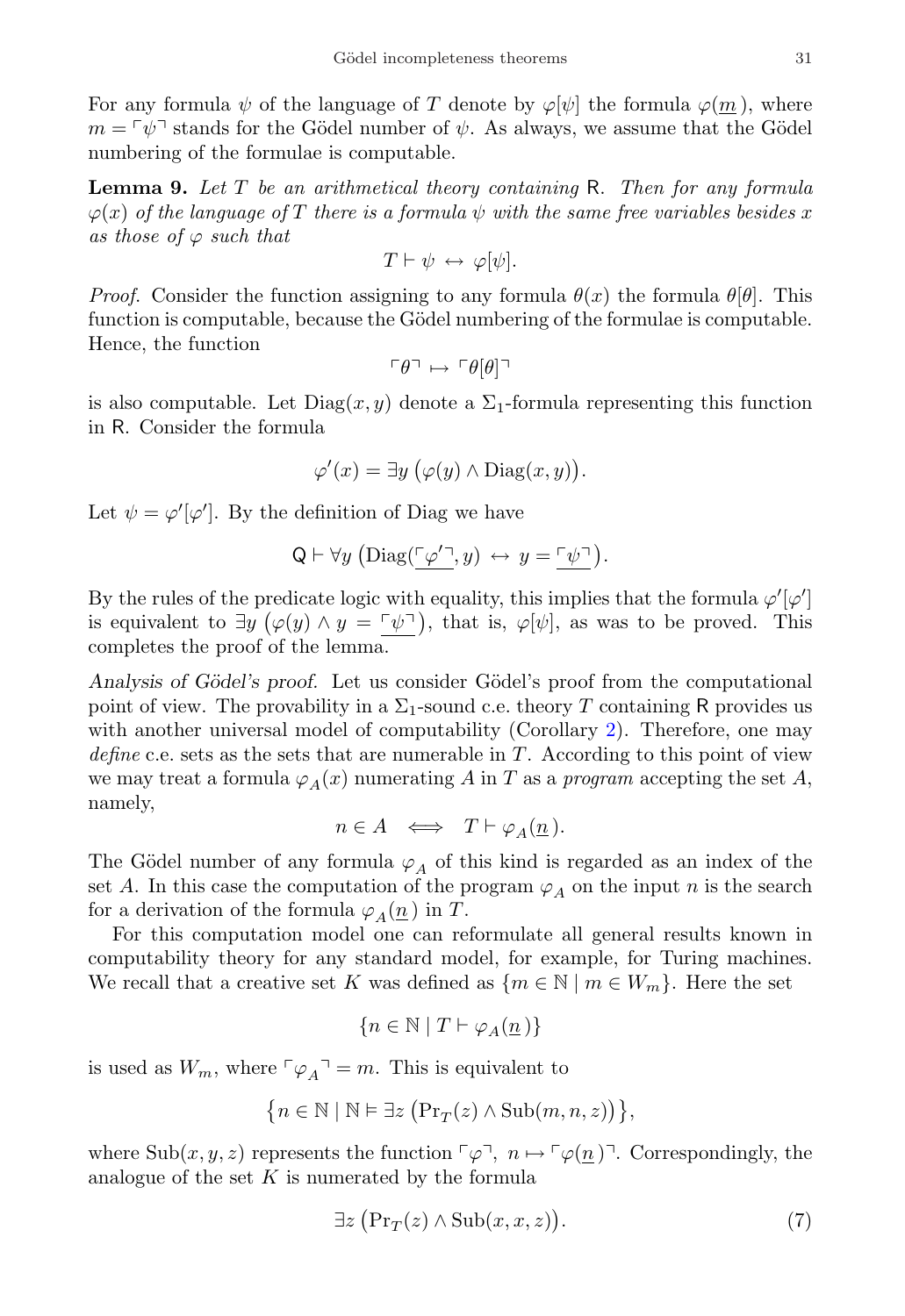For any formula $\psi$ of the language of $T$ denote by $\varphi[\psi]$ the formula $\varphi(\underline{m})$, where $m = \ulcorner\psi\urcorner$ stands for the Gödel number of $\psi$. As always, we assume that the Gödel numbering of the formulae is computable.

**Lemma 9.** *Let $T$ be an arithmetical theory containing* R*. Then for any formula $\varphi(x)$ of the language of $T$ there is a formula $\psi$ with the same free variables besides $x$ as those of $\varphi$ such that*

$$T \vdash \psi \leftrightarrow \varphi[\psi].$$

*Proof.* Consider the function assigning to any formula $\theta(x)$ the formula $\theta[\theta]$. This function is computable, because the Gödel numbering of the formulae is computable. Hence, the function

$$\ulcorner\theta\urcorner \mapsto \ulcorner\theta[\theta]\urcorner$$

is also computable. Let $\mathrm{Diag}(x, y)$ denote a $\Sigma_1$-formula representing this function in R. Consider the formula

$$\varphi'(x) = \exists y \left(\varphi(y) \wedge \mathrm{Diag}(x, y)\right).$$

Let $\psi = \varphi'[\varphi']$. By the definition of Diag we have

$$\mathsf{Q} \vdash \forall y \left(\mathrm{Diag}(\underline{\ulcorner\varphi'\urcorner}, y) \leftrightarrow y = \underline{\ulcorner\psi\urcorner}\right).$$

By the rules of the predicate logic with equality, this implies that the formula $\varphi'[\varphi']$ is equivalent to $\exists y \left(\varphi(y) \wedge y = \underline{\ulcorner\psi\urcorner}\right)$, that is, $\varphi[\psi]$, as was to be proved. This completes the proof of the lemma.

*Analysis of Gödel's proof.* Let us consider Gödel's proof from the computational point of view. The provability in a $\Sigma_1$-sound c.e. theory $T$ containing R provides us with another universal model of computability (Corollary 2). Therefore, one may *define* c.e. sets as the sets that are numerable in $T$. According to this point of view we may treat a formula $\varphi_A(x)$ numerating $A$ in $T$ as a *program* accepting the set $A$, namely,

$$n \in A \iff T \vdash \varphi_A(\underline{n}).$$

The Gödel number of any formula $\varphi_A$ of this kind is regarded as an index of the set $A$. In this case the computation of the program $\varphi_A$ on the input $n$ is the search for a derivation of the formula $\varphi_A(\underline{n})$ in $T$.

For this computation model one can reformulate all general results known in computability theory for any standard model, for example, for Turing machines. We recall that a creative set $K$ was defined as $\{m \in \mathbb{N} \mid m \in W_m\}$. Here the set

$$\{n \in \mathbb{N} \mid T \vdash \varphi_A(\underline{n})\}$$

is used as $W_m$, where $\ulcorner\varphi_A\urcorner = m$. This is equivalent to

$$\left\{n \in \mathbb{N} \mid \mathbb{N} \vDash \exists z \left(\mathrm{Pr}_T(z) \wedge \mathrm{Sub}(m, n, z)\right)\right\},$$

where $\mathrm{Sub}(x, y, z)$ represents the function $\ulcorner\varphi\urcorner,\ n \mapsto \ulcorner\varphi(\underline{n})\urcorner$. Correspondingly, the analogue of the set $K$ is numerated by the formula

$$\exists z \left(\mathrm{Pr}_T(z) \wedge \mathrm{Sub}(x, x, z)\right). \tag{7}$$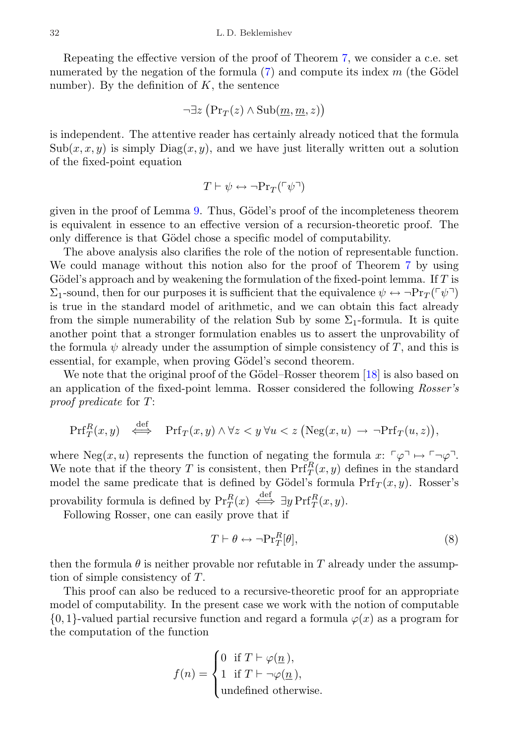Repeating the effective version of the proof of Theorem 7, we consider a c.e. set numerated by the negation of the formula (7) and compute its index $m$ (the Gödel number). By the definition of $K$, the sentence

$$\neg\exists z \left(\mathrm{Pr}_T(z) \wedge \mathrm{Sub}(\underline{m}, \underline{m}, z)\right)$$

is independent. The attentive reader has certainly already noticed that the formula $\mathrm{Sub}(x, x, y)$ is simply $\mathrm{Diag}(x, y)$, and we have just literally written out a solution of the fixed-point equation

$$T \vdash \psi \leftrightarrow \neg\mathrm{Pr}_T(\ulcorner\psi\urcorner)$$

given in the proof of Lemma 9. Thus, Gödel's proof of the incompleteness theorem is equivalent in essence to an effective version of a recursion-theoretic proof. The only difference is that Gödel chose a specific model of computability.

The above analysis also clarifies the role of the notion of representable function. We could manage without this notion also for the proof of Theorem 7 by using Gödel's approach and by weakening the formulation of the fixed-point lemma. If $T$ is $\Sigma_1$-sound, then for our purposes it is sufficient that the equivalence $\psi \leftrightarrow \neg\mathrm{Pr}_T(\ulcorner\psi\urcorner)$ is true in the standard model of arithmetic, and we can obtain this fact already from the simple numerability of the relation Sub by some $\Sigma_1$-formula. It is quite another point that a stronger formulation enables us to assert the unprovability of the formula $\psi$ already under the assumption of simple consistency of $T$, and this is essential, for example, when proving Gödel's second theorem.

We note that the original proof of the Gödel–Rosser theorem [18] is also based on an application of the fixed-point lemma. Rosser considered the following *Rosser's proof predicate* for $T$:

$$\mathrm{Prf}^R_T(x, y) \quad \overset{\text{def}}{\iff} \quad \mathrm{Prf}_T(x, y) \wedge \forall z < y \,\forall u < z \left(\mathrm{Neg}(x, u) \,\rightarrow\, \neg\mathrm{Prf}_T(u, z)\right),$$

where $\mathrm{Neg}(x, u)$ represents the function of negating the formula $x$: $\ulcorner\varphi\urcorner \mapsto \ulcorner\neg\varphi\urcorner$. We note that if the theory $T$ is consistent, then $\mathrm{Prf}^R_T(x, y)$ defines in the standard model the same predicate that is defined by Gödel's formula $\mathrm{Prf}_T(x, y)$. Rosser's provability formula is defined by $\mathrm{Pr}^R_T(x) \overset{\text{def}}{\iff} \exists y \,\mathrm{Prf}^R_T(x, y)$.

Following Rosser, one can easily prove that if

$$T \vdash \theta \leftrightarrow \neg\mathrm{Pr}^R_T[\theta], \tag{8}$$

then the formula $\theta$ is neither provable nor refutable in $T$ already under the assumption of simple consistency of $T$.

This proof can also be reduced to a recursive-theoretic proof for an appropriate model of computability. In the present case we work with the notion of computable $\{0, 1\}$-valued partial recursive function and regard a formula $\varphi(x)$ as a program for the computation of the function

$$f(n) = \begin{cases} 0 & \text{if } T \vdash \varphi(\underline{n}\,), \\ 1 & \text{if } T \vdash \neg\varphi(\underline{n}\,), \\ \text{undefined otherwise.} \end{cases}$$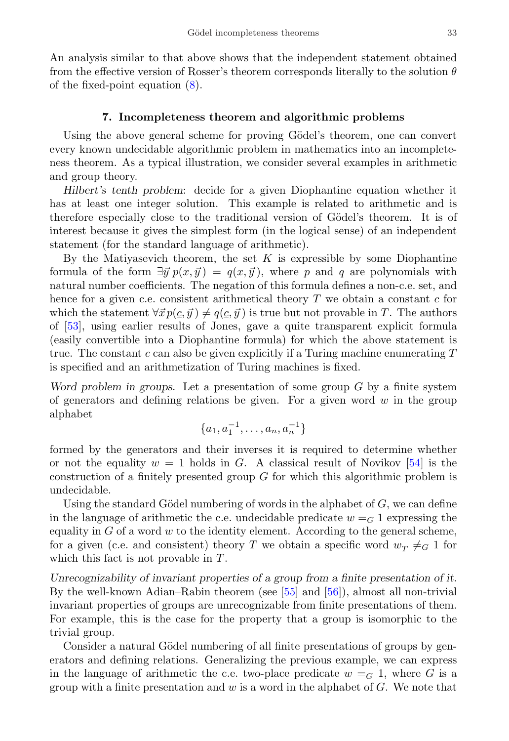An analysis similar to that above shows that the independent statement obtained from the effective version of Rosser's theorem corresponds literally to the solution $\theta$ of the fixed-point equation (8).

### 7. Incompleteness theorem and algorithmic problems

Using the above general scheme for proving Gödel's theorem, one can convert every known undecidable algorithmic problem in mathematics into an incompleteness theorem. As a typical illustration, we consider several examples in arithmetic and group theory.

*Hilbert's tenth problem*: decide for a given Diophantine equation whether it has at least one integer solution. This example is related to arithmetic and is therefore especially close to the traditional version of Gödel's theorem. It is of interest because it gives the simplest form (in the logical sense) of an independent statement (for the standard language of arithmetic).

By the Matiyasevich theorem, the set $K$ is expressible by some Diophantine formula of the form $\exists \vec{y}\, p(x, \vec{y}\,) = q(x, \vec{y}\,)$, where $p$ and $q$ are polynomials with natural number coefficients. The negation of this formula defines a non-c.e. set, and hence for a given c.e. consistent arithmetical theory $T$ we obtain a constant $c$ for which the statement $\forall \vec{x}\, p(\underline{c}, \vec{y}\,) \neq q(\underline{c}, \vec{y}\,)$ is true but not provable in $T$. The authors of [53], using earlier results of Jones, gave a quite transparent explicit formula (easily convertible into a Diophantine formula) for which the above statement is true. The constant $c$ can also be given explicitly if a Turing machine enumerating $T$ is specified and an arithmetization of Turing machines is fixed.

*Word problem in groups.* Let a presentation of some group $G$ by a finite system of generators and defining relations be given. For a given word $w$ in the group alphabet

$$\{a_1, a_1^{-1}, \dots, a_n, a_n^{-1}\}$$

formed by the generators and their inverses it is required to determine whether or not the equality $w = 1$ holds in $G$. A classical result of Novikov [54] is the construction of a finitely presented group $G$ for which this algorithmic problem is undecidable.

Using the standard Gödel numbering of words in the alphabet of $G$, we can define in the language of arithmetic the c.e. undecidable predicate $w =_G 1$ expressing the equality in $G$ of a word $w$ to the identity element. According to the general scheme, for a given (c.e. and consistent) theory $T$ we obtain a specific word $w_T \neq_G 1$ for which this fact is not provable in $T$.

*Unrecognizability of invariant properties of a group from a finite presentation of it.* By the well-known Adian–Rabin theorem (see [55] and [56]), almost all non-trivial invariant properties of groups are unrecognizable from finite presentations of them. For example, this is the case for the property that a group is isomorphic to the trivial group.

Consider a natural Gödel numbering of all finite presentations of groups by generators and defining relations. Generalizing the previous example, we can express in the language of arithmetic the c.e. two-place predicate $w =_G 1$, where $G$ is a group with a finite presentation and $w$ is a word in the alphabet of $G$. We note that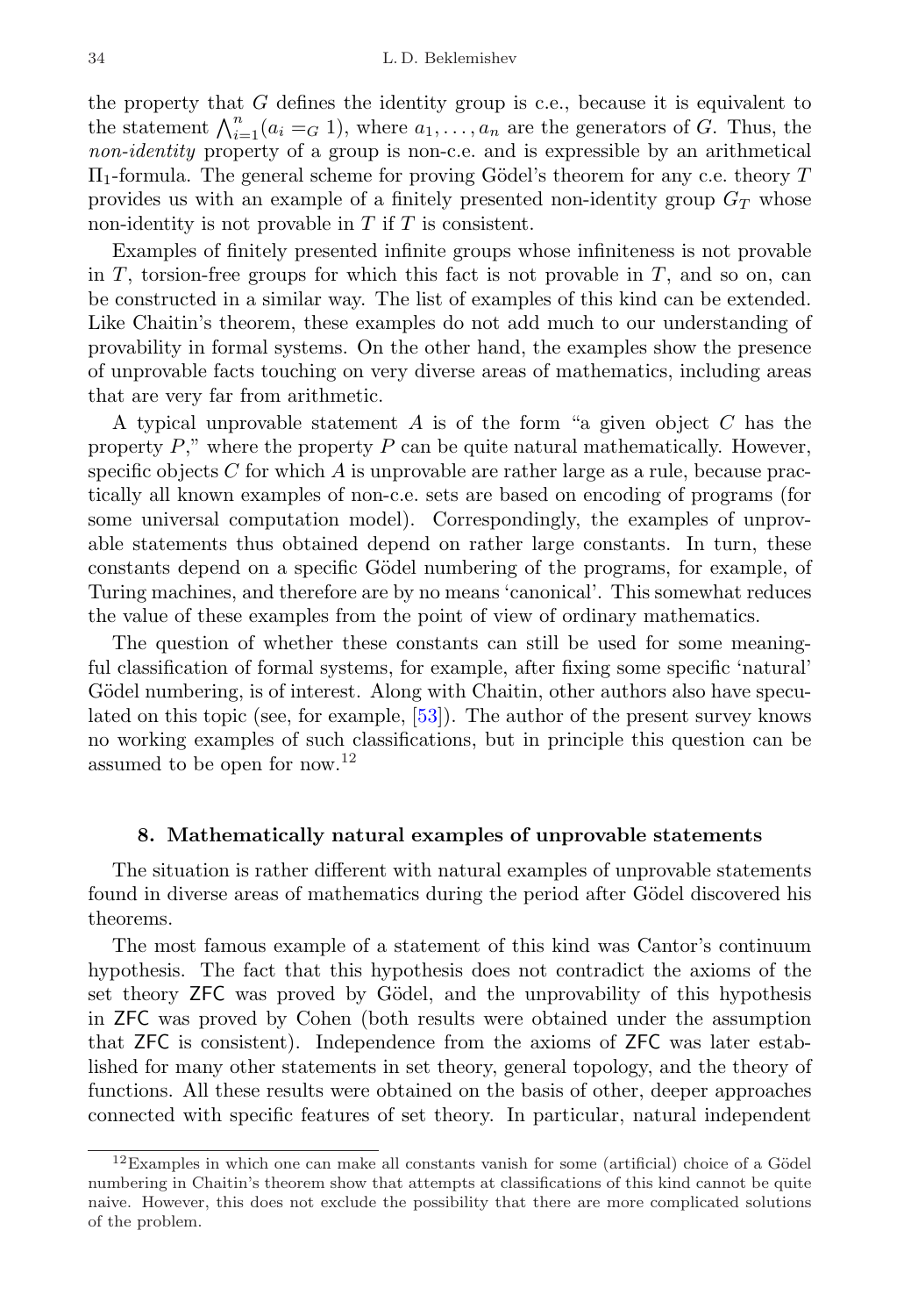the property that $G$ defines the identity group is c.e., because it is equivalent to the statement $\bigwedge_{i=1}^{n}(a_i =_G 1)$, where $a_1, \dots, a_n$ are the generators of $G$. Thus, the *non-identity* property of a group is non-c.e. and is expressible by an arithmetical $\Pi_1$-formula. The general scheme for proving Gödel's theorem for any c.e. theory $T$ provides us with an example of a finitely presented non-identity group $G_T$ whose non-identity is not provable in $T$ if $T$ is consistent.

Examples of finitely presented infinite groups whose infiniteness is not provable in $T$, torsion-free groups for which this fact is not provable in $T$, and so on, can be constructed in a similar way. The list of examples of this kind can be extended. Like Chaitin's theorem, these examples do not add much to our understanding of provability in formal systems. On the other hand, the examples show the presence of unprovable facts touching on very diverse areas of mathematics, including areas that are very far from arithmetic.

A typical unprovable statement $A$ is of the form "a given object $C$ has the property $P$," where the property $P$ can be quite natural mathematically. However, specific objects $C$ for which $A$ is unprovable are rather large as a rule, because practically all known examples of non-c.e. sets are based on encoding of programs (for some universal computation model). Correspondingly, the examples of unprovable statements thus obtained depend on rather large constants. In turn, these constants depend on a specific Gödel numbering of the programs, for example, of Turing machines, and therefore are by no means 'canonical'. This somewhat reduces the value of these examples from the point of view of ordinary mathematics.

The question of whether these constants can still be used for some meaningful classification of formal systems, for example, after fixing some specific 'natural' Gödel numbering, is of interest. Along with Chaitin, other authors also have speculated on this topic (see, for example, [53]). The author of the present survey knows no working examples of such classifications, but in principle this question can be assumed to be open for now.[12]

## 8. Mathematically natural examples of unprovable statements

The situation is rather different with natural examples of unprovable statements found in diverse areas of mathematics during the period after Gödel discovered his theorems.

The most famous example of a statement of this kind was Cantor's continuum hypothesis. The fact that this hypothesis does not contradict the axioms of the set theory ZFC was proved by Gödel, and the unprovability of this hypothesis in ZFC was proved by Cohen (both results were obtained under the assumption that ZFC is consistent). Independence from the axioms of ZFC was later established for many other statements in set theory, general topology, and the theory of functions. All these results were obtained on the basis of other, deeper approaches connected with specific features of set theory. In particular, natural independent

---

[12] Examples in which one can make all constants vanish for some (artificial) choice of a Gödel numbering in Chaitin's theorem show that attempts at classifications of this kind cannot be quite naive. However, this does not exclude the possibility that there are more complicated solutions of the problem.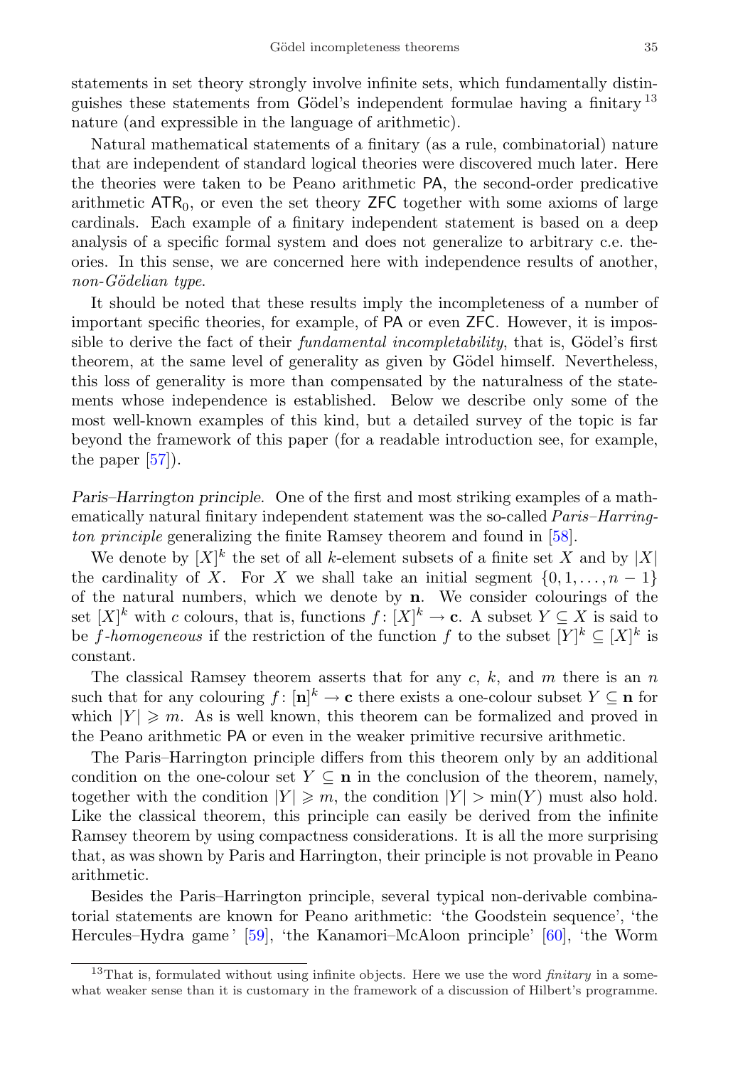statements in set theory strongly involve infinite sets, which fundamentally distinguishes these statements from Gödel's independent formulae having a finitary [13] nature (and expressible in the language of arithmetic).

Natural mathematical statements of a finitary (as a rule, combinatorial) nature that are independent of standard logical theories were discovered much later. Here the theories were taken to be Peano arithmetic PA, the second-order predicative arithmetic $\mathsf{ATR}_0$, or even the set theory ZFC together with some axioms of large cardinals. Each example of a finitary independent statement is based on a deep analysis of a specific formal system and does not generalize to arbitrary c.e. theories. In this sense, we are concerned here with independence results of another, *non-Gödelian type*.

It should be noted that these results imply the incompleteness of a number of important specific theories, for example, of PA or even ZFC. However, it is impossible to derive the fact of their *fundamental incompletability*, that is, Gödel's first theorem, at the same level of generality as given by Gödel himself. Nevertheless, this loss of generality is more than compensated by the naturalness of the statements whose independence is established. Below we describe only some of the most well-known examples of this kind, but a detailed survey of the topic is far beyond the framework of this paper (for a readable introduction see, for example, the paper [57]).

*Paris–Harrington principle.* One of the first and most striking examples of a mathematically natural finitary independent statement was the so-called *Paris–Harrington principle* generalizing the finite Ramsey theorem and found in [58].

We denote by $[X]^k$ the set of all $k$-element subsets of a finite set $X$ and by $|X|$ the cardinality of $X$. For $X$ we shall take an initial segment $\{0, 1, \dots, n-1\}$ of the natural numbers, which we denote by $\mathbf{n}$. We consider colourings of the set $[X]^k$ with $c$ colours, that is, functions $f\colon [X]^k \to \mathbf{c}$. A subset $Y \subseteq X$ is said to be *$f$-homogeneous* if the restriction of the function $f$ to the subset $[Y]^k \subseteq [X]^k$ is constant.

The classical Ramsey theorem asserts that for any $c$, $k$, and $m$ there is an $n$ such that for any colouring $f\colon [\mathbf{n}]^k \to \mathbf{c}$ there exists a one-colour subset $Y \subseteq \mathbf{n}$ for which $|Y| \geqslant m$. As is well known, this theorem can be formalized and proved in the Peano arithmetic PA or even in the weaker primitive recursive arithmetic.

The Paris–Harrington principle differs from this theorem only by an additional condition on the one-colour set $Y \subseteq \mathbf{n}$ in the conclusion of the theorem, namely, together with the condition $|Y| \geqslant m$, the condition $|Y| > \min(Y)$ must also hold. Like the classical theorem, this principle can easily be derived from the infinite Ramsey theorem by using compactness considerations. It is all the more surprising that, as was shown by Paris and Harrington, their principle is not provable in Peano arithmetic.

Besides the Paris–Harrington principle, several typical non-derivable combinatorial statements are known for Peano arithmetic: 'the Goodstein sequence', 'the Hercules–Hydra game' [59], 'the Kanamori–McAloon principle' [60], 'the Worm

[13] That is, formulated without using infinite objects. Here we use the word *finitary* in a somewhat weaker sense than it is customary in the framework of a discussion of Hilbert's programme.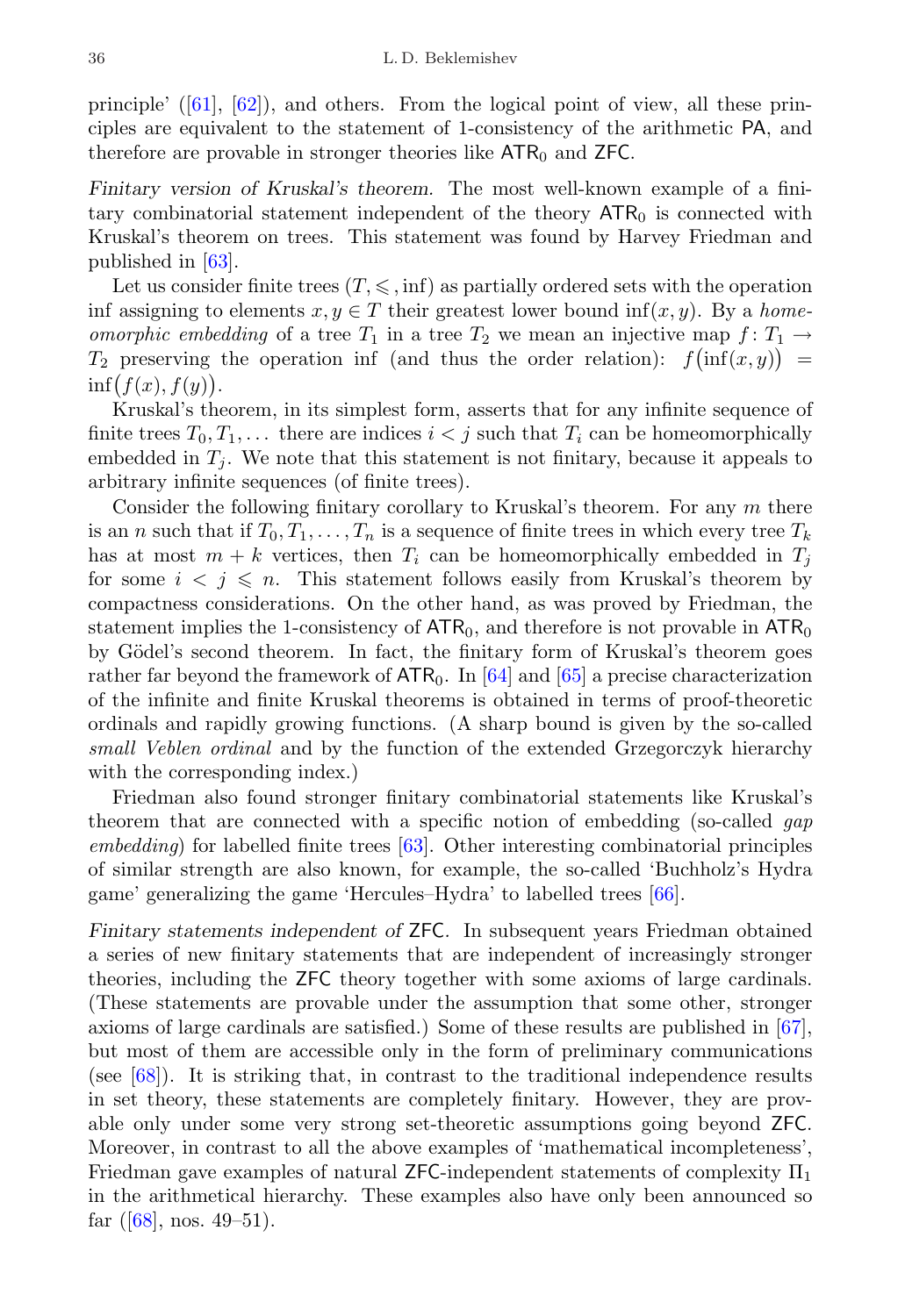principle' ([61], [62]), and others. From the logical point of view, all these principles are equivalent to the statement of 1-consistency of the arithmetic PA, and therefore are provable in stronger theories like $\mathsf{ATR}_0$ and ZFC.

*Finitary version of Kruskal's theorem.* The most well-known example of a finitary combinatorial statement independent of the theory $\mathsf{ATR}_0$ is connected with Kruskal's theorem on trees. This statement was found by Harvey Friedman and published in [63].

Let us consider finite trees $(T, \leqslant, \inf)$ as partially ordered sets with the operation inf assigning to elements $x, y \in T$ their greatest lower bound $\inf(x, y)$. By a *homeomorphic embedding* of a tree $T_1$ in a tree $T_2$ we mean an injective map $f\colon T_1 \to T_2$ preserving the operation inf (and thus the order relation): $f\bigl(\inf(x, y)\bigr) = \inf\bigl(f(x), f(y)\bigr)$.

Kruskal's theorem, in its simplest form, asserts that for any infinite sequence of finite trees $T_0, T_1, \dots$ there are indices $i < j$ such that $T_i$ can be homeomorphically embedded in $T_j$. We note that this statement is not finitary, because it appeals to arbitrary infinite sequences (of finite trees).

Consider the following finitary corollary to Kruskal's theorem. For any $m$ there is an $n$ such that if $T_0, T_1, \dots, T_n$ is a sequence of finite trees in which every tree $T_k$ has at most $m + k$ vertices, then $T_i$ can be homeomorphically embedded in $T_j$ for some $i < j \leqslant n$. This statement follows easily from Kruskal's theorem by compactness considerations. On the other hand, as was proved by Friedman, the statement implies the 1-consistency of $\mathsf{ATR}_0$, and therefore is not provable in $\mathsf{ATR}_0$ by Gödel's second theorem. In fact, the finitary form of Kruskal's theorem goes rather far beyond the framework of $\mathsf{ATR}_0$. In [64] and [65] a precise characterization of the infinite and finite Kruskal theorems is obtained in terms of proof-theoretic ordinals and rapidly growing functions. (A sharp bound is given by the so-called *small Veblen ordinal* and by the function of the extended Grzegorczyk hierarchy with the corresponding index.)

Friedman also found stronger finitary combinatorial statements like Kruskal's theorem that are connected with a specific notion of embedding (so-called *gap embedding*) for labelled finite trees [63]. Other interesting combinatorial principles of similar strength are also known, for example, the so-called 'Buchholz's Hydra game' generalizing the game 'Hercules–Hydra' to labelled trees [66].

*Finitary statements independent of* ZFC. In subsequent years Friedman obtained a series of new finitary statements that are independent of increasingly stronger theories, including the ZFC theory together with some axioms of large cardinals. (These statements are provable under the assumption that some other, stronger axioms of large cardinals are satisfied.) Some of these results are published in [67], but most of them are accessible only in the form of preliminary communications (see [68]). It is striking that, in contrast to the traditional independence results in set theory, these statements are completely finitary. However, they are provable only under some very strong set-theoretic assumptions going beyond ZFC. Moreover, in contrast to all the above examples of 'mathematical incompleteness', Friedman gave examples of natural ZFC-independent statements of complexity $\Pi_1$ in the arithmetical hierarchy. These examples also have only been announced so far ([68], nos. 49–51).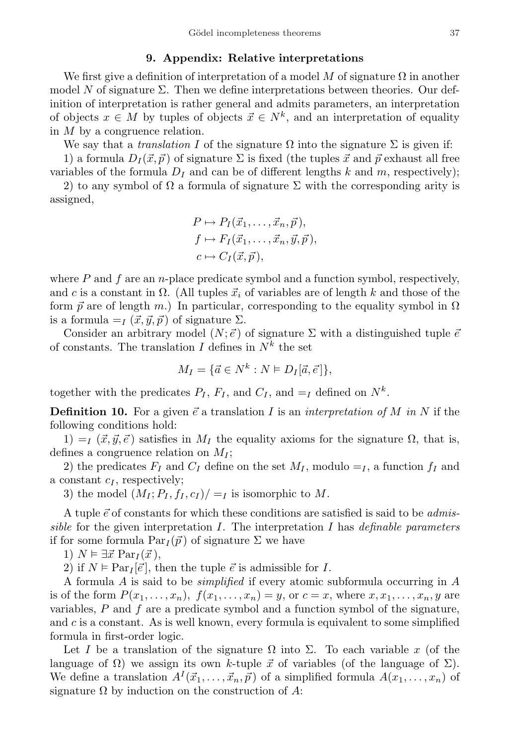## 9. Appendix: Relative interpretations

We first give a definition of interpretation of a model $M$ of signature $\Omega$ in another model $N$ of signature $\Sigma$. Then we define interpretations between theories. Our definition of interpretation is rather general and admits parameters, an interpretation of objects $x \in M$ by tuples of objects $\vec{x} \in N^k$, and an interpretation of equality in $M$ by a congruence relation.

We say that a *translation* $I$ of the signature $\Omega$ into the signature $\Sigma$ is given if:

1) a formula $D_I(\vec{x}, \vec{p})$ of signature $\Sigma$ is fixed (the tuples $\vec{x}$ and $\vec{p}$ exhaust all free variables of the formula $D_I$ and can be of different lengths $k$ and $m$, respectively);

2) to any symbol of $\Omega$ a formula of signature $\Sigma$ with the corresponding arity is assigned,

$$
\begin{aligned}
P &\mapsto P_I(\vec{x}_1, \ldots, \vec{x}_n, \vec{p}),\\
f &\mapsto F_I(\vec{x}_1, \ldots, \vec{x}_n, \vec{y}, \vec{p}),\\
c &\mapsto C_I(\vec{x}, \vec{p}),
\end{aligned}
$$

where $P$ and $f$ are an $n$-place predicate symbol and a function symbol, respectively, and $c$ is a constant in $\Omega$. (All tuples $\vec{x}_i$ of variables are of length $k$ and those of the form $\vec{p}$ are of length $m$.) In particular, corresponding to the equality symbol in $\Omega$ is a formula $=_I (\vec{x}, \vec{y}, \vec{p})$ of signature $\Sigma$.

Consider an arbitrary model $(N; \vec{e})$ of signature $\Sigma$ with a distinguished tuple $\vec{e}$ of constants. The translation $I$ defines in $N^k$ the set

$$
M_I = \{\vec{a} \in N^k : N \vDash D_I[\vec{a}, \vec{e}]\},
$$

together with the predicates $P_I$, $F_I$, and $C_I$, and $=_I$ defined on $N^k$.

**Definition 10.** For a given $\vec{e}$ a translation $I$ is an *interpretation of $M$ in $N$* if the following conditions hold:

1) $=_I (\vec{x}, \vec{y}, \vec{e})$ satisfies in $M_I$ the equality axioms for the signature $\Omega$, that is, defines a congruence relation on $M_I$;

2) the predicates $F_I$ and $C_I$ define on the set $M_I$, modulo $=_I$, a function $f_I$ and a constant $c_I$, respectively;

3) the model $(M_I; P_I, f_I, c_I)/=_I$ is isomorphic to $M$.

A tuple $\vec{e}$ of constants for which these conditions are satisfied is said to be *admissible* for the given interpretation $I$. The interpretation $I$ has *definable parameters* if for some formula $\mathrm{Par}_I(\vec{p})$ of signature $\Sigma$ we have

1) $N \vDash \exists \vec{x}\ \mathrm{Par}_I(\vec{x})$,

2) if $N \vDash \mathrm{Par}_I[\vec{e}]$, then the tuple $\vec{e}$ is admissible for $I$.

A formula $A$ is said to be *simplified* if every atomic subformula occurring in $A$ is of the form $P(x_1, \ldots, x_n)$, $f(x_1, \ldots, x_n) = y$, or $c = x$, where $x, x_1, \ldots, x_n, y$ are variables, $P$ and $f$ are a predicate symbol and a function symbol of the signature, and $c$ is a constant. As is well known, every formula is equivalent to some simplified formula in first-order logic.

Let $I$ be a translation of the signature $\Omega$ into $\Sigma$. To each variable $x$ (of the language of $\Omega$) we assign its own $k$-tuple $\vec{x}$ of variables (of the language of $\Sigma$). We define a translation $A^I(\vec{x}_1, \ldots, \vec{x}_n, \vec{p})$ of a simplified formula $A(x_1, \ldots, x_n)$ of signature $\Omega$ by induction on the construction of $A$: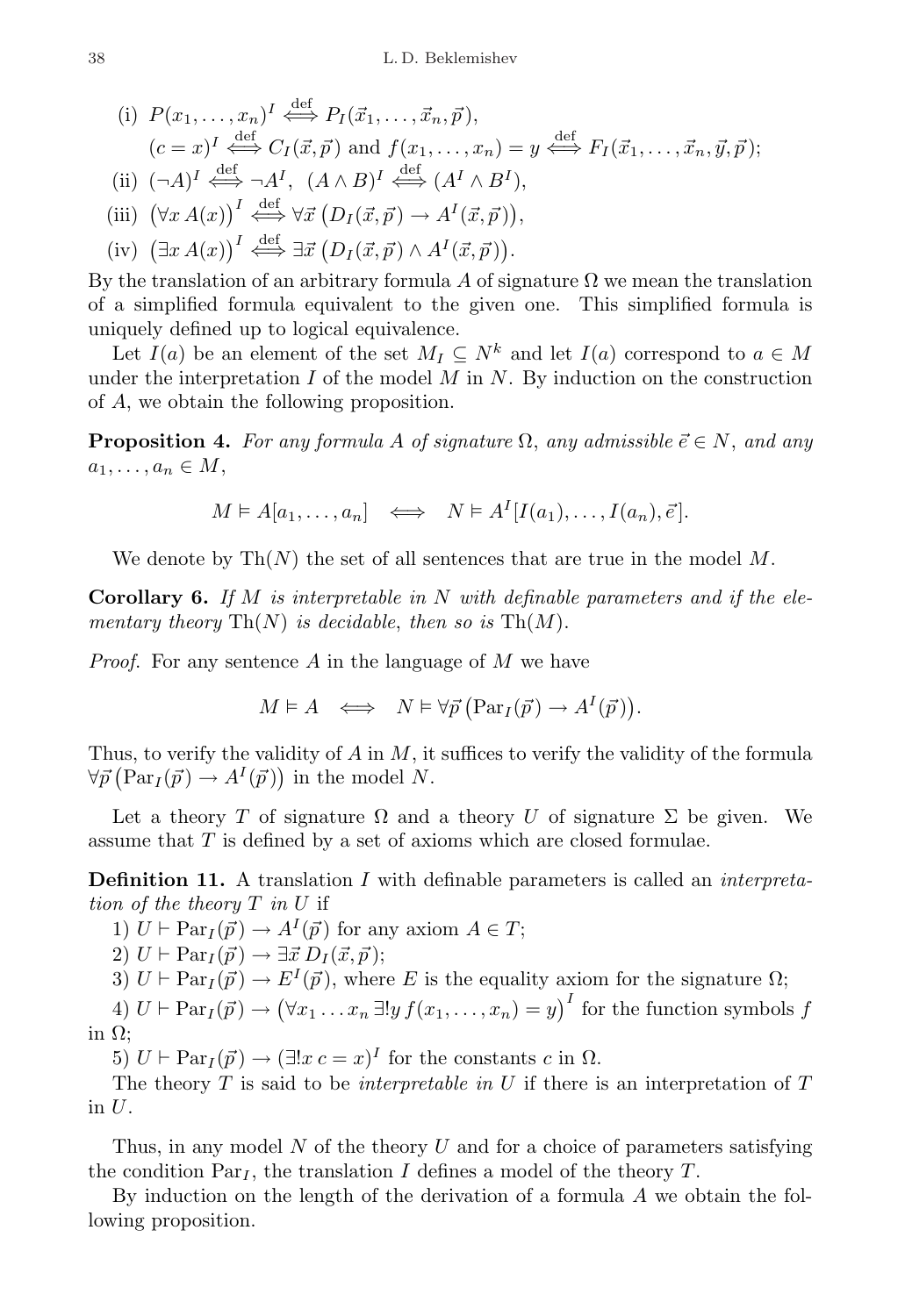(i) $P(x_1, \dots, x_n)^I \overset{\text{def}}{\iff} P_I(\vec{x}_1, \dots, \vec{x}_n, \vec{p})$,
$(c = x)^I \overset{\text{def}}{\iff} C_I(\vec{x}, \vec{p})$ and $f(x_1, \dots, x_n) = y \overset{\text{def}}{\iff} F_I(\vec{x}_1, \dots, \vec{x}_n, \vec{y}, \vec{p})$;

(ii) $(\neg A)^I \overset{\text{def}}{\iff} \neg A^I$, $(A \wedge B)^I \overset{\text{def}}{\iff} (A^I \wedge B^I)$,

(iii) $\big(\forall x\, A(x)\big)^I \overset{\text{def}}{\iff} \forall \vec{x}\, \big(D_I(\vec{x}, \vec{p}) \to A^I(\vec{x}, \vec{p})\big)$,

(iv) $\big(\exists x\, A(x)\big)^I \overset{\text{def}}{\iff} \exists \vec{x}\, \big(D_I(\vec{x}, \vec{p}) \wedge A^I(\vec{x}, \vec{p})\big)$.

By the translation of an arbitrary formula $A$ of signature $\Omega$ we mean the translation of a simplified formula equivalent to the given one. This simplified formula is uniquely defined up to logical equivalence.

Let $I(a)$ be an element of the set $M_I \subseteq N^k$ and let $I(a)$ correspond to $a \in M$ under the interpretation $I$ of the model $M$ in $N$. By induction on the construction of $A$, we obtain the following proposition.

**Proposition 4.** *For any formula A of signature* $\Omega$, *any admissible* $\vec{e} \in N$, *and any* $a_1, \dots, a_n \in M$,

$$M \vDash A[a_1, \dots, a_n] \iff N \vDash A^I[I(a_1), \dots, I(a_n), \vec{e}].$$

We denote by $\mathrm{Th}(N)$ the set of all sentences that are true in the model $M$.

**Corollary 6.** *If M is interpretable in N with definable parameters and if the elementary theory* $\mathrm{Th}(N)$ *is decidable, then so is* $\mathrm{Th}(M)$.

*Proof.* For any sentence $A$ in the language of $M$ we have

$$M \vDash A \iff N \vDash \forall \vec{p}\, \big(\mathrm{Par}_I(\vec{p}) \to A^I(\vec{p})\big).$$

Thus, to verify the validity of $A$ in $M$, it suffices to verify the validity of the formula $\forall \vec{p}\, \big(\mathrm{Par}_I(\vec{p}) \to A^I(\vec{p})\big)$ in the model $N$.

Let a theory $T$ of signature $\Omega$ and a theory $U$ of signature $\Sigma$ be given. We assume that $T$ is defined by a set of axioms which are closed formulae.

**Definition 11.** A translation $I$ with definable parameters is called an *interpretation of the theory T in U* if

1) $U \vdash \mathrm{Par}_I(\vec{p}) \to A^I(\vec{p})$ for any axiom $A \in T$;

2) $U \vdash \mathrm{Par}_I(\vec{p}) \to \exists \vec{x}\, D_I(\vec{x}, \vec{p})$;

3) $U \vdash \mathrm{Par}_I(\vec{p}) \to E^I(\vec{p})$, where $E$ is the equality axiom for the signature $\Omega$;

4) $U \vdash \mathrm{Par}_I(\vec{p}) \to \big(\forall x_1 \dots x_n\, \exists! y\, f(x_1, \dots, x_n) = y\big)^I$ for the function symbols $f$ in $\Omega$;

5) $U \vdash \mathrm{Par}_I(\vec{p}) \to (\exists! x\; c = x)^I$ for the constants $c$ in $\Omega$.

The theory $T$ is said to be *interpretable in U* if there is an interpretation of $T$ in $U$.

Thus, in any model $N$ of the theory $U$ and for a choice of parameters satisfying the condition $\mathrm{Par}_I$, the translation $I$ defines a model of the theory $T$.

By induction on the length of the derivation of a formula $A$ we obtain the following proposition.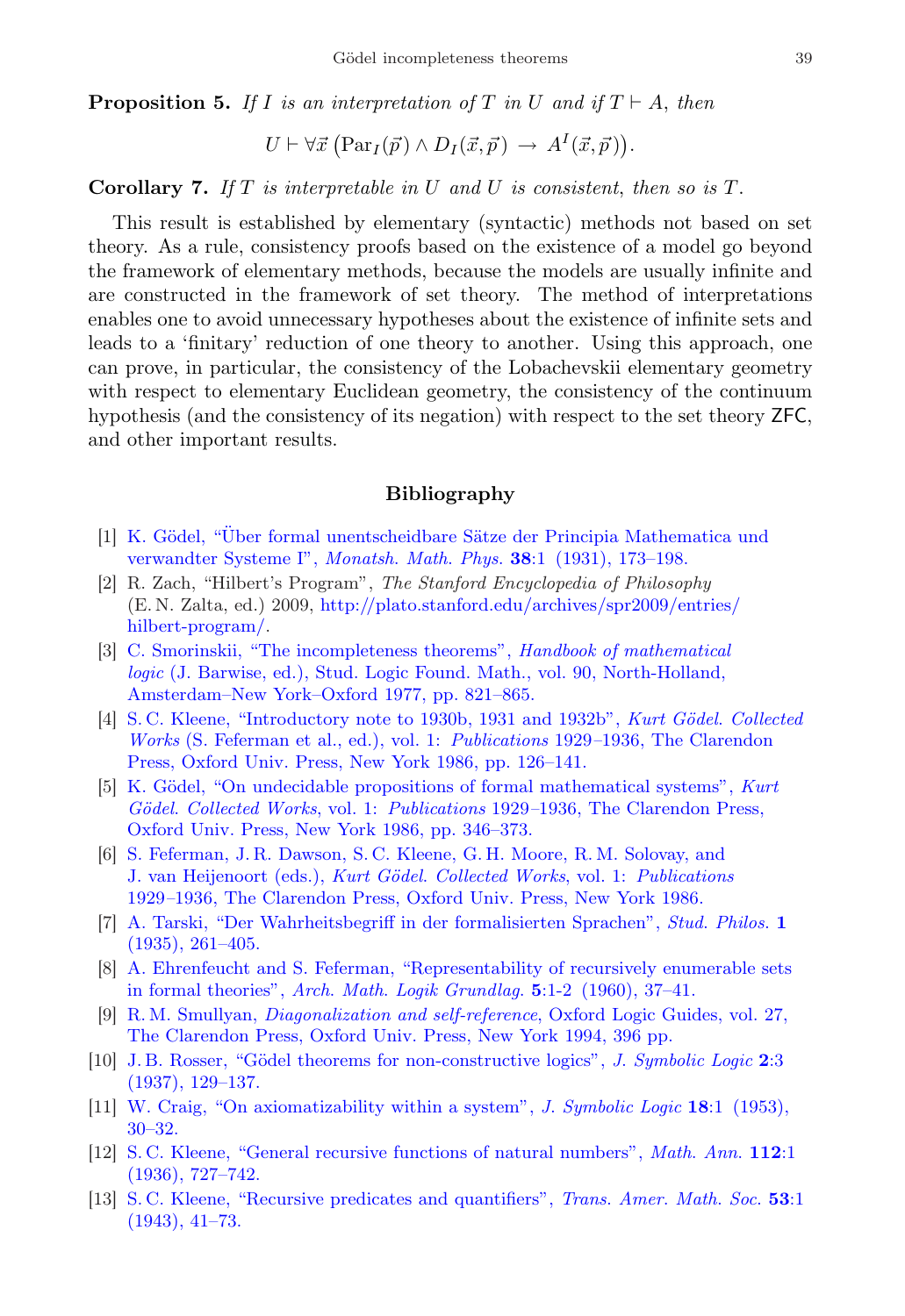**Proposition 5.** *If $I$ is an interpretation of $T$ in $U$ and if $T \vdash A$, then*

$$U \vdash \forall \vec{x}\,\big(\mathrm{Par}_I(\vec{p}) \wedge D_I(\vec{x},\vec{p}) \;\rightarrow\; A^I(\vec{x},\vec{p})\big).$$

**Corollary 7.** *If $T$ is interpretable in $U$ and $U$ is consistent, then so is $T$.*

This result is established by elementary (syntactic) methods not based on set theory. As a rule, consistency proofs based on the existence of a model go beyond the framework of elementary methods, because the models are usually infinite and are constructed in the framework of set theory. The method of interpretations enables one to avoid unnecessary hypotheses about the existence of infinite sets and leads to a 'finitary' reduction of one theory to another. Using this approach, one can prove, in particular, the consistency of the Lobachevskii elementary geometry with respect to elementary Euclidean geometry, the consistency of the continuum hypothesis (and the consistency of its negation) with respect to the set theory ZFC, and other important results.

## Bibliography

[1] K. Gödel, "Über formal unentscheidbare Sätze der Principia Mathematica und verwandter Systeme I", *Monatsh. Math. Phys.* **38**:1 (1931), 173–198.

[2] R. Zach, "Hilbert's Program", *The Stanford Encyclopedia of Philosophy* (E. N. Zalta, ed.) 2009, http://plato.stanford.edu/archives/spr2009/entries/hilbert-program/.

[3] C. Smorinskii, "The incompleteness theorems", *Handbook of mathematical logic* (J. Barwise, ed.), Stud. Logic Found. Math., vol. 90, North-Holland, Amsterdam–New York–Oxford 1977, pp. 821–865.

[4] S. C. Kleene, "Introductory note to 1930b, 1931 and 1932b", *Kurt Gödel. Collected Works* (S. Feferman et al., ed.), vol. 1: *Publications* 1929–1936, The Clarendon Press, Oxford Univ. Press, New York 1986, pp. 126–141.

[5] K. Gödel, "On undecidable propositions of formal mathematical systems", *Kurt Gödel. Collected Works*, vol. 1: *Publications* 1929–1936, The Clarendon Press, Oxford Univ. Press, New York 1986, pp. 346–373.

[6] S. Feferman, J. R. Dawson, S. C. Kleene, G. H. Moore, R. M. Solovay, and J. van Heijenoort (eds.), *Kurt Gödel. Collected Works*, vol. 1: *Publications* 1929–1936, The Clarendon Press, Oxford Univ. Press, New York 1986.

[7] A. Tarski, "Der Wahrheitsbegriff in der formalisierten Sprachen", *Stud. Philos.* **1** (1935), 261–405.

[8] A. Ehrenfeucht and S. Feferman, "Representability of recursively enumerable sets in formal theories", *Arch. Math. Logik Grundlag.* **5**:1-2 (1960), 37–41.

[9] R. M. Smullyan, *Diagonalization and self-reference*, Oxford Logic Guides, vol. 27, The Clarendon Press, Oxford Univ. Press, New York 1994, 396 pp.

[10] J. B. Rosser, "Gödel theorems for non-constructive logics", *J. Symbolic Logic* **2**:3 (1937), 129–137.

[11] W. Craig, "On axiomatizability within a system", *J. Symbolic Logic* **18**:1 (1953), 30–32.

[12] S. C. Kleene, "General recursive functions of natural numbers", *Math. Ann.* **112**:1 (1936), 727–742.

[13] S. C. Kleene, "Recursive predicates and quantifiers", *Trans. Amer. Math. Soc.* **53**:1 (1943), 41–73.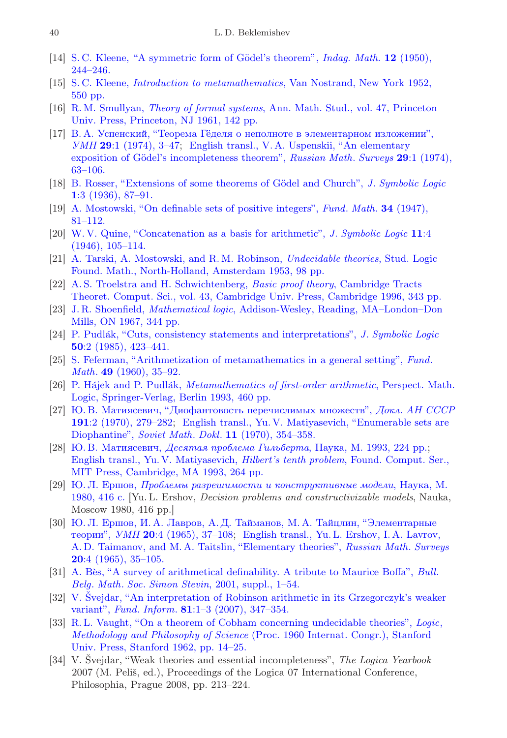[14] S. C. Kleene, "A symmetric form of Gödel's theorem", *Indag. Math.* **12** (1950), 244–246.

[15] S. C. Kleene, *Introduction to metamathematics*, Van Nostrand, New York 1952, 550 pp.

[16] R. M. Smullyan, *Theory of formal systems*, Ann. Math. Stud., vol. 47, Princeton Univ. Press, Princeton, NJ 1961, 142 pp.

[17] В. А. Успенский, "Теорема Гёделя о неполноте в элементарном изложении", *УМН* **29**:1 (1974), 3–47; English transl., V. A. Uspenskii, "An elementary exposition of Gödel's incompleteness theorem", *Russian Math. Surveys* **29**:1 (1974), 63–106.

[18] B. Rosser, "Extensions of some theorems of Gödel and Church", *J. Symbolic Logic* **1**:3 (1936), 87–91.

[19] A. Mostowski, "On definable sets of positive integers", *Fund. Math.* **34** (1947), 81–112.

[20] W. V. Quine, "Concatenation as a basis for arithmetic", *J. Symbolic Logic* **11**:4 (1946), 105–114.

[21] A. Tarski, A. Mostowski, and R. M. Robinson, *Undecidable theories*, Stud. Logic Found. Math., North-Holland, Amsterdam 1953, 98 pp.

[22] A. S. Troelstra and H. Schwichtenberg, *Basic proof theory*, Cambridge Tracts Theoret. Comput. Sci., vol. 43, Cambridge Univ. Press, Cambridge 1996, 343 pp.

[23] J. R. Shoenfield, *Mathematical logic*, Addison-Wesley, Reading, MA–London–Don Mills, ON 1967, 344 pp.

[24] P. Pudlák, "Cuts, consistency statements and interpretations", *J. Symbolic Logic* **50**:2 (1985), 423–441.

[25] S. Feferman, "Arithmetization of metamathematics in a general setting", *Fund. Math.* **49** (1960), 35–92.

[26] P. Hájek and P. Pudlák, *Metamathematics of first-order arithmetic*, Perspect. Math. Logic, Springer-Verlag, Berlin 1993, 460 pp.

[27] Ю. В. Матиясевич, "Диофантовость перечислимых множеств", *Докл. АН СССР* **191**:2 (1970), 279–282; English transl., Yu. V. Matiyasevich, "Enumerable sets are Diophantine", *Soviet Math. Dokl.* **11** (1970), 354–358.

[28] Ю. В. Матиясевич, *Десятая проблема Гильберта*, Наука, М. 1993, 224 pp.; English transl., Yu. V. Matiyasevich, *Hilbert's tenth problem*, Found. Comput. Ser., MIT Press, Cambridge, MA 1993, 264 pp.

[29] Ю. Л. Ершов, *Проблемы разрешимости и конструктивные модели*, Наука, М. 1980, 416 с. [Yu. L. Ershov, *Decision problems and constructivizable models*, Nauka, Moscow 1980, 416 pp.]

[30] Ю. Л. Ершов, И. А. Лавров, А. Д. Тайманов, М. А. Тайцлин, "Элементарные теории", *УМН* **20**:4 (1965), 37–108; English transl., Yu. L. Ershov, I. A. Lavrov, A. D. Taimanov, and M. A. Taitslin, "Elementary theories", *Russian Math. Surveys* **20**:4 (1965), 35–105.

[31] A. Bès, "A survey of arithmetical definability. A tribute to Maurice Boffa", *Bull. Belg. Math. Soc. Simon Stevin*, 2001, suppl., 1–54.

[32] V. Švejdar, "An interpretation of Robinson arithmetic in its Grzegorczyk's weaker variant", *Fund. Inform.* **81**:1–3 (2007), 347–354.

[33] R. L. Vaught, "On a theorem of Cobham concerning undecidable theories", *Logic, Methodology and Philosophy of Science* (Proc. 1960 Internat. Congr.), Stanford Univ. Press, Stanford 1962, pp. 14–25.

[34] V. Švejdar, "Weak theories and essential incompleteness", *The Logica Yearbook* 2007 (M. Peliš, ed.), Proceedings of the Logica 07 International Conference, Philosophia, Prague 2008, pp. 213–224.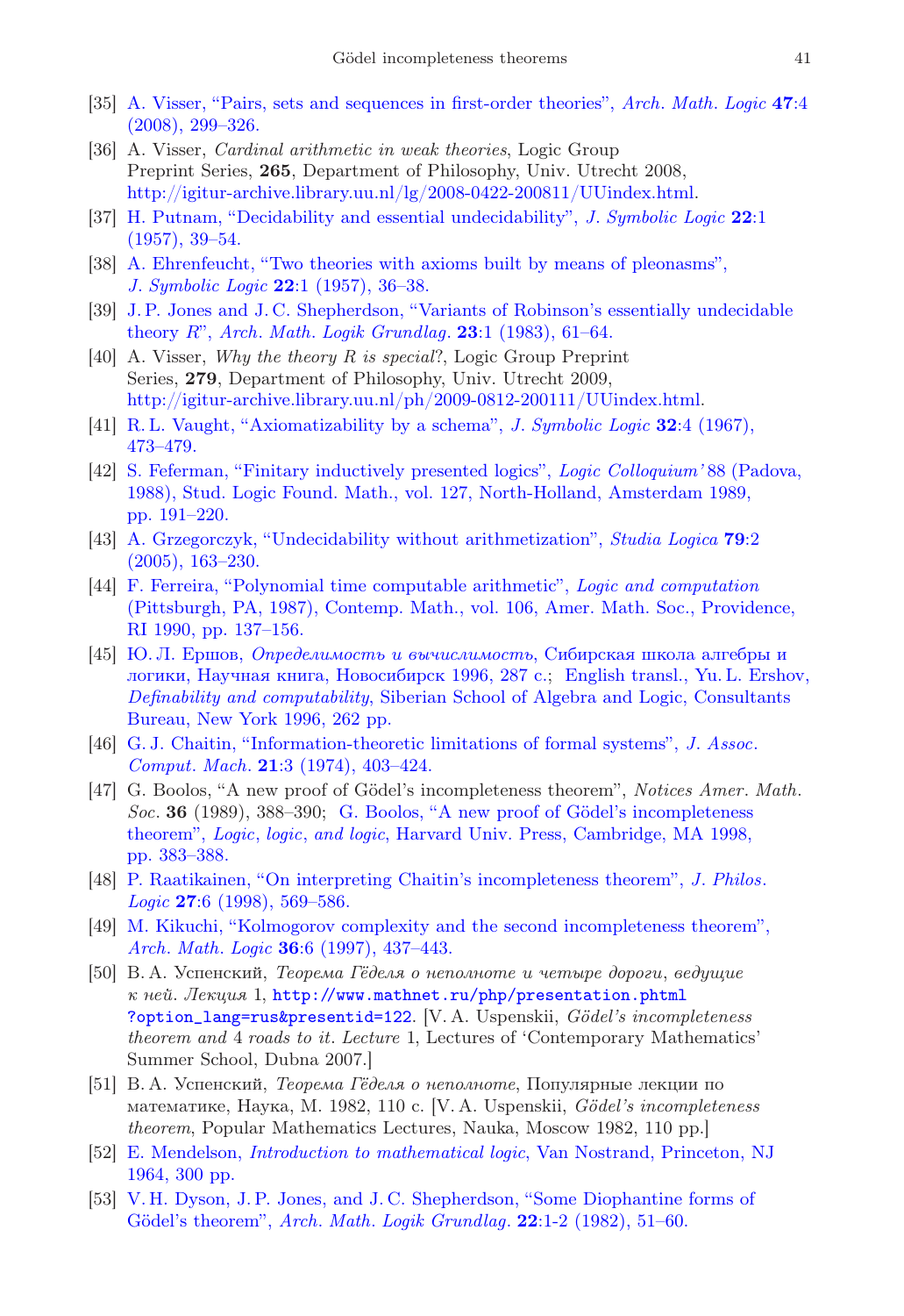[35] A. Visser, "Pairs, sets and sequences in first-order theories", *Arch. Math. Logic* **47**:4 (2008), 299–326.

[36] A. Visser, *Cardinal arithmetic in weak theories*, Logic Group Preprint Series, **265**, Department of Philosophy, Univ. Utrecht 2008, http://igitur-archive.library.uu.nl/lg/2008-0422-200811/UUindex.html.

[37] H. Putnam, "Decidability and essential undecidability", *J. Symbolic Logic* **22**:1 (1957), 39–54.

[38] A. Ehrenfeucht, "Two theories with axioms built by means of pleonasms", *J. Symbolic Logic* **22**:1 (1957), 36–38.

[39] J. P. Jones and J. C. Shepherdson, "Variants of Robinson's essentially undecidable theory $R$", *Arch. Math. Logik Grundlag.* **23**:1 (1983), 61–64.

[40] A. Visser, *Why the theory R is special?*, Logic Group Preprint Series, **279**, Department of Philosophy, Univ. Utrecht 2009, http://igitur-archive.library.uu.nl/ph/2009-0812-200111/UUindex.html.

[41] R. L. Vaught, "Axiomatizability by a schema", *J. Symbolic Logic* **32**:4 (1967), 473–479.

[42] S. Feferman, "Finitary inductively presented logics", *Logic Colloquium' 88* (Padova, 1988), Stud. Logic Found. Math., vol. 127, North-Holland, Amsterdam 1989, pp. 191–220.

[43] A. Grzegorczyk, "Undecidability without arithmetization", *Studia Logica* **79**:2 (2005), 163–230.

[44] F. Ferreira, "Polynomial time computable arithmetic", *Logic and computation* (Pittsburgh, PA, 1987), Contemp. Math., vol. 106, Amer. Math. Soc., Providence, RI 1990, pp. 137–156.

[45] Ю. Л. Ершов, *Определимость и вычислимость*, Сибирская школа алгебры и логики, Научная книга, Новосибирск 1996, 287 с.; English transl., Yu. L. Ershov, *Definability and computability*, Siberian School of Algebra and Logic, Consultants Bureau, New York 1996, 262 pp.

[46] G. J. Chaitin, "Information-theoretic limitations of formal systems", *J. Assoc. Comput. Mach.* **21**:3 (1974), 403–424.

[47] G. Boolos, "A new proof of Gödel's incompleteness theorem", *Notices Amer. Math. Soc.* **36** (1989), 388–390; G. Boolos, "A new proof of Gödel's incompleteness theorem", *Logic, logic, and logic*, Harvard Univ. Press, Cambridge, MA 1998, pp. 383–388.

[48] P. Raatikainen, "On interpreting Chaitin's incompleteness theorem", *J. Philos. Logic* **27**:6 (1998), 569–586.

[49] M. Kikuchi, "Kolmogorov complexity and the second incompleteness theorem", *Arch. Math. Logic* **36**:6 (1997), 437–443.

[50] В. А. Успенский, *Теорема Гёделя о неполноте и четыре дороги, ведущие к ней. Лекция* 1, `http://www.mathnet.ru/php/presentation.phtml?option_lang=rus&presentid=122`. [V. A. Uspenskii, *Gödel's incompleteness theorem and* 4 *roads to it. Lecture* 1, Lectures of 'Contemporary Mathematics' Summer School, Dubna 2007.]

[51] В. А. Успенский, *Теорема Гёделя о неполноте*, Популярные лекции по математике, Наука, М. 1982, 110 с. [V. A. Uspenskii, *Gödel's incompleteness theorem*, Popular Mathematics Lectures, Nauka, Moscow 1982, 110 pp.]

[52] E. Mendelson, *Introduction to mathematical logic*, Van Nostrand, Princeton, NJ 1964, 300 pp.

[53] V. H. Dyson, J. P. Jones, and J. C. Shepherdson, "Some Diophantine forms of Gödel's theorem", *Arch. Math. Logik Grundlag.* **22**:1-2 (1982), 51–60.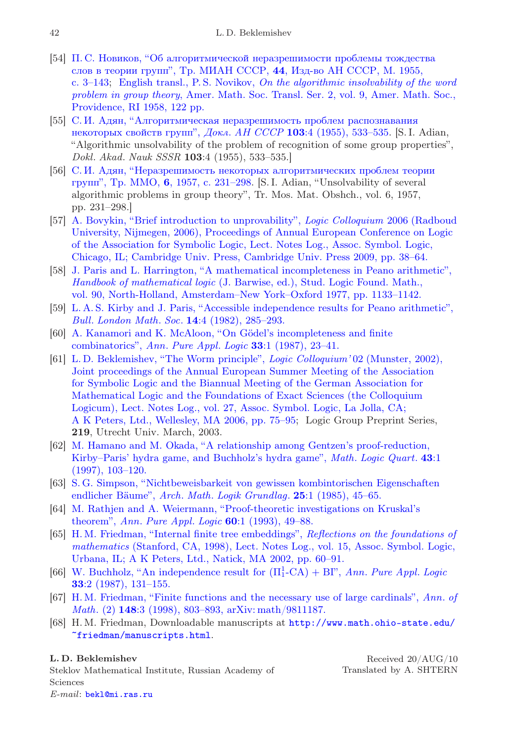[54] П. С. Новиков, "Об алгоритмической неразрешимости проблемы тождества слов в теории групп", Тр. МИАН СССР, **44**, Изд-во АН СССР, М. 1955, с. 3–143; English transl., P. S. Novikov, *On the algorithmic insolvability of the word problem in group theory*, Amer. Math. Soc. Transl. Ser. 2, vol. 9, Amer. Math. Soc., Providence, RI 1958, 122 pp.

[55] С. И. Адян, "Алгоритмическая неразрешимость проблем распознавания некоторых свойств групп", *Докл. АН СССР* **103**:4 (1955), 533–535. [S. I. Adian, "Algorithmic unsolvability of the problem of recognition of some group properties", *Dokl. Akad. Nauk SSSR* **103**:4 (1955), 533–535.]

[56] С. И. Адян, "Неразрешимость некоторых алгоритмических проблем теории групп", Тр. ММО, **6**, 1957, с. 231–298. [S. I. Adian, "Unsolvability of several algorithmic problems in group theory", Tr. Mos. Mat. Obshch., vol. 6, 1957, pp. 231–298.]

[57] A. Bovykin, "Brief introduction to unprovability", *Logic Colloquium* 2006 (Radboud University, Nijmegen, 2006), Proceedings of Annual European Conference on Logic of the Association for Symbolic Logic, Lect. Notes Log., Assoc. Symbol. Logic, Chicago, IL; Cambridge Univ. Press, Cambridge Univ. Press 2009, pp. 38–64.

[58] J. Paris and L. Harrington, "A mathematical incompleteness in Peano arithmetic", *Handbook of mathematical logic* (J. Barwise, ed.), Stud. Logic Found. Math., vol. 90, North-Holland, Amsterdam–New York–Oxford 1977, pp. 1133–1142.

[59] L. A. S. Kirby and J. Paris, "Accessible independence results for Peano arithmetic", *Bull. London Math. Soc.* **14**:4 (1982), 285–293.

[60] A. Kanamori and K. McAloon, "On Gödel's incompleteness and finite combinatorics", *Ann. Pure Appl. Logic* **33**:1 (1987), 23–41.

[61] L. D. Beklemishev, "The Worm principle", *Logic Colloquium'* 02 (Munster, 2002), Joint proceedings of the Annual European Summer Meeting of the Association for Symbolic Logic and the Biannual Meeting of the German Association for Mathematical Logic and the Foundations of Exact Sciences (the Colloquium Logicum), Lect. Notes Log., vol. 27, Assoc. Symbol. Logic, La Jolla, CA; A K Peters, Ltd., Wellesley, MA 2006, pp. 75–95; Logic Group Preprint Series, **219**, Utrecht Univ. March, 2003.

[62] M. Hamano and M. Okada, "A relationship among Gentzen's proof-reduction, Kirby–Paris' hydra game, and Buchholz's hydra game", *Math. Logic Quart.* **43**:1 (1997), 103–120.

[63] S. G. Simpson, "Nichtbeweisbarkeit von gewissen kombintorischen Eigenschaften endlicher Bäume", *Arch. Math. Logik Grundlag.* **25**:1 (1985), 45–65.

[64] M. Rathjen and A. Weiermann, "Proof-theoretic investigations on Kruskal's theorem", *Ann. Pure Appl. Logic* **60**:1 (1993), 49–88.

[65] H. M. Friedman, "Internal finite tree embeddings", *Reflections on the foundations of mathematics* (Stanford, CA, 1998), Lect. Notes Log., vol. 15, Assoc. Symbol. Logic, Urbana, IL; A K Peters, Ltd., Natick, MA 2002, pp. 60–91.

[66] W. Buchholz, "An independence result for $(\Pi^1_1\text{-CA}) + \text{BI}$", *Ann. Pure Appl. Logic* **33**:2 (1987), 131–155.

[67] H. M. Friedman, "Finite functions and the necessary use of large cardinals", *Ann. of Math.* (2) **148**:3 (1998), 803–893, arXiv: math/9811187.

[68] H. M. Friedman, Downloadable manuscripts at `http://www.math.ohio-state.edu/~friedman/manuscripts.html`.

**L. D. Beklemishev**
Steklov Mathematical Institute, Russian Academy of Sciences
*E-mail*: `bekl@mi.ras.ru`

Received 20/AUG/10
Translated by A. SHTERN